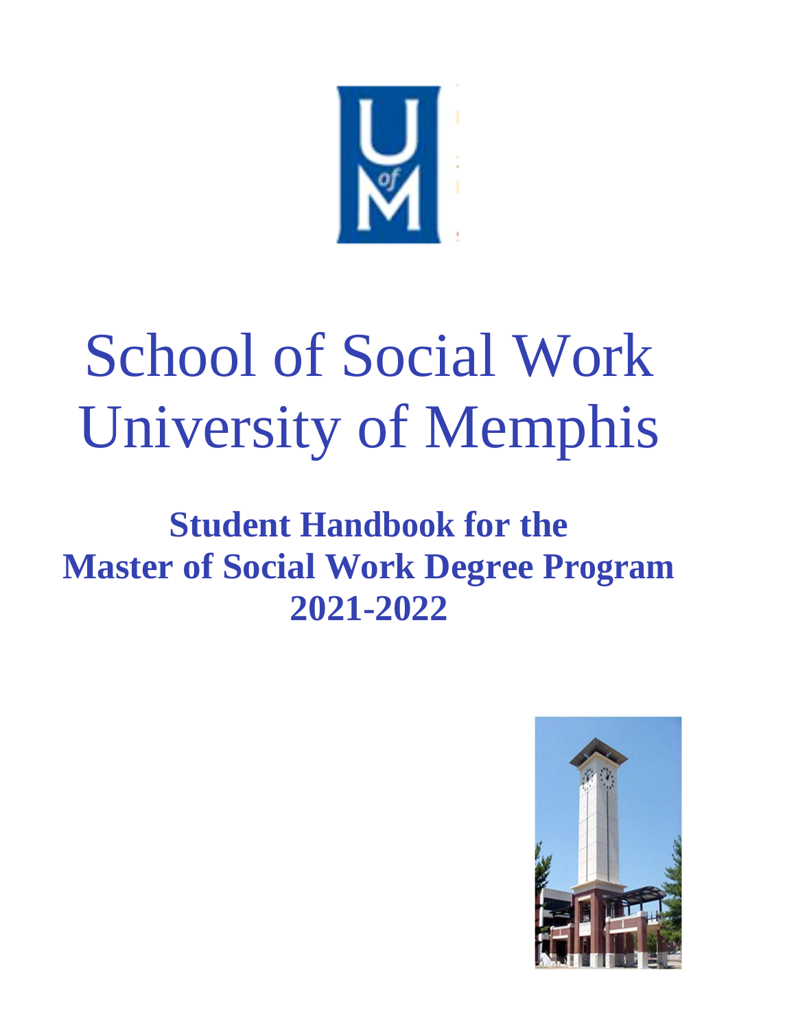# School of Social Work
# University of Memphis

## Student Handbook for the
## Master of Social Work Degree Program
## 2021-2022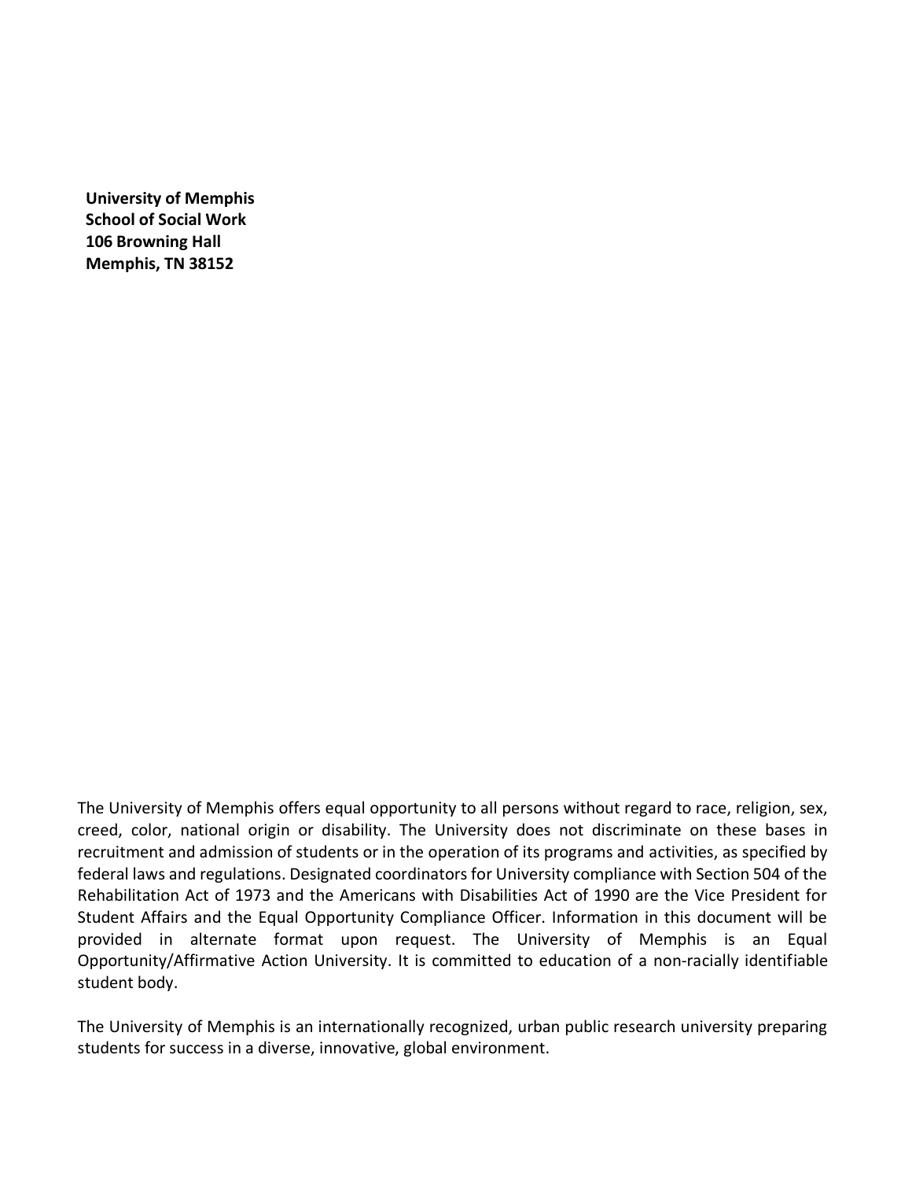**University of Memphis**
**School of Social Work**
**106 Browning Hall**
**Memphis, TN 38152**

The University of Memphis offers equal opportunity to all persons without regard to race, religion, sex, creed, color, national origin or disability. The University does not discriminate on these bases in recruitment and admission of students or in the operation of its programs and activities, as specified by federal laws and regulations. Designated coordinators for University compliance with Section 504 of the Rehabilitation Act of 1973 and the Americans with Disabilities Act of 1990 are the Vice President for Student Affairs and the Equal Opportunity Compliance Officer. Information in this document will be provided in alternate format upon request. The University of Memphis is an Equal Opportunity/Affirmative Action University. It is committed to education of a non-racially identifiable student body.

The University of Memphis is an internationally recognized, urban public research university preparing students for success in a diverse, innovative, global environment.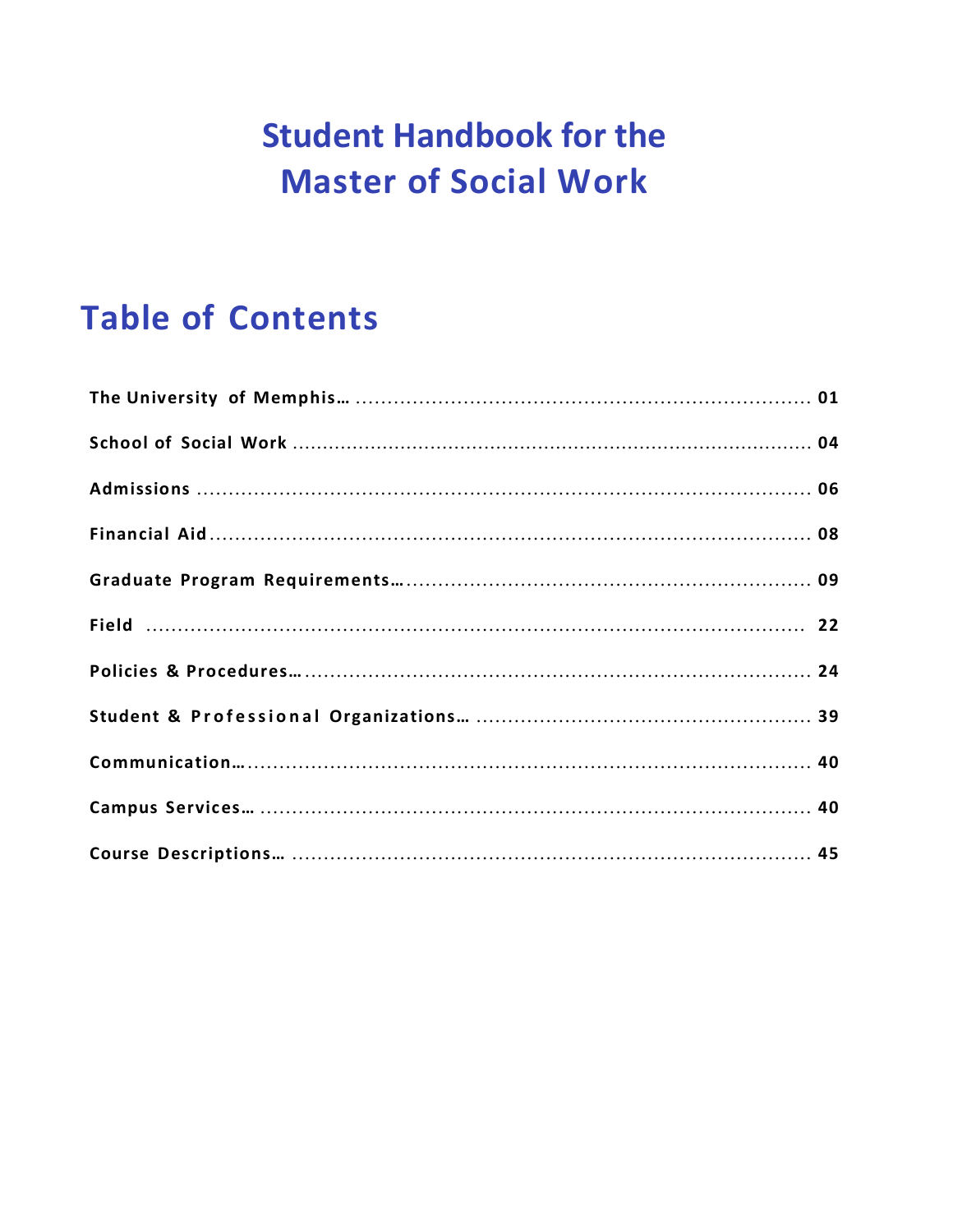# Student Handbook for the Master of Social Work

## Table of Contents

The University of Memphis… 01

School of Social Work 04

Admissions 06

Financial Aid 08

Graduate Program Requirements… 09

Field 22

Policies & Procedures… 24

Student & Professional Organizations… 39

Communication… 40

Campus Services… 40

Course Descriptions… 45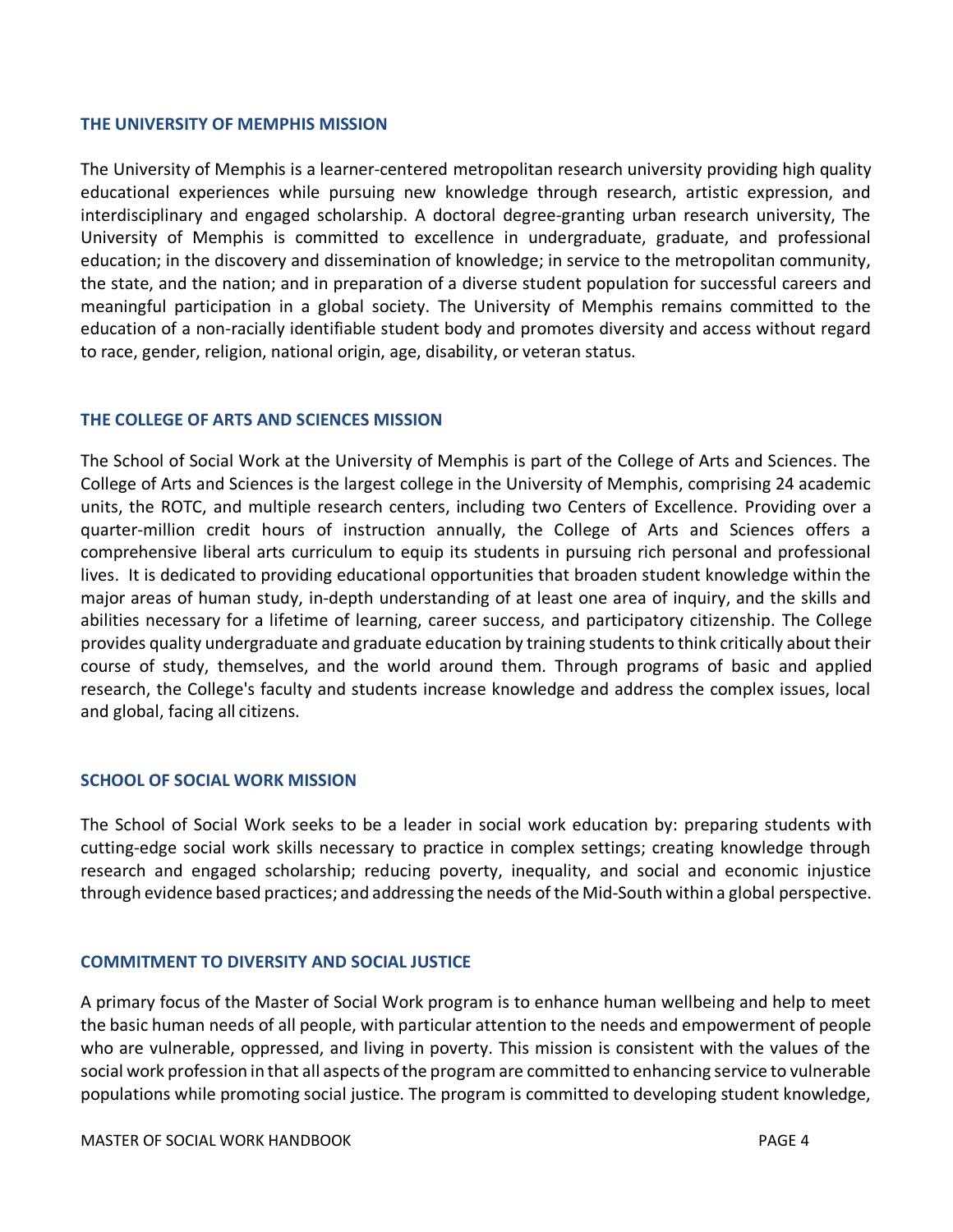## THE UNIVERSITY OF MEMPHIS MISSION

The University of Memphis is a learner-centered metropolitan research university providing high quality educational experiences while pursuing new knowledge through research, artistic expression, and interdisciplinary and engaged scholarship. A doctoral degree-granting urban research university, The University of Memphis is committed to excellence in undergraduate, graduate, and professional education; in the discovery and dissemination of knowledge; in service to the metropolitan community, the state, and the nation; and in preparation of a diverse student population for successful careers and meaningful participation in a global society. The University of Memphis remains committed to the education of a non-racially identifiable student body and promotes diversity and access without regard to race, gender, religion, national origin, age, disability, or veteran status.

## THE COLLEGE OF ARTS AND SCIENCES MISSION

The School of Social Work at the University of Memphis is part of the College of Arts and Sciences. The College of Arts and Sciences is the largest college in the University of Memphis, comprising 24 academic units, the ROTC, and multiple research centers, including two Centers of Excellence. Providing over a quarter-million credit hours of instruction annually, the College of Arts and Sciences offers a comprehensive liberal arts curriculum to equip its students in pursuing rich personal and professional lives. It is dedicated to providing educational opportunities that broaden student knowledge within the major areas of human study, in-depth understanding of at least one area of inquiry, and the skills and abilities necessary for a lifetime of learning, career success, and participatory citizenship. The College provides quality undergraduate and graduate education by training students to think critically about their course of study, themselves, and the world around them. Through programs of basic and applied research, the College's faculty and students increase knowledge and address the complex issues, local and global, facing all citizens.

## SCHOOL OF SOCIAL WORK MISSION

The School of Social Work seeks to be a leader in social work education by: preparing students with cutting-edge social work skills necessary to practice in complex settings; creating knowledge through research and engaged scholarship; reducing poverty, inequality, and social and economic injustice through evidence based practices; and addressing the needs of the Mid-South within a global perspective.

## COMMITMENT TO DIVERSITY AND SOCIAL JUSTICE

A primary focus of the Master of Social Work program is to enhance human wellbeing and help to meet the basic human needs of all people, with particular attention to the needs and empowerment of people who are vulnerable, oppressed, and living in poverty. This mission is consistent with the values of the social work profession in that all aspects of the program are committed to enhancing service to vulnerable populations while promoting social justice. The program is committed to developing student knowledge,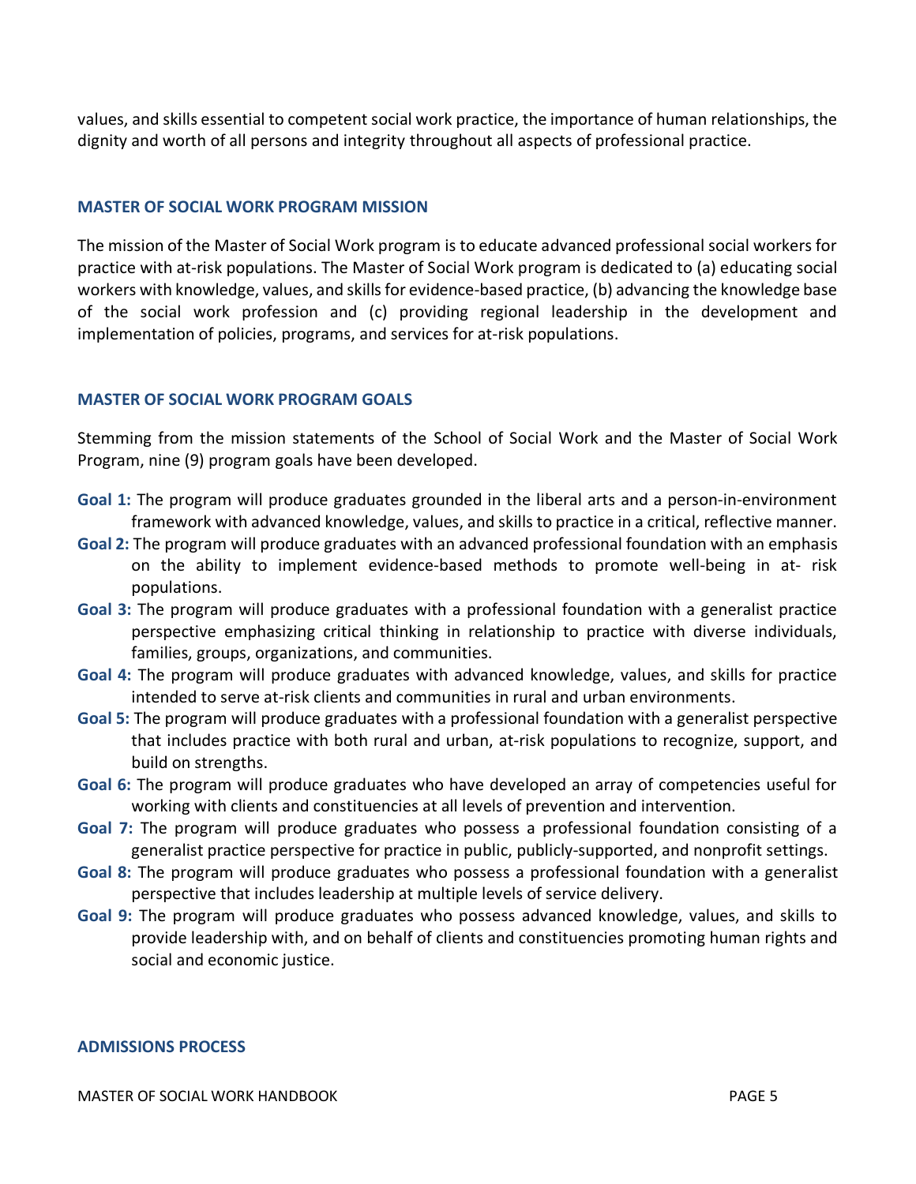values, and skills essential to competent social work practice, the importance of human relationships, the dignity and worth of all persons and integrity throughout all aspects of professional practice.

## MASTER OF SOCIAL WORK PROGRAM MISSION

The mission of the Master of Social Work program is to educate advanced professional social workers for practice with at-risk populations. The Master of Social Work program is dedicated to (a) educating social workers with knowledge, values, and skills for evidence-based practice, (b) advancing the knowledge base of the social work profession and (c) providing regional leadership in the development and implementation of policies, programs, and services for at-risk populations.

## MASTER OF SOCIAL WORK PROGRAM GOALS

Stemming from the mission statements of the School of Social Work and the Master of Social Work Program, nine (9) program goals have been developed.

**Goal 1:** The program will produce graduates grounded in the liberal arts and a person-in-environment framework with advanced knowledge, values, and skills to practice in a critical, reflective manner.

**Goal 2:** The program will produce graduates with an advanced professional foundation with an emphasis on the ability to implement evidence-based methods to promote well-being in at- risk populations.

**Goal 3:** The program will produce graduates with a professional foundation with a generalist practice perspective emphasizing critical thinking in relationship to practice with diverse individuals, families, groups, organizations, and communities.

**Goal 4:** The program will produce graduates with advanced knowledge, values, and skills for practice intended to serve at-risk clients and communities in rural and urban environments.

**Goal 5:** The program will produce graduates with a professional foundation with a generalist perspective that includes practice with both rural and urban, at-risk populations to recognize, support, and build on strengths.

**Goal 6:** The program will produce graduates who have developed an array of competencies useful for working with clients and constituencies at all levels of prevention and intervention.

**Goal 7:** The program will produce graduates who possess a professional foundation consisting of a generalist practice perspective for practice in public, publicly-supported, and nonprofit settings.

**Goal 8:** The program will produce graduates who possess a professional foundation with a generalist perspective that includes leadership at multiple levels of service delivery.

**Goal 9:** The program will produce graduates who possess advanced knowledge, values, and skills to provide leadership with, and on behalf of clients and constituencies promoting human rights and social and economic justice.

## ADMISSIONS PROCESS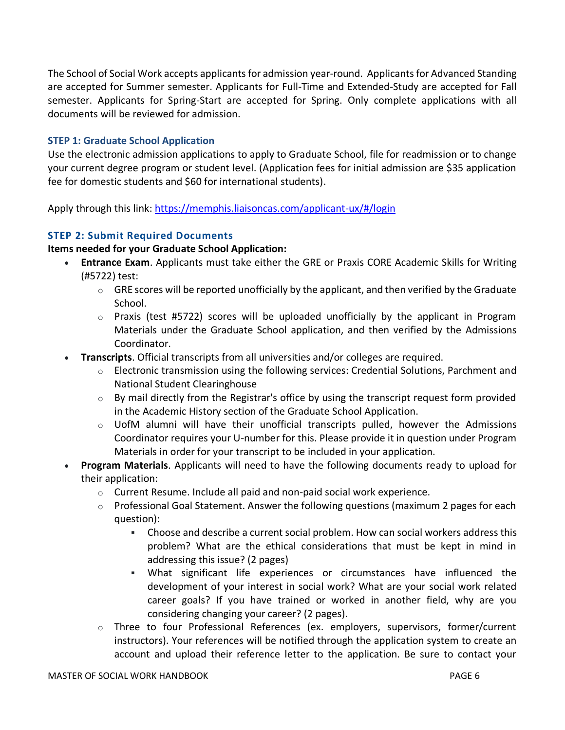The School of Social Work accepts applicants for admission year-round. Applicants for Advanced Standing are accepted for Summer semester. Applicants for Full-Time and Extended-Study are accepted for Fall semester. Applicants for Spring-Start are accepted for Spring. Only complete applications with all documents will be reviewed for admission.

### STEP 1: Graduate School Application

Use the electronic admission applications to apply to Graduate School, file for readmission or to change your current degree program or student level. (Application fees for initial admission are $35 application fee for domestic students and $60 for international students).

Apply through this link: [https://memphis.liaisoncas.com/applicant-ux/#/login](https://memphis.liaisoncas.com/applicant-ux/#/login)

### STEP 2: Submit Required Documents

**Items needed for your Graduate School Application:**

- **Entrance Exam**. Applicants must take either the GRE or Praxis CORE Academic Skills for Writing (#5722) test:
  - GRE scores will be reported unofficially by the applicant, and then verified by the Graduate School.
  - Praxis (test #5722) scores will be uploaded unofficially by the applicant in Program Materials under the Graduate School application, and then verified by the Admissions Coordinator.
- **Transcripts**. Official transcripts from all universities and/or colleges are required.
  - Electronic transmission using the following services: Credential Solutions, Parchment and National Student Clearinghouse
  - By mail directly from the Registrar's office by using the transcript request form provided in the Academic History section of the Graduate School Application.
  - UofM alumni will have their unofficial transcripts pulled, however the Admissions Coordinator requires your U-number for this. Please provide it in question under Program Materials in order for your transcript to be included in your application.
- **Program Materials**. Applicants will need to have the following documents ready to upload for their application:
  - Current Resume. Include all paid and non-paid social work experience.
  - Professional Goal Statement. Answer the following questions (maximum 2 pages for each question):
    - Choose and describe a current social problem. How can social workers address this problem? What are the ethical considerations that must be kept in mind in addressing this issue? (2 pages)
    - What significant life experiences or circumstances have influenced the development of your interest in social work? What are your social work related career goals? If you have trained or worked in another field, why are you considering changing your career? (2 pages).
  - Three to four Professional References (ex. employers, supervisors, former/current instructors). Your references will be notified through the application system to create an account and upload their reference letter to the application. Be sure to contact your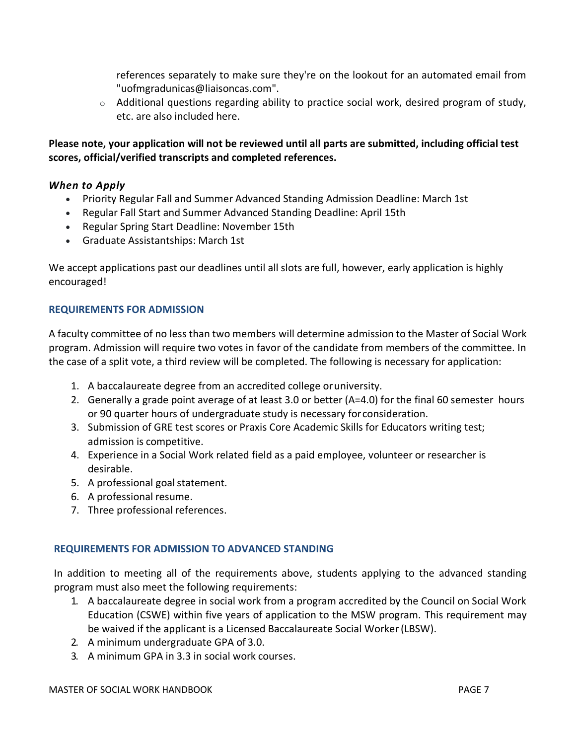references separately to make sure they're on the lookout for an automated email from "uofmgradunicas@liaisoncas.com".

- Additional questions regarding ability to practice social work, desired program of study, etc. are also included here.

**Please note, your application will not be reviewed until all parts are submitted, including official test scores, official/verified transcripts and completed references.**

### *When to Apply*

- Priority Regular Fall and Summer Advanced Standing Admission Deadline: March 1st
- Regular Fall Start and Summer Advanced Standing Deadline: April 15th
- Regular Spring Start Deadline: November 15th
- Graduate Assistantships: March 1st

We accept applications past our deadlines until all slots are full, however, early application is highly encouraged!

## REQUIREMENTS FOR ADMISSION

A faculty committee of no less than two members will determine admission to the Master of Social Work program. Admission will require two votes in favor of the candidate from members of the committee. In the case of a split vote, a third review will be completed. The following is necessary for application:

1. A baccalaureate degree from an accredited college or university.
2. Generally a grade point average of at least 3.0 or better (A=4.0) for the final 60 semester hours or 90 quarter hours of undergraduate study is necessary for consideration.
3. Submission of GRE test scores or Praxis Core Academic Skills for Educators writing test; admission is competitive.
4. Experience in a Social Work related field as a paid employee, volunteer or researcher is desirable.
5. A professional goal statement.
6. A professional resume.
7. Three professional references.

## REQUIREMENTS FOR ADMISSION TO ADVANCED STANDING

In addition to meeting all of the requirements above, students applying to the advanced standing program must also meet the following requirements:

1. A baccalaureate degree in social work from a program accredited by the Council on Social Work Education (CSWE) within five years of application to the MSW program. This requirement may be waived if the applicant is a Licensed Baccalaureate Social Worker (LBSW).
2. A minimum undergraduate GPA of 3.0.
3. A minimum GPA in 3.3 in social work courses.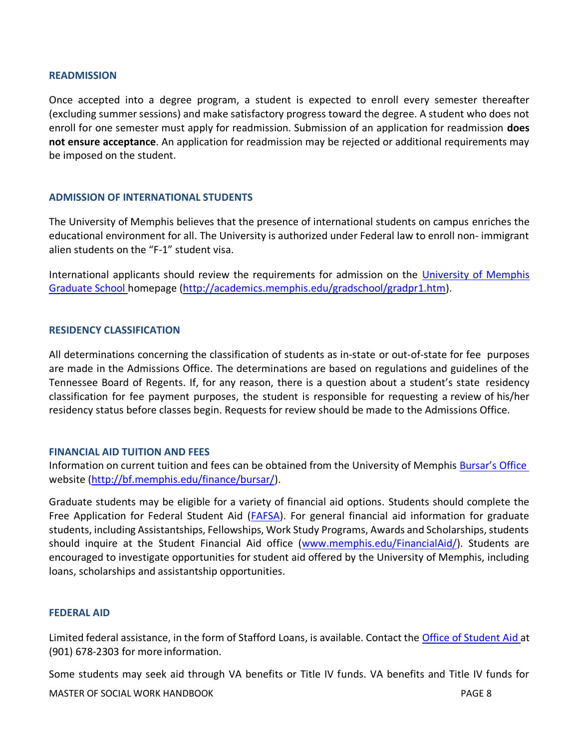## READMISSION

Once accepted into a degree program, a student is expected to enroll every semester thereafter (excluding summer sessions) and make satisfactory progress toward the degree. A student who does not enroll for one semester must apply for readmission. Submission of an application for readmission **does not ensure acceptance**. An application for readmission may be rejected or additional requirements may be imposed on the student.

## ADMISSION OF INTERNATIONAL STUDENTS

The University of Memphis believes that the presence of international students on campus enriches the educational environment for all. The University is authorized under Federal law to enroll non- immigrant alien students on the "F-1" student visa.

International applicants should review the requirements for admission on the [University of Memphis Graduate School](http://academics.memphis.edu/gradschool/gradpr1.htm) homepage (http://academics.memphis.edu/gradschool/gradpr1.htm).

## RESIDENCY CLASSIFICATION

All determinations concerning the classification of students as in-state or out-of-state for fee purposes are made in the Admissions Office. The determinations are based on regulations and guidelines of the Tennessee Board of Regents. If, for any reason, there is a question about a student's state residency classification for fee payment purposes, the student is responsible for requesting a review of his/her residency status before classes begin. Requests for review should be made to the Admissions Office.

## FINANCIAL AID TUITION AND FEES

Information on current tuition and fees can be obtained from the University of Memphis [Bursar's Office](http://bf.memphis.edu/finance/bursar/) website (http://bf.memphis.edu/finance/bursar/).

Graduate students may be eligible for a variety of financial aid options. Students should complete the Free Application for Federal Student Aid (FAFSA). For general financial aid information for graduate students, including Assistantships, Fellowships, Work Study Programs, Awards and Scholarships, students should inquire at the Student Financial Aid office (www.memphis.edu/FinancialAid/). Students are encouraged to investigate opportunities for student aid offered by the University of Memphis, including loans, scholarships and assistantship opportunities.

## FEDERAL AID

Limited federal assistance, in the form of Stafford Loans, is available. Contact the Office of Student Aid at (901) 678-2303 for more information.

Some students may seek aid through VA benefits or Title IV funds. VA benefits and Title IV funds for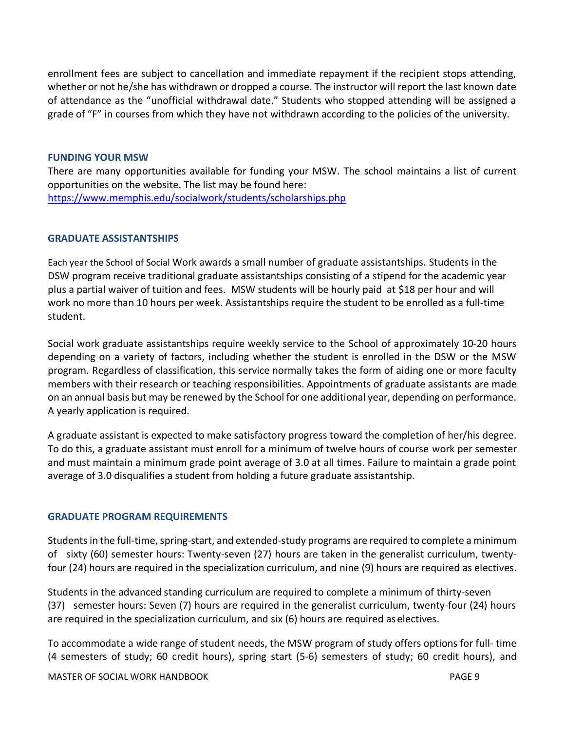enrollment fees are subject to cancellation and immediate repayment if the recipient stops attending, whether or not he/she has withdrawn or dropped a course. The instructor will report the last known date of attendance as the "unofficial withdrawal date." Students who stopped attending will be assigned a grade of "F" in courses from which they have not withdrawn according to the policies of the university.

## FUNDING YOUR MSW

There are many opportunities available for funding your MSW. The school maintains a list of current opportunities on the website. The list may be found here:
https://www.memphis.edu/socialwork/students/scholarships.php

## GRADUATE ASSISTANTSHIPS

Each year the School of Social Work awards a small number of graduate assistantships. Students in the DSW program receive traditional graduate assistantships consisting of a stipend for the academic year plus a partial waiver of tuition and fees. MSW students will be hourly paid at $18 per hour and will work no more than 10 hours per week. Assistantships require the student to be enrolled as a full-time student.

Social work graduate assistantships require weekly service to the School of approximately 10-20 hours depending on a variety of factors, including whether the student is enrolled in the DSW or the MSW program. Regardless of classification, this service normally takes the form of aiding one or more faculty members with their research or teaching responsibilities. Appointments of graduate assistants are made on an annual basis but may be renewed by the School for one additional year, depending on performance. A yearly application is required.

A graduate assistant is expected to make satisfactory progress toward the completion of her/his degree. To do this, a graduate assistant must enroll for a minimum of twelve hours of course work per semester and must maintain a minimum grade point average of 3.0 at all times. Failure to maintain a grade point average of 3.0 disqualifies a student from holding a future graduate assistantship.

## GRADUATE PROGRAM REQUIREMENTS

Students in the full-time, spring-start, and extended-study programs are required to complete a minimum of sixty (60) semester hours: Twenty-seven (27) hours are taken in the generalist curriculum, twenty-four (24) hours are required in the specialization curriculum, and nine (9) hours are required as electives.

Students in the advanced standing curriculum are required to complete a minimum of thirty-seven (37) semester hours: Seven (7) hours are required in the generalist curriculum, twenty-four (24) hours are required in the specialization curriculum, and six (6) hours are required as electives.

To accommodate a wide range of student needs, the MSW program of study offers options for full- time (4 semesters of study; 60 credit hours), spring start (5-6) semesters of study; 60 credit hours), and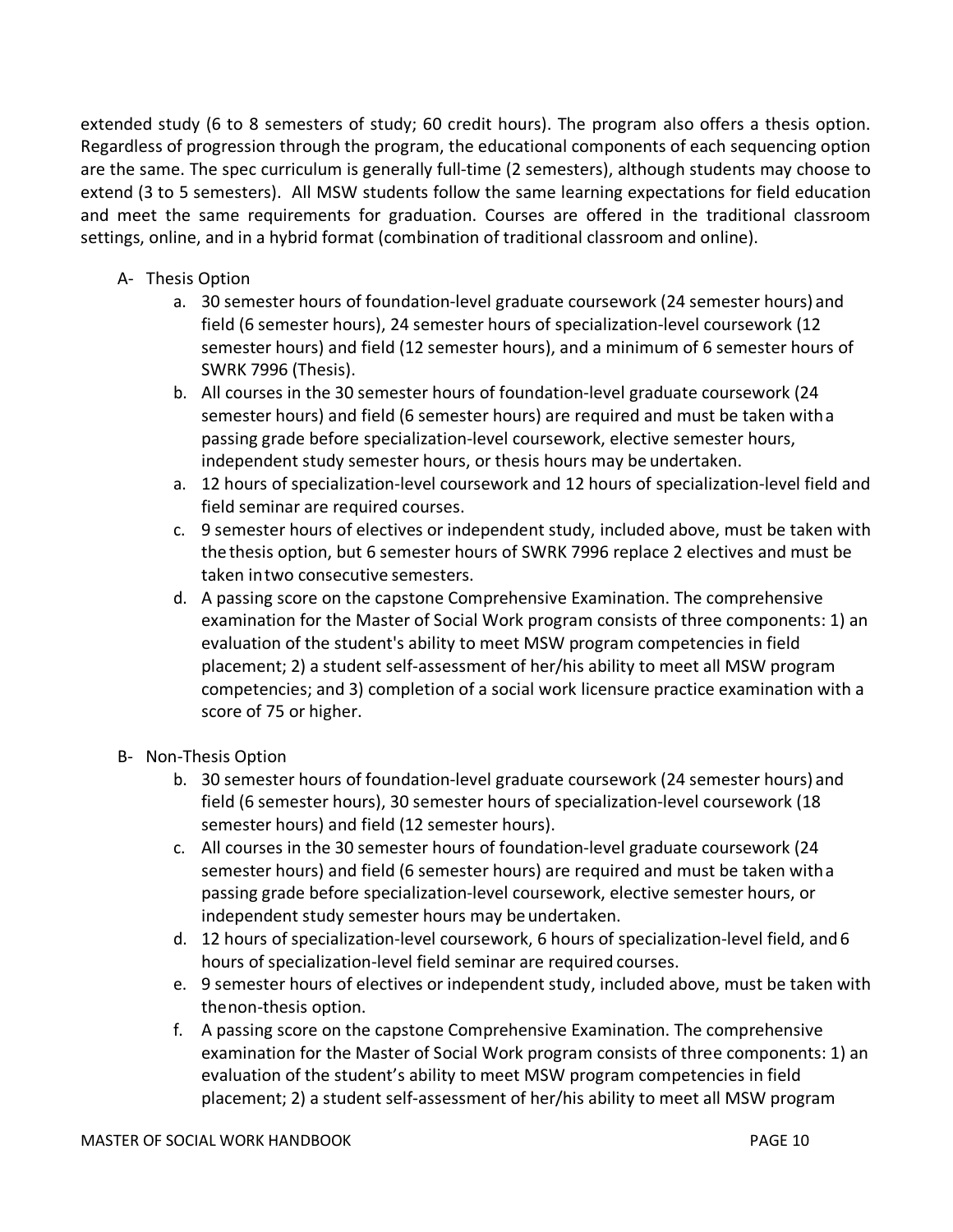extended study (6 to 8 semesters of study; 60 credit hours). The program also offers a thesis option. Regardless of progression through the program, the educational components of each sequencing option are the same. The spec curriculum is generally full-time (2 semesters), although students may choose to extend (3 to 5 semesters). All MSW students follow the same learning expectations for field education and meet the same requirements for graduation. Courses are offered in the traditional classroom settings, online, and in a hybrid format (combination of traditional classroom and online).

A- Thesis Option

a. 30 semester hours of foundation-level graduate coursework (24 semester hours) and field (6 semester hours), 24 semester hours of specialization-level coursework (12 semester hours) and field (12 semester hours), and a minimum of 6 semester hours of SWRK 7996 (Thesis).

b. All courses in the 30 semester hours of foundation-level graduate coursework (24 semester hours) and field (6 semester hours) are required and must be taken with a passing grade before specialization-level coursework, elective semester hours, independent study semester hours, or thesis hours may be undertaken.

a. 12 hours of specialization-level coursework and 12 hours of specialization-level field and field seminar are required courses.

c. 9 semester hours of electives or independent study, included above, must be taken with the thesis option, but 6 semester hours of SWRK 7996 replace 2 electives and must be taken in two consecutive semesters.

d. A passing score on the capstone Comprehensive Examination. The comprehensive examination for the Master of Social Work program consists of three components: 1) an evaluation of the student's ability to meet MSW program competencies in field placement; 2) a student self-assessment of her/his ability to meet all MSW program competencies; and 3) completion of a social work licensure practice examination with a score of 75 or higher.

B- Non-Thesis Option

b. 30 semester hours of foundation-level graduate coursework (24 semester hours) and field (6 semester hours), 30 semester hours of specialization-level coursework (18 semester hours) and field (12 semester hours).

c. All courses in the 30 semester hours of foundation-level graduate coursework (24 semester hours) and field (6 semester hours) are required and must be taken with a passing grade before specialization-level coursework, elective semester hours, or independent study semester hours may be undertaken.

d. 12 hours of specialization-level coursework, 6 hours of specialization-level field, and 6 hours of specialization-level field seminar are required courses.

e. 9 semester hours of electives or independent study, included above, must be taken with the non-thesis option.

f. A passing score on the capstone Comprehensive Examination. The comprehensive examination for the Master of Social Work program consists of three components: 1) an evaluation of the student's ability to meet MSW program competencies in field placement; 2) a student self-assessment of her/his ability to meet all MSW program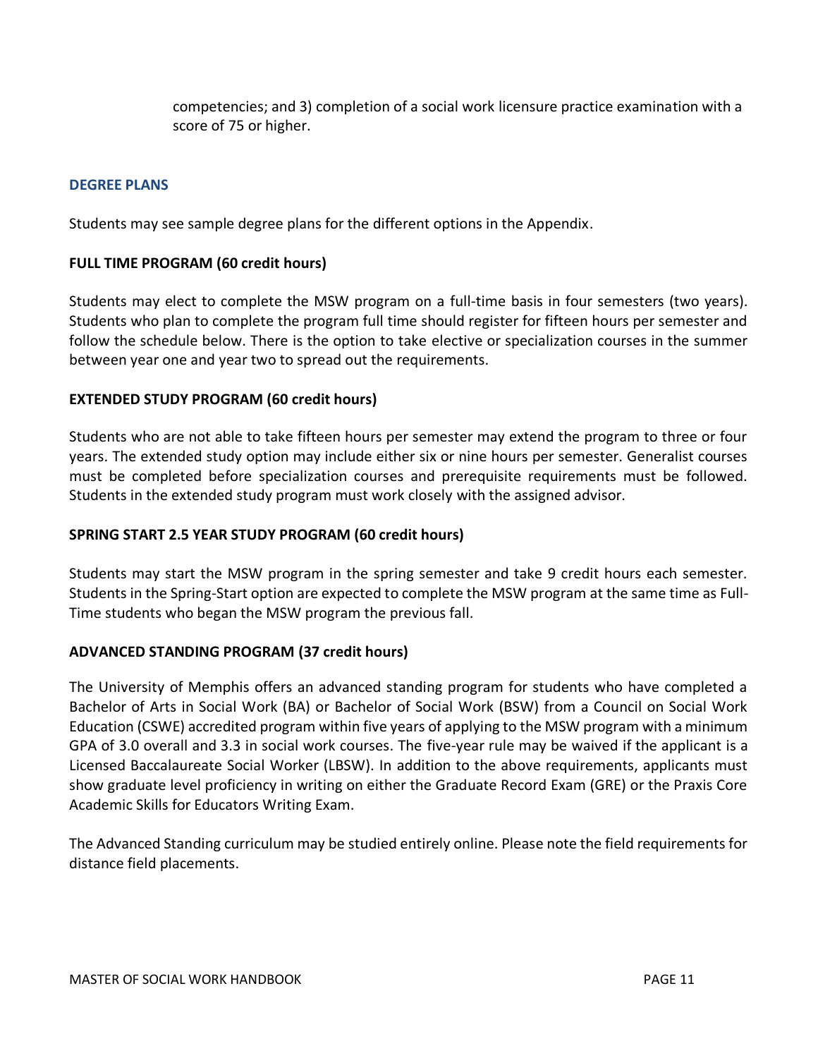competencies; and 3) completion of a social work licensure practice examination with a score of 75 or higher.

## DEGREE PLANS

Students may see sample degree plans for the different options in the Appendix.

### FULL TIME PROGRAM (60 credit hours)

Students may elect to complete the MSW program on a full-time basis in four semesters (two years). Students who plan to complete the program full time should register for fifteen hours per semester and follow the schedule below. There is the option to take elective or specialization courses in the summer between year one and year two to spread out the requirements.

### EXTENDED STUDY PROGRAM (60 credit hours)

Students who are not able to take fifteen hours per semester may extend the program to three or four years. The extended study option may include either six or nine hours per semester. Generalist courses must be completed before specialization courses and prerequisite requirements must be followed. Students in the extended study program must work closely with the assigned advisor.

### SPRING START 2.5 YEAR STUDY PROGRAM (60 credit hours)

Students may start the MSW program in the spring semester and take 9 credit hours each semester. Students in the Spring-Start option are expected to complete the MSW program at the same time as Full-Time students who began the MSW program the previous fall.

### ADVANCED STANDING PROGRAM (37 credit hours)

The University of Memphis offers an advanced standing program for students who have completed a Bachelor of Arts in Social Work (BA) or Bachelor of Social Work (BSW) from a Council on Social Work Education (CSWE) accredited program within five years of applying to the MSW program with a minimum GPA of 3.0 overall and 3.3 in social work courses. The five-year rule may be waived if the applicant is a Licensed Baccalaureate Social Worker (LBSW). In addition to the above requirements, applicants must show graduate level proficiency in writing on either the Graduate Record Exam (GRE) or the Praxis Core Academic Skills for Educators Writing Exam.

The Advanced Standing curriculum may be studied entirely online. Please note the field requirements for distance field placements.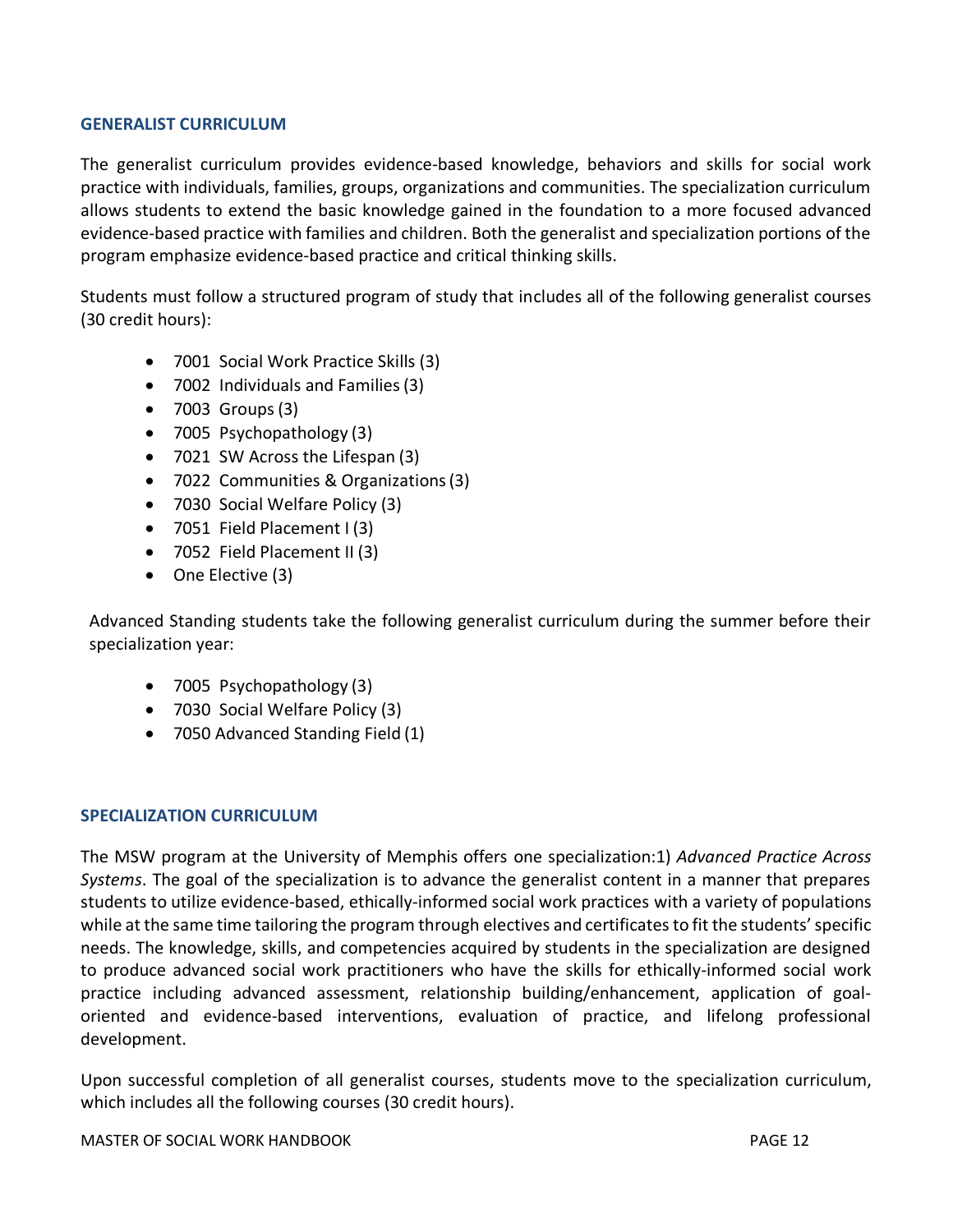## GENERALIST CURRICULUM

The generalist curriculum provides evidence-based knowledge, behaviors and skills for social work practice with individuals, families, groups, organizations and communities. The specialization curriculum allows students to extend the basic knowledge gained in the foundation to a more focused advanced evidence-based practice with families and children. Both the generalist and specialization portions of the program emphasize evidence-based practice and critical thinking skills.

Students must follow a structured program of study that includes all of the following generalist courses (30 credit hours):

- 7001 Social Work Practice Skills (3)
- 7002 Individuals and Families (3)
- 7003 Groups (3)
- 7005 Psychopathology (3)
- 7021 SW Across the Lifespan (3)
- 7022 Communities & Organizations (3)
- 7030 Social Welfare Policy (3)
- 7051 Field Placement I (3)
- 7052 Field Placement II (3)
- One Elective (3)

Advanced Standing students take the following generalist curriculum during the summer before their specialization year:

- 7005 Psychopathology (3)
- 7030 Social Welfare Policy (3)
- 7050 Advanced Standing Field (1)

## SPECIALIZATION CURRICULUM

The MSW program at the University of Memphis offers one specialization:1) *Advanced Practice Across Systems*. The goal of the specialization is to advance the generalist content in a manner that prepares students to utilize evidence-based, ethically-informed social work practices with a variety of populations while at the same time tailoring the program through electives and certificates to fit the students' specific needs. The knowledge, skills, and competencies acquired by students in the specialization are designed to produce advanced social work practitioners who have the skills for ethically-informed social work practice including advanced assessment, relationship building/enhancement, application of goal-oriented and evidence-based interventions, evaluation of practice, and lifelong professional development.

Upon successful completion of all generalist courses, students move to the specialization curriculum, which includes all the following courses (30 credit hours).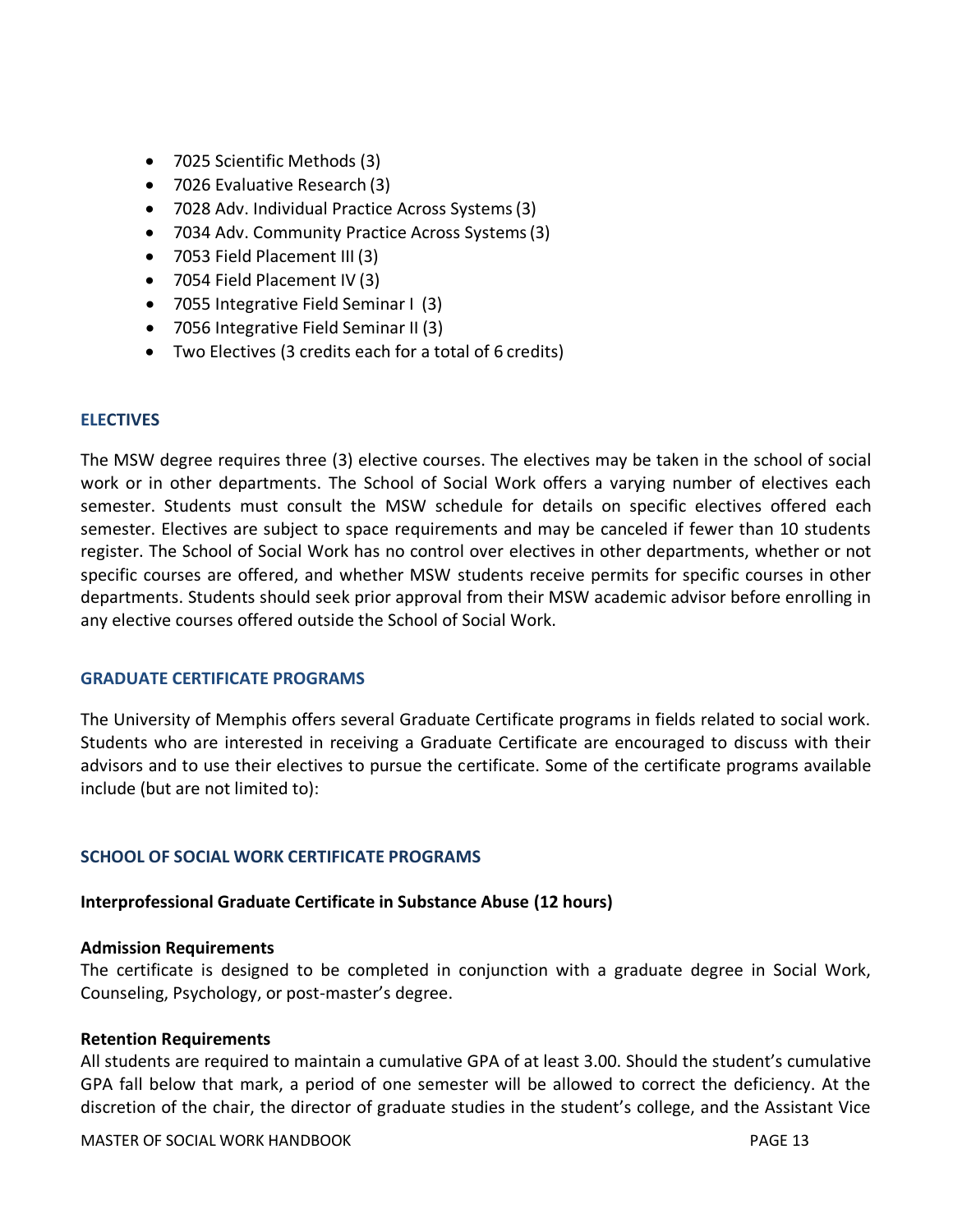- 7025 Scientific Methods (3)
- 7026 Evaluative Research (3)
- 7028 Adv. Individual Practice Across Systems (3)
- 7034 Adv. Community Practice Across Systems (3)
- 7053 Field Placement III (3)
- 7054 Field Placement IV (3)
- 7055 Integrative Field Seminar I (3)
- 7056 Integrative Field Seminar II (3)
- Two Electives (3 credits each for a total of 6 credits)

## ELECTIVES

The MSW degree requires three (3) elective courses. The electives may be taken in the school of social work or in other departments. The School of Social Work offers a varying number of electives each semester. Students must consult the MSW schedule for details on specific electives offered each semester. Electives are subject to space requirements and may be canceled if fewer than 10 students register. The School of Social Work has no control over electives in other departments, whether or not specific courses are offered, and whether MSW students receive permits for specific courses in other departments. Students should seek prior approval from their MSW academic advisor before enrolling in any elective courses offered outside the School of Social Work.

## GRADUATE CERTIFICATE PROGRAMS

The University of Memphis offers several Graduate Certificate programs in fields related to social work. Students who are interested in receiving a Graduate Certificate are encouraged to discuss with their advisors and to use their electives to pursue the certificate. Some of the certificate programs available include (but are not limited to):

## SCHOOL OF SOCIAL WORK CERTIFICATE PROGRAMS

### Interprofessional Graduate Certificate in Substance Abuse (12 hours)

**Admission Requirements**
The certificate is designed to be completed in conjunction with a graduate degree in Social Work, Counseling, Psychology, or post-master's degree.

**Retention Requirements**
All students are required to maintain a cumulative GPA of at least 3.00. Should the student's cumulative GPA fall below that mark, a period of one semester will be allowed to correct the deficiency. At the discretion of the chair, the director of graduate studies in the student's college, and the Assistant Vice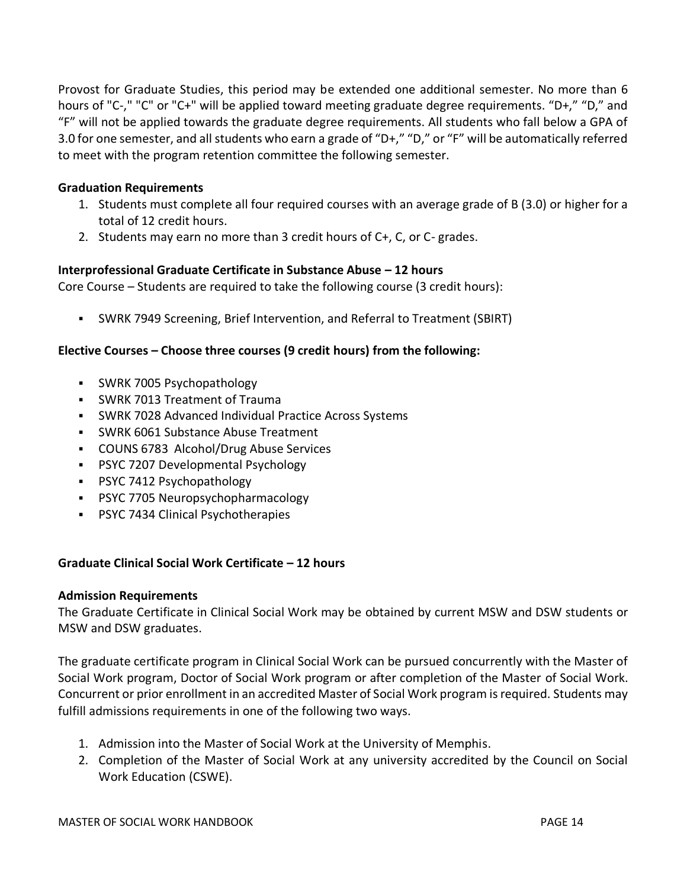Provost for Graduate Studies, this period may be extended one additional semester. No more than 6 hours of "C-," "C" or "C+" will be applied toward meeting graduate degree requirements. “D+,” “D,” and “F” will not be applied towards the graduate degree requirements. All students who fall below a GPA of 3.0 for one semester, and all students who earn a grade of “D+,” “D,” or “F” will be automatically referred to meet with the program retention committee the following semester.

**Graduation Requirements**

1. Students must complete all four required courses with an average grade of B (3.0) or higher for a total of 12 credit hours.
2. Students may earn no more than 3 credit hours of C+, C, or C- grades.

**Interprofessional Graduate Certificate in Substance Abuse – 12 hours**

Core Course – Students are required to take the following course (3 credit hours):

- SWRK 7949 Screening, Brief Intervention, and Referral to Treatment (SBIRT)

**Elective Courses – Choose three courses (9 credit hours) from the following:**

- SWRK 7005 Psychopathology
- SWRK 7013 Treatment of Trauma
- SWRK 7028 Advanced Individual Practice Across Systems
- SWRK 6061 Substance Abuse Treatment
- COUNS 6783 Alcohol/Drug Abuse Services
- PSYC 7207 Developmental Psychology
- PSYC 7412 Psychopathology
- PSYC 7705 Neuropsychopharmacology
- PSYC 7434 Clinical Psychotherapies

**Graduate Clinical Social Work Certificate – 12 hours**

**Admission Requirements**

The Graduate Certificate in Clinical Social Work may be obtained by current MSW and DSW students or MSW and DSW graduates.

The graduate certificate program in Clinical Social Work can be pursued concurrently with the Master of Social Work program, Doctor of Social Work program or after completion of the Master of Social Work. Concurrent or prior enrollment in an accredited Master of Social Work program is required. Students may fulfill admissions requirements in one of the following two ways.

1. Admission into the Master of Social Work at the University of Memphis.
2. Completion of the Master of Social Work at any university accredited by the Council on Social Work Education (CSWE).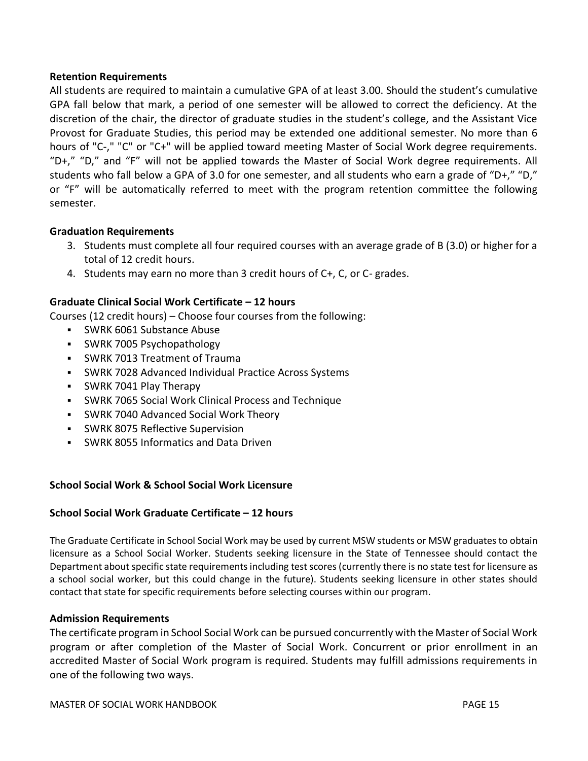**Retention Requirements**

All students are required to maintain a cumulative GPA of at least 3.00. Should the student's cumulative GPA fall below that mark, a period of one semester will be allowed to correct the deficiency. At the discretion of the chair, the director of graduate studies in the student's college, and the Assistant Vice Provost for Graduate Studies, this period may be extended one additional semester. No more than 6 hours of "C-," "C" or "C+" will be applied toward meeting Master of Social Work degree requirements. "D+," "D," and "F" will not be applied towards the Master of Social Work degree requirements. All students who fall below a GPA of 3.0 for one semester, and all students who earn a grade of "D+," "D," or "F" will be automatically referred to meet with the program retention committee the following semester.

**Graduation Requirements**

3. Students must complete all four required courses with an average grade of B (3.0) or higher for a total of 12 credit hours.
4. Students may earn no more than 3 credit hours of C+, C, or C- grades.

**Graduate Clinical Social Work Certificate – 12 hours**

Courses (12 credit hours) – Choose four courses from the following:

- SWRK 6061 Substance Abuse
- SWRK 7005 Psychopathology
- SWRK 7013 Treatment of Trauma
- SWRK 7028 Advanced Individual Practice Across Systems
- SWRK 7041 Play Therapy
- SWRK 7065 Social Work Clinical Process and Technique
- SWRK 7040 Advanced Social Work Theory
- SWRK 8075 Reflective Supervision
- SWRK 8055 Informatics and Data Driven

**School Social Work & School Social Work Licensure**

**School Social Work Graduate Certificate – 12 hours**

The Graduate Certificate in School Social Work may be used by current MSW students or MSW graduates to obtain licensure as a School Social Worker. Students seeking licensure in the State of Tennessee should contact the Department about specific state requirements including test scores (currently there is no state test for licensure as a school social worker, but this could change in the future). Students seeking licensure in other states should contact that state for specific requirements before selecting courses within our program.

**Admission Requirements**

The certificate program in School Social Work can be pursued concurrently with the Master of Social Work program or after completion of the Master of Social Work. Concurrent or prior enrollment in an accredited Master of Social Work program is required. Students may fulfill admissions requirements in one of the following two ways.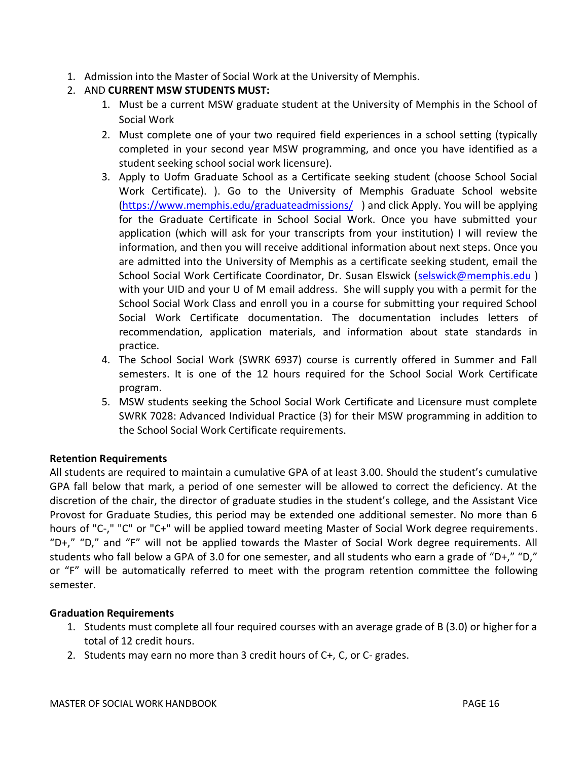1. Admission into the Master of Social Work at the University of Memphis.
2. AND **CURRENT MSW STUDENTS MUST:**
    1. Must be a current MSW graduate student at the University of Memphis in the School of Social Work
    2. Must complete one of your two required field experiences in a school setting (typically completed in your second year MSW programming, and once you have identified as a student seeking school social work licensure).
    3. Apply to Uofm Graduate School as a Certificate seeking student (choose School Social Work Certificate). ). Go to the University of Memphis Graduate School website (https://www.memphis.edu/graduateadmissions/ ) and click Apply. You will be applying for the Graduate Certificate in School Social Work. Once you have submitted your application (which will ask for your transcripts from your institution) I will review the information, and then you will receive additional information about next steps. Once you are admitted into the University of Memphis as a certificate seeking student, email the School Social Work Certificate Coordinator, Dr. Susan Elswick (selswick@memphis.edu ) with your UID and your U of M email address. She will supply you with a permit for the School Social Work Class and enroll you in a course for submitting your required School Social Work Certificate documentation. The documentation includes letters of recommendation, application materials, and information about state standards in practice.
    4. The School Social Work (SWRK 6937) course is currently offered in Summer and Fall semesters. It is one of the 12 hours required for the School Social Work Certificate program.
    5. MSW students seeking the School Social Work Certificate and Licensure must complete SWRK 7028: Advanced Individual Practice (3) for their MSW programming in addition to the School Social Work Certificate requirements.

**Retention Requirements**

All students are required to maintain a cumulative GPA of at least 3.00. Should the student's cumulative GPA fall below that mark, a period of one semester will be allowed to correct the deficiency. At the discretion of the chair, the director of graduate studies in the student's college, and the Assistant Vice Provost for Graduate Studies, this period may be extended one additional semester. No more than 6 hours of "C-," "C" or "C+" will be applied toward meeting Master of Social Work degree requirements. "D+," "D," and "F" will not be applied towards the Master of Social Work degree requirements. All students who fall below a GPA of 3.0 for one semester, and all students who earn a grade of "D+," "D," or "F" will be automatically referred to meet with the program retention committee the following semester.

**Graduation Requirements**

1. Students must complete all four required courses with an average grade of B (3.0) or higher for a total of 12 credit hours.
2. Students may earn no more than 3 credit hours of C+, C, or C- grades.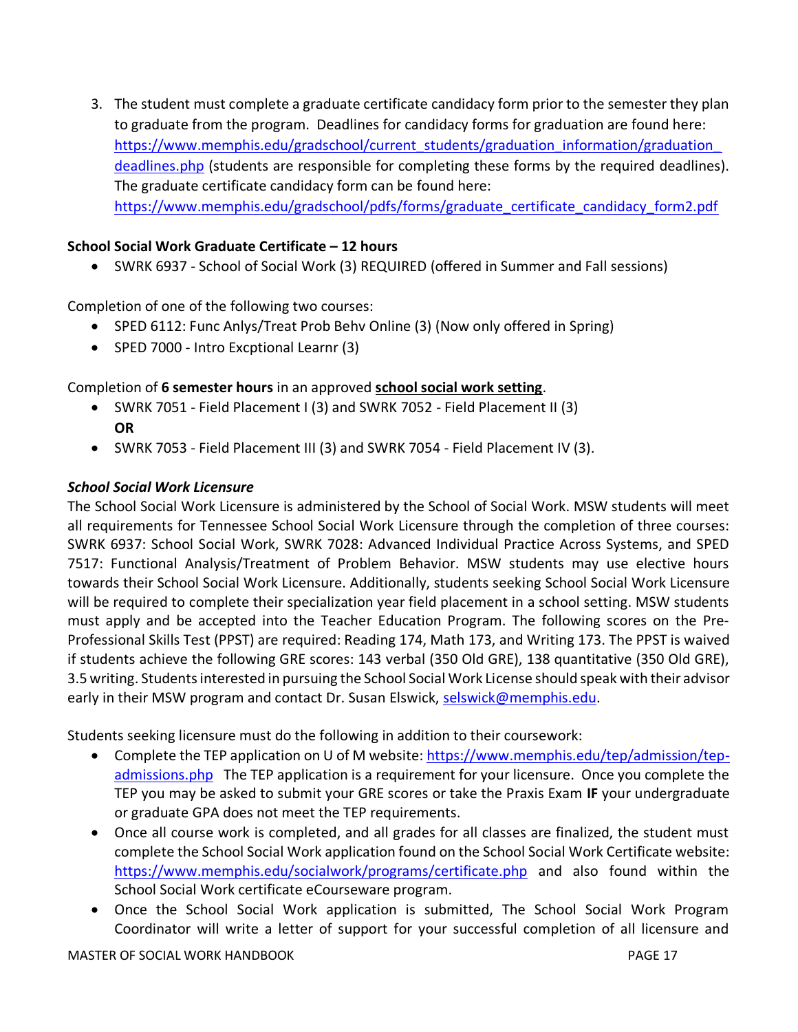3. The student must complete a graduate certificate candidacy form prior to the semester they plan to graduate from the program. Deadlines for candidacy forms for graduation are found here: https://www.memphis.edu/gradschool/current_students/graduation_information/graduation_deadlines.php (students are responsible for completing these forms by the required deadlines). The graduate certificate candidacy form can be found here: https://www.memphis.edu/gradschool/pdfs/forms/graduate_certificate_candidacy_form2.pdf

**School Social Work Graduate Certificate – 12 hours**

- SWRK 6937 - School of Social Work (3) REQUIRED (offered in Summer and Fall sessions)

Completion of one of the following two courses:

- SPED 6112: Func Anlys/Treat Prob Behv Online (3) (Now only offered in Spring)
- SPED 7000 - Intro Excptional Learnr (3)

Completion of **6 semester hours** in an approved **school social work setting**.

- SWRK 7051 - Field Placement I (3) and SWRK 7052 - Field Placement II (3)
  **OR**
- SWRK 7053 - Field Placement III (3) and SWRK 7054 - Field Placement IV (3).

***School Social Work Licensure***

The School Social Work Licensure is administered by the School of Social Work. MSW students will meet all requirements for Tennessee School Social Work Licensure through the completion of three courses: SWRK 6937: School Social Work, SWRK 7028: Advanced Individual Practice Across Systems, and SPED 7517: Functional Analysis/Treatment of Problem Behavior. MSW students may use elective hours towards their School Social Work Licensure. Additionally, students seeking School Social Work Licensure will be required to complete their specialization year field placement in a school setting. MSW students must apply and be accepted into the Teacher Education Program. The following scores on the Pre-Professional Skills Test (PPST) are required: Reading 174, Math 173, and Writing 173. The PPST is waived if students achieve the following GRE scores: 143 verbal (350 Old GRE), 138 quantitative (350 Old GRE), 3.5 writing. Students interested in pursuing the School Social Work License should speak with their advisor early in their MSW program and contact Dr. Susan Elswick, selswick@memphis.edu.

Students seeking licensure must do the following in addition to their coursework:

- Complete the TEP application on U of M website: https://www.memphis.edu/tep/admission/tep-admissions.php The TEP application is a requirement for your licensure. Once you complete the TEP you may be asked to submit your GRE scores or take the Praxis Exam **IF** your undergraduate or graduate GPA does not meet the TEP requirements.
- Once all course work is completed, and all grades for all classes are finalized, the student must complete the School Social Work application found on the School Social Work Certificate website: https://www.memphis.edu/socialwork/programs/certificate.php and also found within the School Social Work certificate eCourseware program.
- Once the School Social Work application is submitted, The School Social Work Program Coordinator will write a letter of support for your successful completion of all licensure and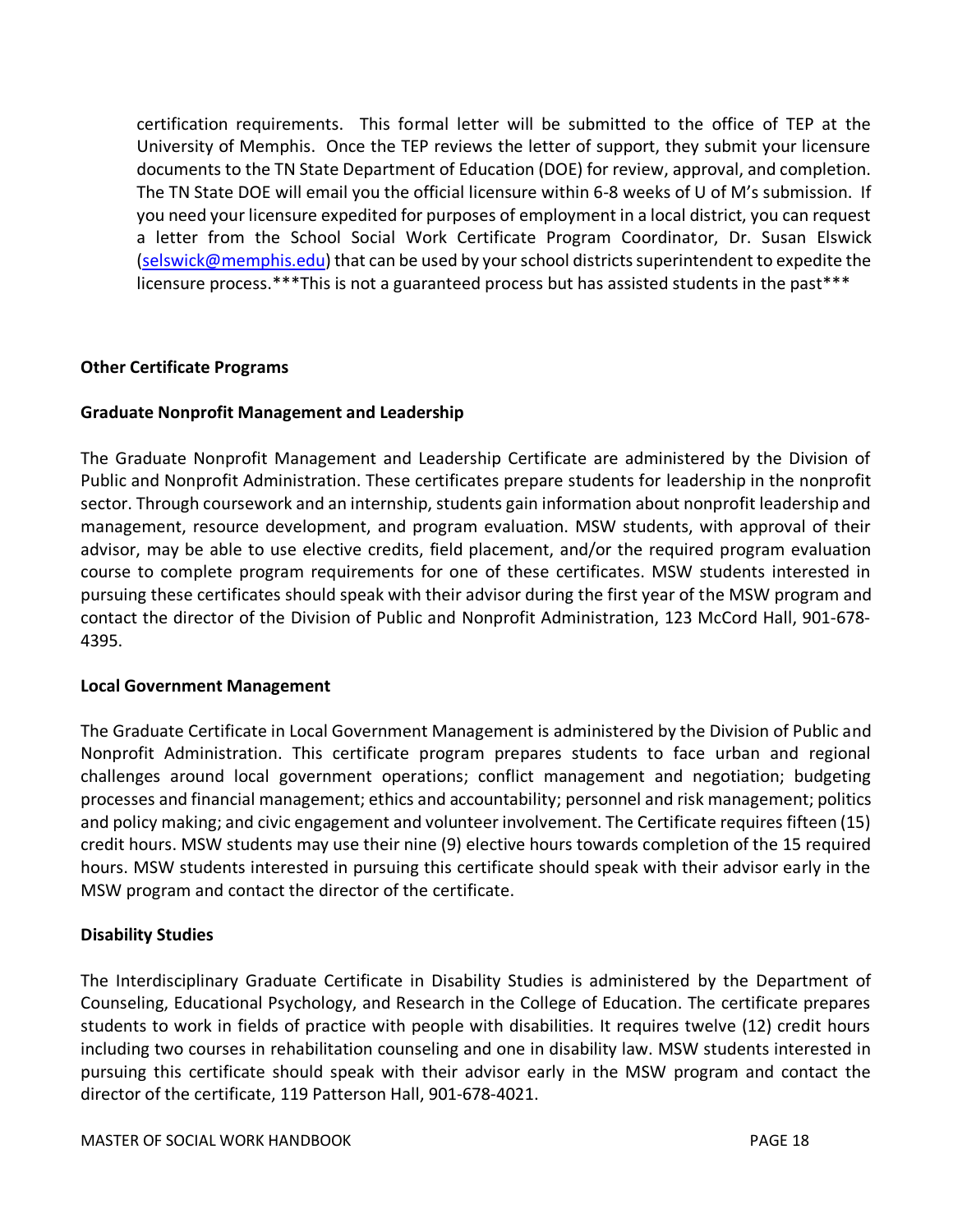certification requirements. This formal letter will be submitted to the office of TEP at the University of Memphis. Once the TEP reviews the letter of support, they submit your licensure documents to the TN State Department of Education (DOE) for review, approval, and completion. The TN State DOE will email you the official licensure within 6-8 weeks of U of M's submission. If you need your licensure expedited for purposes of employment in a local district, you can request a letter from the School Social Work Certificate Program Coordinator, Dr. Susan Elswick (selswick@memphis.edu) that can be used by your school districts superintendent to expedite the licensure process.***This is not a guaranteed process but has assisted students in the past***

**Other Certificate Programs**

**Graduate Nonprofit Management and Leadership**

The Graduate Nonprofit Management and Leadership Certificate are administered by the Division of Public and Nonprofit Administration. These certificates prepare students for leadership in the nonprofit sector. Through coursework and an internship, students gain information about nonprofit leadership and management, resource development, and program evaluation. MSW students, with approval of their advisor, may be able to use elective credits, field placement, and/or the required program evaluation course to complete program requirements for one of these certificates. MSW students interested in pursuing these certificates should speak with their advisor during the first year of the MSW program and contact the director of the Division of Public and Nonprofit Administration, 123 McCord Hall, 901-678-4395.

**Local Government Management**

The Graduate Certificate in Local Government Management is administered by the Division of Public and Nonprofit Administration. This certificate program prepares students to face urban and regional challenges around local government operations; conflict management and negotiation; budgeting processes and financial management; ethics and accountability; personnel and risk management; politics and policy making; and civic engagement and volunteer involvement. The Certificate requires fifteen (15) credit hours. MSW students may use their nine (9) elective hours towards completion of the 15 required hours. MSW students interested in pursuing this certificate should speak with their advisor early in the MSW program and contact the director of the certificate.

**Disability Studies**

The Interdisciplinary Graduate Certificate in Disability Studies is administered by the Department of Counseling, Educational Psychology, and Research in the College of Education. The certificate prepares students to work in fields of practice with people with disabilities. It requires twelve (12) credit hours including two courses in rehabilitation counseling and one in disability law. MSW students interested in pursuing this certificate should speak with their advisor early in the MSW program and contact the director of the certificate, 119 Patterson Hall, 901-678-4021.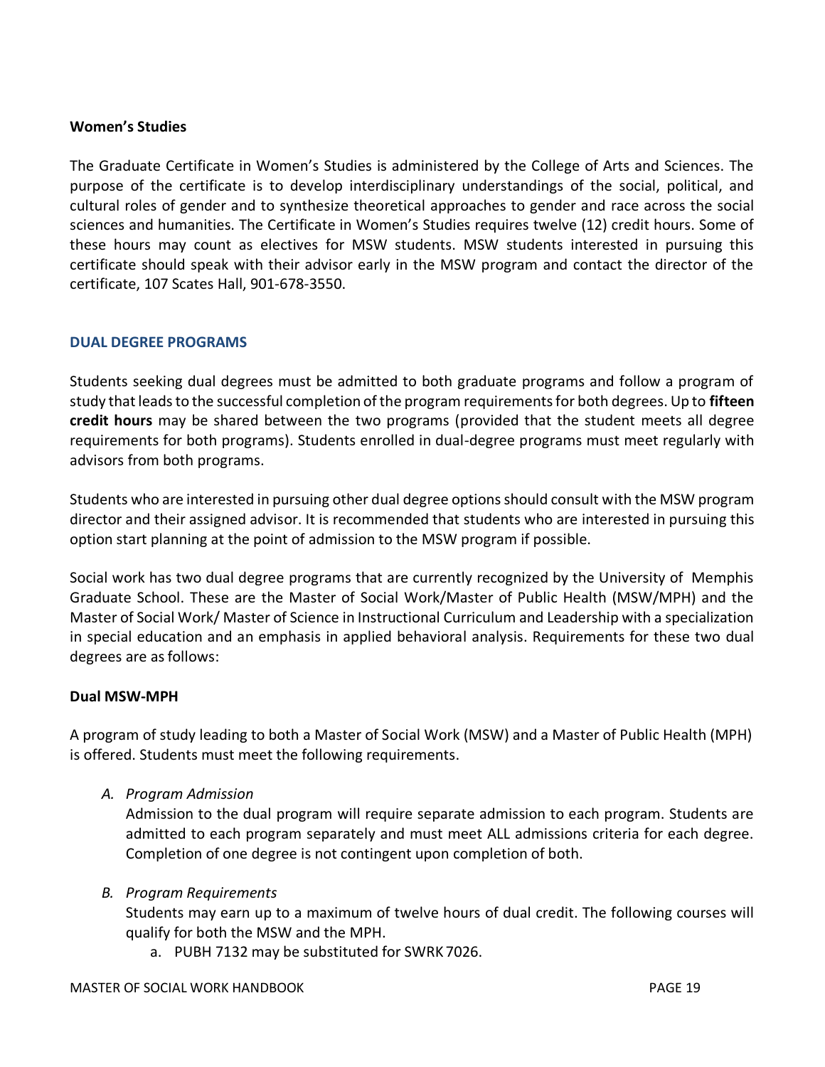**Women's Studies**

The Graduate Certificate in Women's Studies is administered by the College of Arts and Sciences. The purpose of the certificate is to develop interdisciplinary understandings of the social, political, and cultural roles of gender and to synthesize theoretical approaches to gender and race across the social sciences and humanities. The Certificate in Women's Studies requires twelve (12) credit hours. Some of these hours may count as electives for MSW students. MSW students interested in pursuing this certificate should speak with their advisor early in the MSW program and contact the director of the certificate, 107 Scates Hall, 901-678-3550.

## DUAL DEGREE PROGRAMS

Students seeking dual degrees must be admitted to both graduate programs and follow a program of study that leads to the successful completion of the program requirements for both degrees. Up to **fifteen credit hours** may be shared between the two programs (provided that the student meets all degree requirements for both programs). Students enrolled in dual-degree programs must meet regularly with advisors from both programs.

Students who are interested in pursuing other dual degree options should consult with the MSW program director and their assigned advisor. It is recommended that students who are interested in pursuing this option start planning at the point of admission to the MSW program if possible.

Social work has two dual degree programs that are currently recognized by the University of Memphis Graduate School. These are the Master of Social Work/Master of Public Health (MSW/MPH) and the Master of Social Work/ Master of Science in Instructional Curriculum and Leadership with a specialization in special education and an emphasis in applied behavioral analysis. Requirements for these two dual degrees are as follows:

**Dual MSW-MPH**

A program of study leading to both a Master of Social Work (MSW) and a Master of Public Health (MPH) is offered. Students must meet the following requirements.

A. *Program Admission*

   Admission to the dual program will require separate admission to each program. Students are admitted to each program separately and must meet ALL admissions criteria for each degree. Completion of one degree is not contingent upon completion of both.

B. *Program Requirements*

   Students may earn up to a maximum of twelve hours of dual credit. The following courses will qualify for both the MSW and the MPH.

   a. PUBH 7132 may be substituted for SWRK 7026.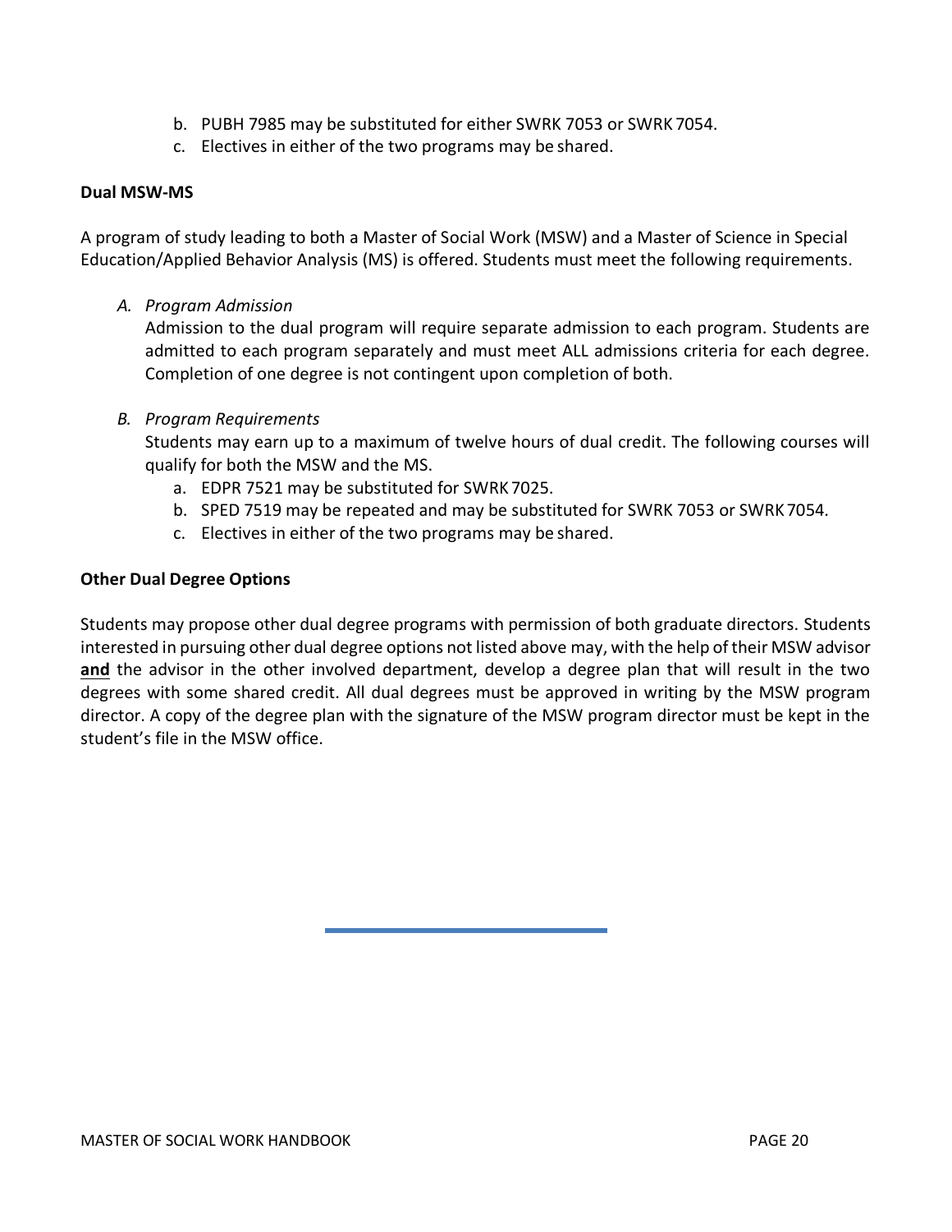b. PUBH 7985 may be substituted for either SWRK 7053 or SWRK 7054.
c. Electives in either of the two programs may be shared.

**Dual MSW-MS**

A program of study leading to both a Master of Social Work (MSW) and a Master of Science in Special Education/Applied Behavior Analysis (MS) is offered. Students must meet the following requirements.

A. *Program Admission*

   Admission to the dual program will require separate admission to each program. Students are admitted to each program separately and must meet ALL admissions criteria for each degree. Completion of one degree is not contingent upon completion of both.

B. *Program Requirements*

   Students may earn up to a maximum of twelve hours of dual credit. The following courses will qualify for both the MSW and the MS.

   a. EDPR 7521 may be substituted for SWRK 7025.
   b. SPED 7519 may be repeated and may be substituted for SWRK 7053 or SWRK 7054.
   c. Electives in either of the two programs may be shared.

**Other Dual Degree Options**

Students may propose other dual degree programs with permission of both graduate directors. Students interested in pursuing other dual degree options not listed above may, with the help of their MSW advisor **and** the advisor in the other involved department, develop a degree plan that will result in the two degrees with some shared credit. All dual degrees must be approved in writing by the MSW program director. A copy of the degree plan with the signature of the MSW program director must be kept in the student's file in the MSW office.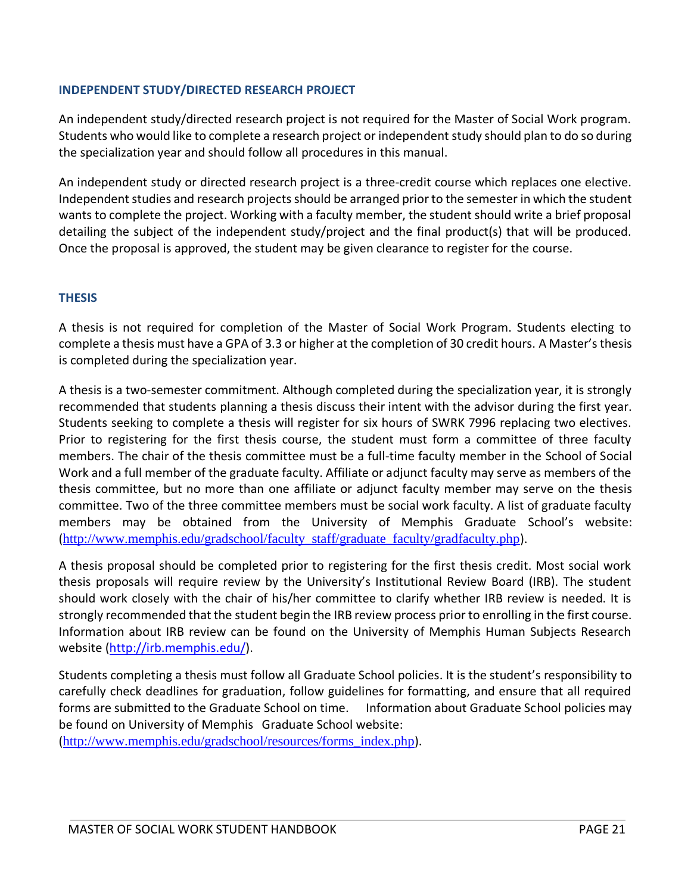## INDEPENDENT STUDY/DIRECTED RESEARCH PROJECT

An independent study/directed research project is not required for the Master of Social Work program. Students who would like to complete a research project or independent study should plan to do so during the specialization year and should follow all procedures in this manual.

An independent study or directed research project is a three-credit course which replaces one elective. Independent studies and research projects should be arranged prior to the semester in which the student wants to complete the project. Working with a faculty member, the student should write a brief proposal detailing the subject of the independent study/project and the final product(s) that will be produced. Once the proposal is approved, the student may be given clearance to register for the course.

## THESIS

A thesis is not required for completion of the Master of Social Work Program. Students electing to complete a thesis must have a GPA of 3.3 or higher at the completion of 30 credit hours. A Master's thesis is completed during the specialization year.

A thesis is a two-semester commitment. Although completed during the specialization year, it is strongly recommended that students planning a thesis discuss their intent with the advisor during the first year. Students seeking to complete a thesis will register for six hours of SWRK 7996 replacing two electives. Prior to registering for the first thesis course, the student must form a committee of three faculty members. The chair of the thesis committee must be a full-time faculty member in the School of Social Work and a full member of the graduate faculty. Affiliate or adjunct faculty may serve as members of the thesis committee, but no more than one affiliate or adjunct faculty member may serve on the thesis committee. Two of the three committee members must be social work faculty. A list of graduate faculty members may be obtained from the University of Memphis Graduate School's website: (http://www.memphis.edu/gradschool/faculty_staff/graduate_faculty/gradfaculty.php).

A thesis proposal should be completed prior to registering for the first thesis credit. Most social work thesis proposals will require review by the University's Institutional Review Board (IRB). The student should work closely with the chair of his/her committee to clarify whether IRB review is needed. It is strongly recommended that the student begin the IRB review process prior to enrolling in the first course. Information about IRB review can be found on the University of Memphis Human Subjects Research website (http://irb.memphis.edu/).

Students completing a thesis must follow all Graduate School policies. It is the student's responsibility to carefully check deadlines for graduation, follow guidelines for formatting, and ensure that all required forms are submitted to the Graduate School on time. Information about Graduate School policies may be found on University of Memphis Graduate School website: (http://www.memphis.edu/gradschool/resources/forms_index.php).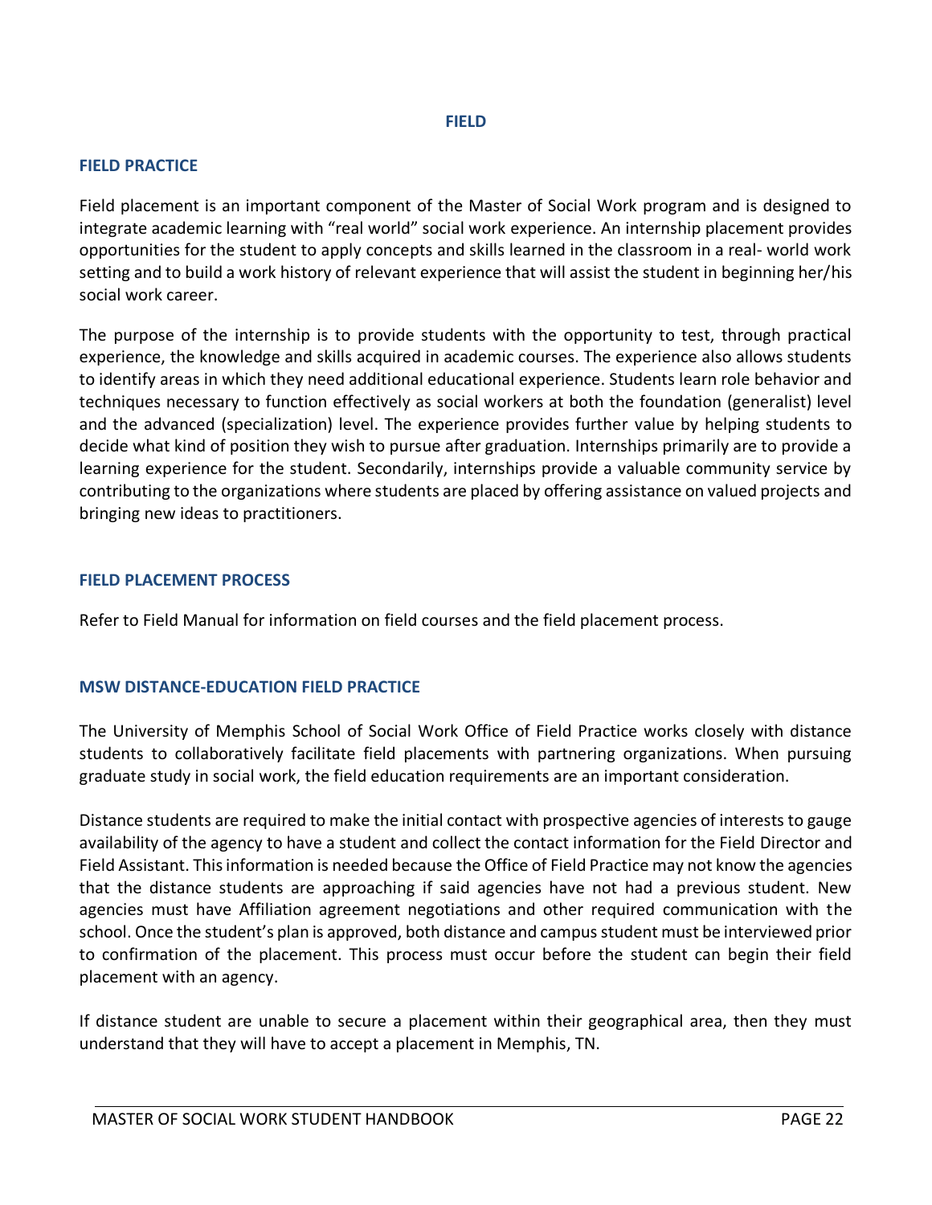# FIELD

## FIELD PRACTICE

Field placement is an important component of the Master of Social Work program and is designed to integrate academic learning with "real world" social work experience. An internship placement provides opportunities for the student to apply concepts and skills learned in the classroom in a real- world work setting and to build a work history of relevant experience that will assist the student in beginning her/his social work career.

The purpose of the internship is to provide students with the opportunity to test, through practical experience, the knowledge and skills acquired in academic courses. The experience also allows students to identify areas in which they need additional educational experience. Students learn role behavior and techniques necessary to function effectively as social workers at both the foundation (generalist) level and the advanced (specialization) level. The experience provides further value by helping students to decide what kind of position they wish to pursue after graduation. Internships primarily are to provide a learning experience for the student. Secondarily, internships provide a valuable community service by contributing to the organizations where students are placed by offering assistance on valued projects and bringing new ideas to practitioners.

## FIELD PLACEMENT PROCESS

Refer to Field Manual for information on field courses and the field placement process.

## MSW DISTANCE-EDUCATION FIELD PRACTICE

The University of Memphis School of Social Work Office of Field Practice works closely with distance students to collaboratively facilitate field placements with partnering organizations. When pursuing graduate study in social work, the field education requirements are an important consideration.

Distance students are required to make the initial contact with prospective agencies of interests to gauge availability of the agency to have a student and collect the contact information for the Field Director and Field Assistant. This information is needed because the Office of Field Practice may not know the agencies that the distance students are approaching if said agencies have not had a previous student. New agencies must have Affiliation agreement negotiations and other required communication with the school. Once the student's plan is approved, both distance and campus student must be interviewed prior to confirmation of the placement. This process must occur before the student can begin their field placement with an agency.

If distance student are unable to secure a placement within their geographical area, then they must understand that they will have to accept a placement in Memphis, TN.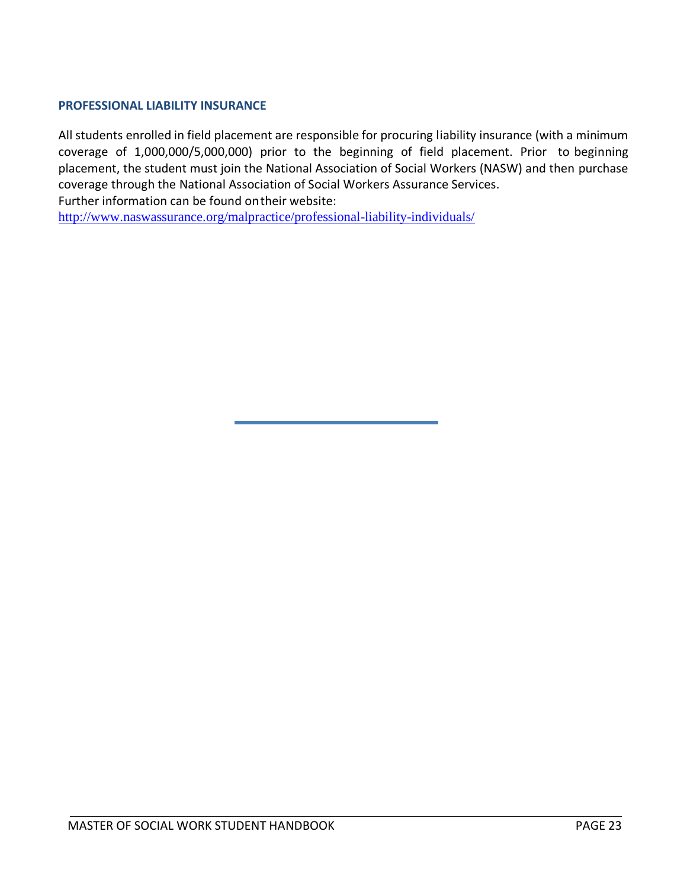### PROFESSIONAL LIABILITY INSURANCE

All students enrolled in field placement are responsible for procuring liability insurance (with a minimum coverage of 1,000,000/5,000,000) prior to the beginning of field placement. Prior to beginning placement, the student must join the National Association of Social Workers (NASW) and then purchase coverage through the National Association of Social Workers Assurance Services.
Further information can be found on their website:
http://www.naswassurance.org/malpractice/professional-liability-individuals/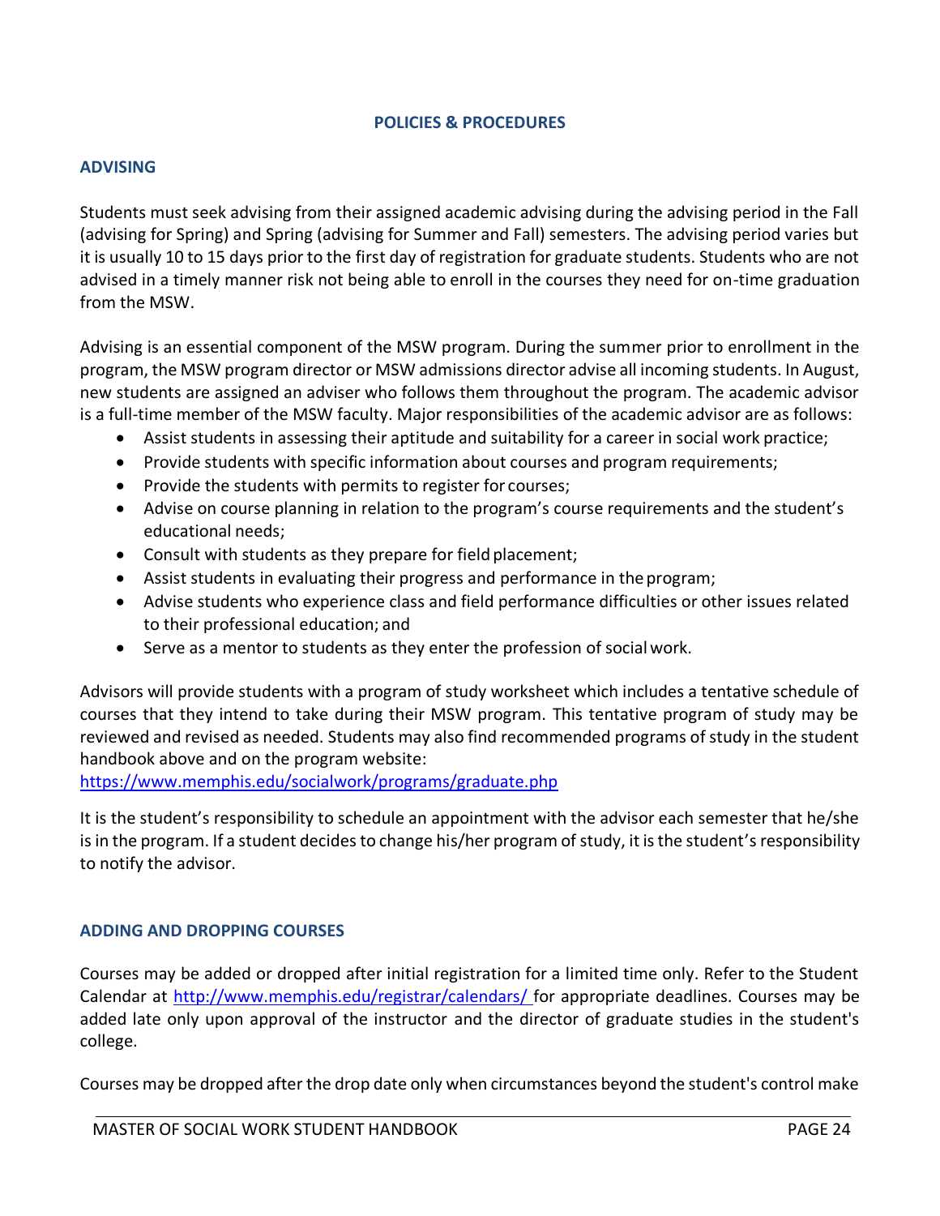## POLICIES & PROCEDURES

### ADVISING

Students must seek advising from their assigned academic advising during the advising period in the Fall (advising for Spring) and Spring (advising for Summer and Fall) semesters. The advising period varies but it is usually 10 to 15 days prior to the first day of registration for graduate students. Students who are not advised in a timely manner risk not being able to enroll in the courses they need for on-time graduation from the MSW.

Advising is an essential component of the MSW program. During the summer prior to enrollment in the program, the MSW program director or MSW admissions director advise all incoming students. In August, new students are assigned an adviser who follows them throughout the program. The academic advisor is a full-time member of the MSW faculty. Major responsibilities of the academic advisor are as follows:

- Assist students in assessing their aptitude and suitability for a career in social work practice;
- Provide students with specific information about courses and program requirements;
- Provide the students with permits to register for courses;
- Advise on course planning in relation to the program's course requirements and the student's educational needs;
- Consult with students as they prepare for field placement;
- Assist students in evaluating their progress and performance in the program;
- Advise students who experience class and field performance difficulties or other issues related to their professional education; and
- Serve as a mentor to students as they enter the profession of social work.

Advisors will provide students with a program of study worksheet which includes a tentative schedule of courses that they intend to take during their MSW program. This tentative program of study may be reviewed and revised as needed. Students may also find recommended programs of study in the student handbook above and on the program website:
https://www.memphis.edu/socialwork/programs/graduate.php

It is the student's responsibility to schedule an appointment with the advisor each semester that he/she is in the program. If a student decides to change his/her program of study, it is the student's responsibility to notify the advisor.

### ADDING AND DROPPING COURSES

Courses may be added or dropped after initial registration for a limited time only. Refer to the Student Calendar at http://www.memphis.edu/registrar/calendars/ for appropriate deadlines. Courses may be added late only upon approval of the instructor and the director of graduate studies in the student's college.

Courses may be dropped after the drop date only when circumstances beyond the student's control make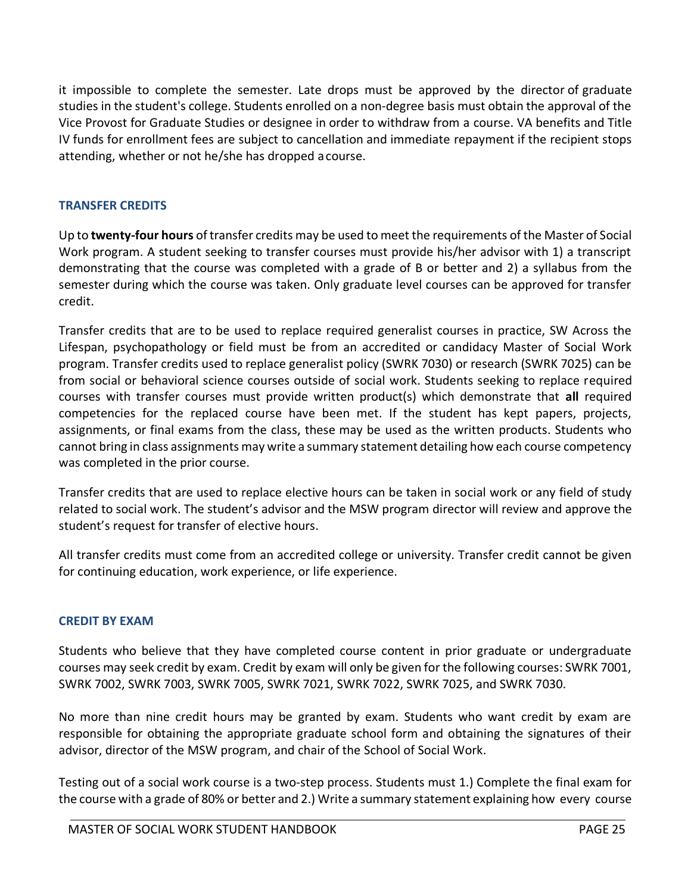it impossible to complete the semester. Late drops must be approved by the director of graduate studies in the student's college. Students enrolled on a non-degree basis must obtain the approval of the Vice Provost for Graduate Studies or designee in order to withdraw from a course. VA benefits and Title IV funds for enrollment fees are subject to cancellation and immediate repayment if the recipient stops attending, whether or not he/she has dropped a course.

### TRANSFER CREDITS

Up to **twenty-four hours** of transfer credits may be used to meet the requirements of the Master of Social Work program. A student seeking to transfer courses must provide his/her advisor with 1) a transcript demonstrating that the course was completed with a grade of B or better and 2) a syllabus from the semester during which the course was taken. Only graduate level courses can be approved for transfer credit.

Transfer credits that are to be used to replace required generalist courses in practice, SW Across the Lifespan, psychopathology or field must be from an accredited or candidacy Master of Social Work program. Transfer credits used to replace generalist policy (SWRK 7030) or research (SWRK 7025) can be from social or behavioral science courses outside of social work. Students seeking to replace required courses with transfer courses must provide written product(s) which demonstrate that **all** required competencies for the replaced course have been met. If the student has kept papers, projects, assignments, or final exams from the class, these may be used as the written products. Students who cannot bring in class assignments may write a summary statement detailing how each course competency was completed in the prior course.

Transfer credits that are used to replace elective hours can be taken in social work or any field of study related to social work. The student's advisor and the MSW program director will review and approve the student's request for transfer of elective hours.

All transfer credits must come from an accredited college or university. Transfer credit cannot be given for continuing education, work experience, or life experience.

### CREDIT BY EXAM

Students who believe that they have completed course content in prior graduate or undergraduate courses may seek credit by exam. Credit by exam will only be given for the following courses: SWRK 7001, SWRK 7002, SWRK 7003, SWRK 7005, SWRK 7021, SWRK 7022, SWRK 7025, and SWRK 7030.

No more than nine credit hours may be granted by exam. Students who want credit by exam are responsible for obtaining the appropriate graduate school form and obtaining the signatures of their advisor, director of the MSW program, and chair of the School of Social Work.

Testing out of a social work course is a two-step process. Students must 1.) Complete the final exam for the course with a grade of 80% or better and 2.) Write a summary statement explaining how every course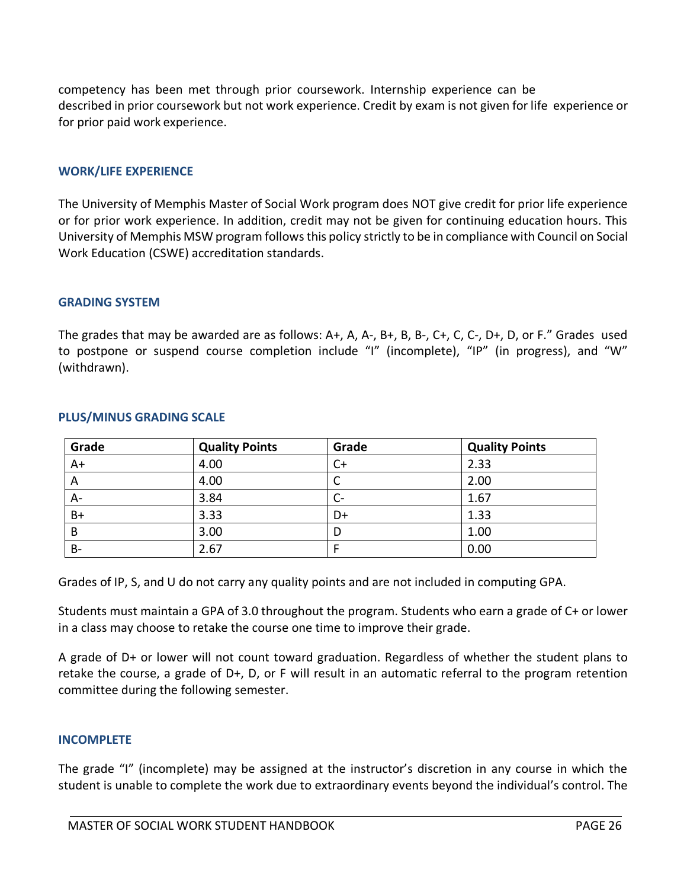competency has been met through prior coursework. Internship experience can be described in prior coursework but not work experience. Credit by exam is not given for life experience or for prior paid work experience.

### WORK/LIFE EXPERIENCE

The University of Memphis Master of Social Work program does NOT give credit for prior life experience or for prior work experience. In addition, credit may not be given for continuing education hours. This University of Memphis MSW program follows this policy strictly to be in compliance with Council on Social Work Education (CSWE) accreditation standards.

### GRADING SYSTEM

The grades that may be awarded are as follows: A+, A, A-, B+, B, B-, C+, C, C-, D+, D, or F." Grades used to postpone or suspend course completion include "I" (incomplete), "IP" (in progress), and "W" (withdrawn).

### PLUS/MINUS GRADING SCALE

| Grade | Quality Points | Grade | Quality Points |
|---|---|---|---|
| A+ | 4.00 | C+ | 2.33 |
| A | 4.00 | C | 2.00 |
| A- | 3.84 | C- | 1.67 |
| B+ | 3.33 | D+ | 1.33 |
| B | 3.00 | D | 1.00 |
| B- | 2.67 | F | 0.00 |

Grades of IP, S, and U do not carry any quality points and are not included in computing GPA.

Students must maintain a GPA of 3.0 throughout the program. Students who earn a grade of C+ or lower in a class may choose to retake the course one time to improve their grade.

A grade of D+ or lower will not count toward graduation. Regardless of whether the student plans to retake the course, a grade of D+, D, or F will result in an automatic referral to the program retention committee during the following semester.

### INCOMPLETE

The grade "I" (incomplete) may be assigned at the instructor's discretion in any course in which the student is unable to complete the work due to extraordinary events beyond the individual's control. The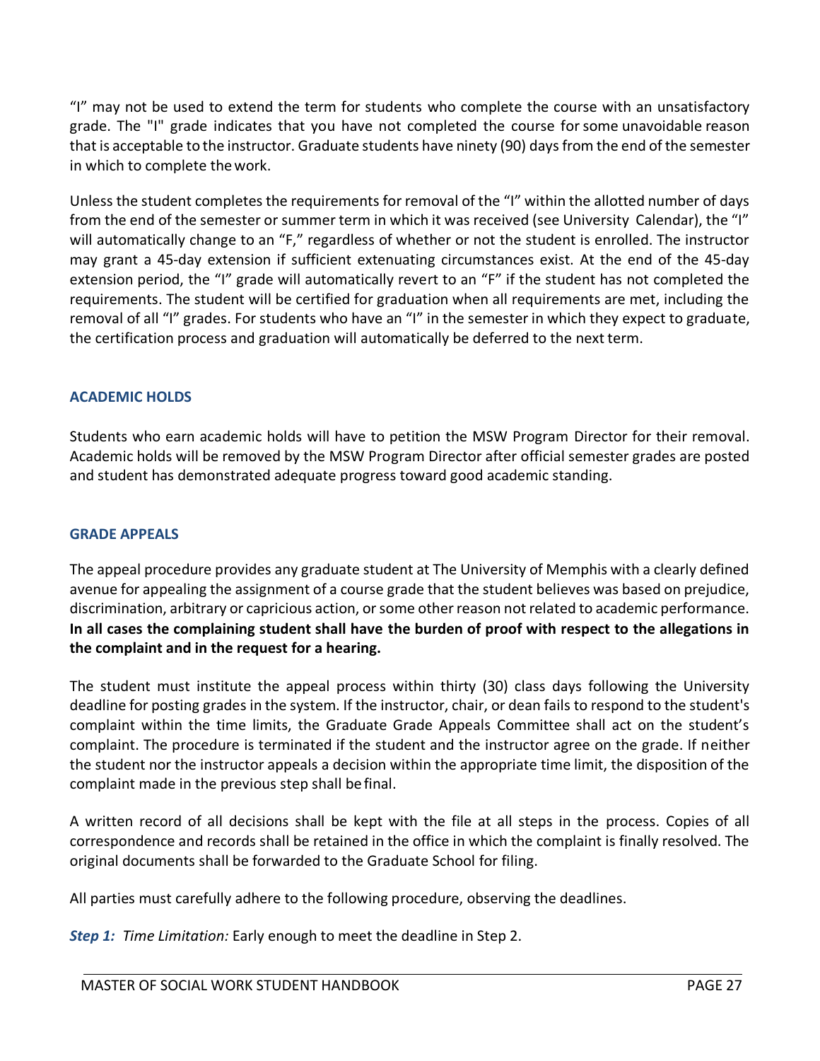"I" may not be used to extend the term for students who complete the course with an unsatisfactory grade. The "I" grade indicates that you have not completed the course for some unavoidable reason that is acceptable to the instructor. Graduate students have ninety (90) days from the end of the semester in which to complete the work.

Unless the student completes the requirements for removal of the "I" within the allotted number of days from the end of the semester or summer term in which it was received (see University Calendar), the "I" will automatically change to an "F," regardless of whether or not the student is enrolled. The instructor may grant a 45-day extension if sufficient extenuating circumstances exist. At the end of the 45-day extension period, the "I" grade will automatically revert to an "F" if the student has not completed the requirements. The student will be certified for graduation when all requirements are met, including the removal of all "I" grades. For students who have an "I" in the semester in which they expect to graduate, the certification process and graduation will automatically be deferred to the next term.

## ACADEMIC HOLDS

Students who earn academic holds will have to petition the MSW Program Director for their removal. Academic holds will be removed by the MSW Program Director after official semester grades are posted and student has demonstrated adequate progress toward good academic standing.

## GRADE APPEALS

The appeal procedure provides any graduate student at The University of Memphis with a clearly defined avenue for appealing the assignment of a course grade that the student believes was based on prejudice, discrimination, arbitrary or capricious action, or some other reason not related to academic performance. **In all cases the complaining student shall have the burden of proof with respect to the allegations in the complaint and in the request for a hearing.**

The student must institute the appeal process within thirty (30) class days following the University deadline for posting grades in the system. If the instructor, chair, or dean fails to respond to the student's complaint within the time limits, the Graduate Grade Appeals Committee shall act on the student's complaint. The procedure is terminated if the student and the instructor agree on the grade. If neither the student nor the instructor appeals a decision within the appropriate time limit, the disposition of the complaint made in the previous step shall be final.

A written record of all decisions shall be kept with the file at all steps in the process. Copies of all correspondence and records shall be retained in the office in which the complaint is finally resolved. The original documents shall be forwarded to the Graduate School for filing.

All parties must carefully adhere to the following procedure, observing the deadlines.

***Step 1:*** *Time Limitation:* Early enough to meet the deadline in Step 2.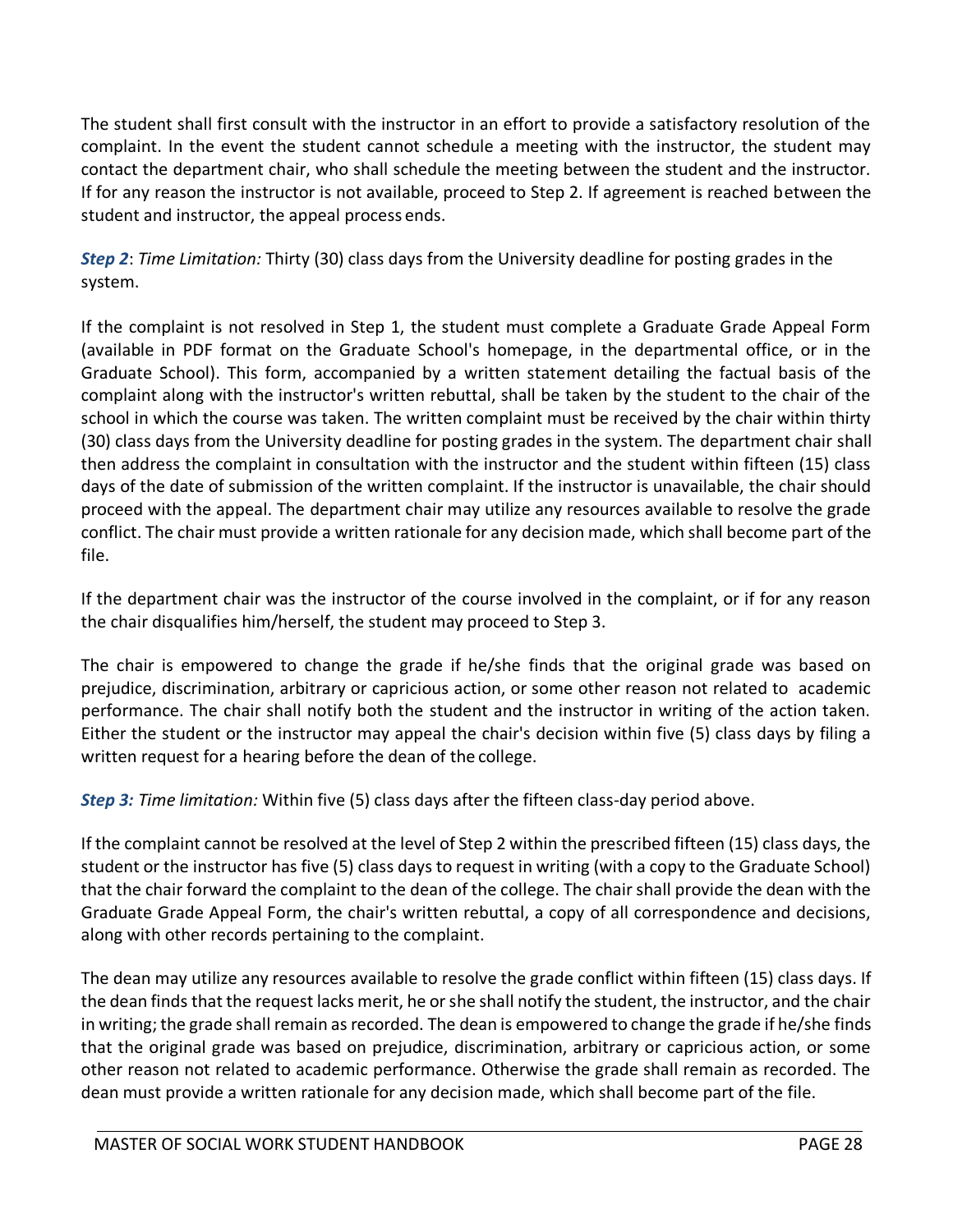The student shall first consult with the instructor in an effort to provide a satisfactory resolution of the complaint. In the event the student cannot schedule a meeting with the instructor, the student may contact the department chair, who shall schedule the meeting between the student and the instructor. If for any reason the instructor is not available, proceed to Step 2. If agreement is reached between the student and instructor, the appeal process ends.

***Step 2***: *Time Limitation:* Thirty (30) class days from the University deadline for posting grades in the system.

If the complaint is not resolved in Step 1, the student must complete a Graduate Grade Appeal Form (available in PDF format on the Graduate School's homepage, in the departmental office, or in the Graduate School). This form, accompanied by a written statement detailing the factual basis of the complaint along with the instructor's written rebuttal, shall be taken by the student to the chair of the school in which the course was taken. The written complaint must be received by the chair within thirty (30) class days from the University deadline for posting grades in the system. The department chair shall then address the complaint in consultation with the instructor and the student within fifteen (15) class days of the date of submission of the written complaint. If the instructor is unavailable, the chair should proceed with the appeal. The department chair may utilize any resources available to resolve the grade conflict. The chair must provide a written rationale for any decision made, which shall become part of the file.

If the department chair was the instructor of the course involved in the complaint, or if for any reason the chair disqualifies him/herself, the student may proceed to Step 3.

The chair is empowered to change the grade if he/she finds that the original grade was based on prejudice, discrimination, arbitrary or capricious action, or some other reason not related to academic performance. The chair shall notify both the student and the instructor in writing of the action taken. Either the student or the instructor may appeal the chair's decision within five (5) class days by filing a written request for a hearing before the dean of the college.

***Step 3:*** *Time limitation:* Within five (5) class days after the fifteen class-day period above.

If the complaint cannot be resolved at the level of Step 2 within the prescribed fifteen (15) class days, the student or the instructor has five (5) class days to request in writing (with a copy to the Graduate School) that the chair forward the complaint to the dean of the college. The chair shall provide the dean with the Graduate Grade Appeal Form, the chair's written rebuttal, a copy of all correspondence and decisions, along with other records pertaining to the complaint.

The dean may utilize any resources available to resolve the grade conflict within fifteen (15) class days. If the dean finds that the request lacks merit, he or she shall notify the student, the instructor, and the chair in writing; the grade shall remain as recorded. The dean is empowered to change the grade if he/she finds that the original grade was based on prejudice, discrimination, arbitrary or capricious action, or some other reason not related to academic performance. Otherwise the grade shall remain as recorded. The dean must provide a written rationale for any decision made, which shall become part of the file.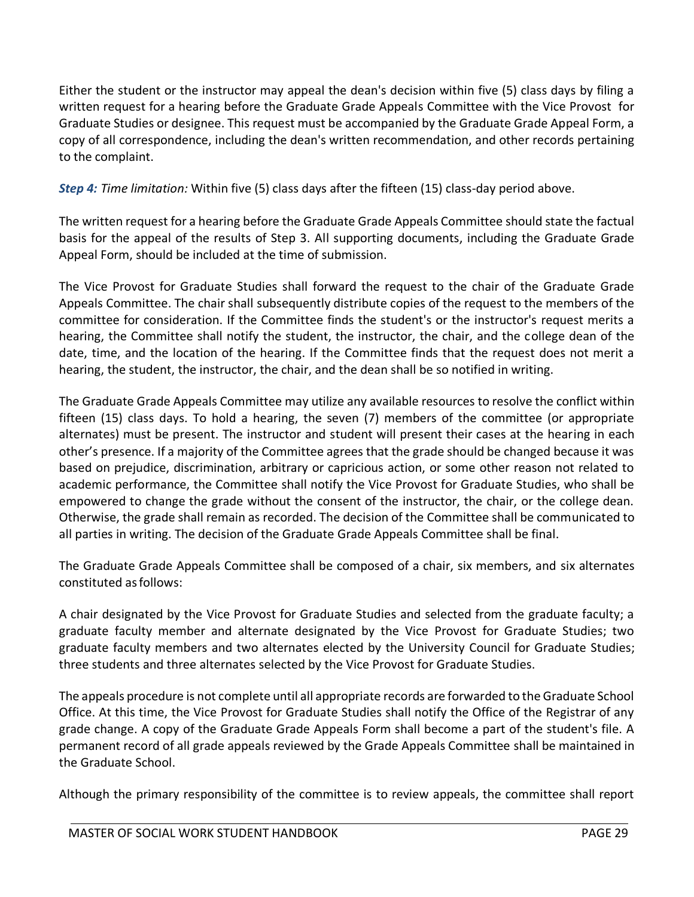Either the student or the instructor may appeal the dean's decision within five (5) class days by filing a written request for a hearing before the Graduate Grade Appeals Committee with the Vice Provost for Graduate Studies or designee. This request must be accompanied by the Graduate Grade Appeal Form, a copy of all correspondence, including the dean's written recommendation, and other records pertaining to the complaint.

***Step 4:*** *Time limitation:* Within five (5) class days after the fifteen (15) class-day period above.

The written request for a hearing before the Graduate Grade Appeals Committee should state the factual basis for the appeal of the results of Step 3. All supporting documents, including the Graduate Grade Appeal Form, should be included at the time of submission.

The Vice Provost for Graduate Studies shall forward the request to the chair of the Graduate Grade Appeals Committee. The chair shall subsequently distribute copies of the request to the members of the committee for consideration. If the Committee finds the student's or the instructor's request merits a hearing, the Committee shall notify the student, the instructor, the chair, and the college dean of the date, time, and the location of the hearing. If the Committee finds that the request does not merit a hearing, the student, the instructor, the chair, and the dean shall be so notified in writing.

The Graduate Grade Appeals Committee may utilize any available resources to resolve the conflict within fifteen (15) class days. To hold a hearing, the seven (7) members of the committee (or appropriate alternates) must be present. The instructor and student will present their cases at the hearing in each other's presence. If a majority of the Committee agrees that the grade should be changed because it was based on prejudice, discrimination, arbitrary or capricious action, or some other reason not related to academic performance, the Committee shall notify the Vice Provost for Graduate Studies, who shall be empowered to change the grade without the consent of the instructor, the chair, or the college dean. Otherwise, the grade shall remain as recorded. The decision of the Committee shall be communicated to all parties in writing. The decision of the Graduate Grade Appeals Committee shall be final.

The Graduate Grade Appeals Committee shall be composed of a chair, six members, and six alternates constituted as follows:

A chair designated by the Vice Provost for Graduate Studies and selected from the graduate faculty; a graduate faculty member and alternate designated by the Vice Provost for Graduate Studies; two graduate faculty members and two alternates elected by the University Council for Graduate Studies; three students and three alternates selected by the Vice Provost for Graduate Studies.

The appeals procedure is not complete until all appropriate records are forwarded to the Graduate School Office. At this time, the Vice Provost for Graduate Studies shall notify the Office of the Registrar of any grade change. A copy of the Graduate Grade Appeals Form shall become a part of the student's file. A permanent record of all grade appeals reviewed by the Grade Appeals Committee shall be maintained in the Graduate School.

Although the primary responsibility of the committee is to review appeals, the committee shall report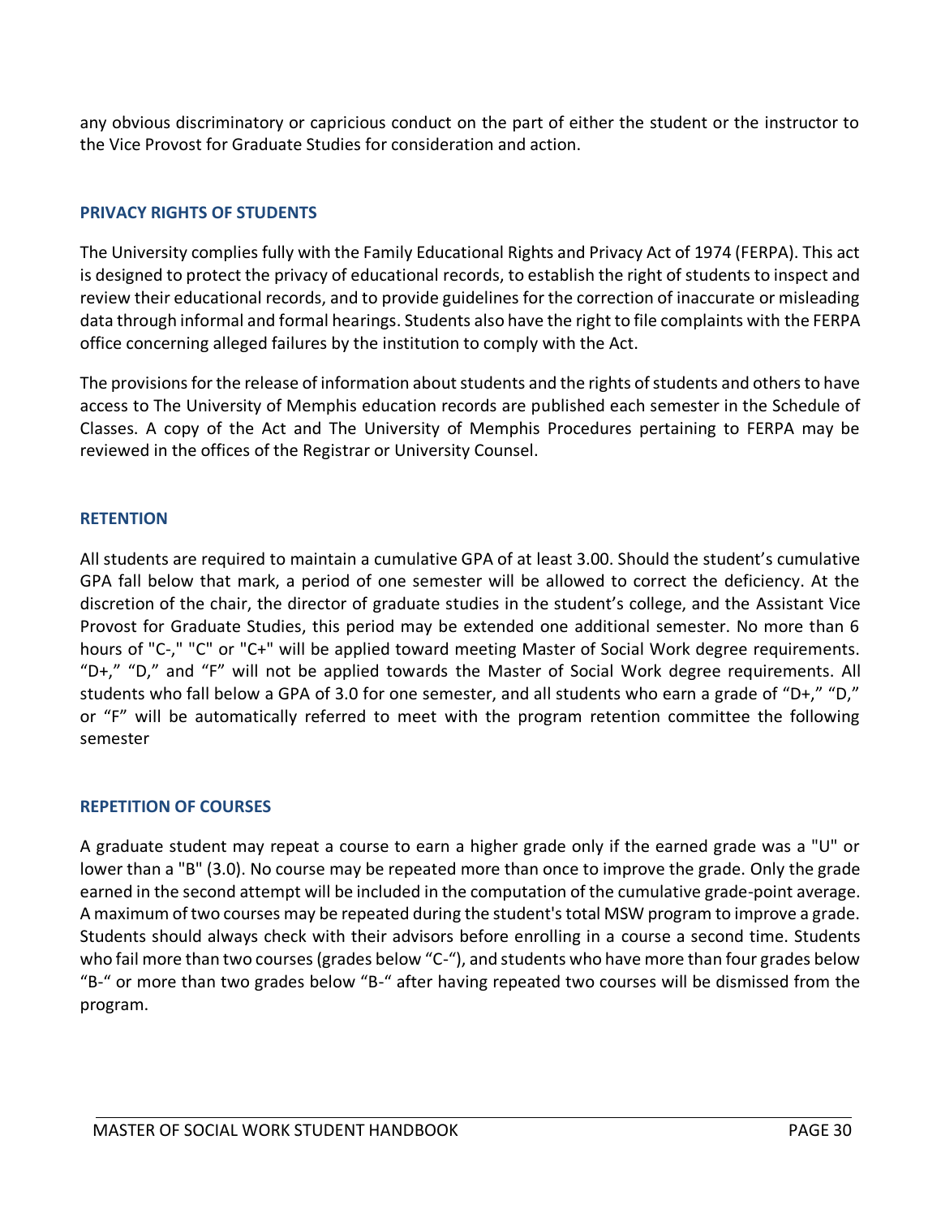any obvious discriminatory or capricious conduct on the part of either the student or the instructor to the Vice Provost for Graduate Studies for consideration and action.

## PRIVACY RIGHTS OF STUDENTS

The University complies fully with the Family Educational Rights and Privacy Act of 1974 (FERPA). This act is designed to protect the privacy of educational records, to establish the right of students to inspect and review their educational records, and to provide guidelines for the correction of inaccurate or misleading data through informal and formal hearings. Students also have the right to file complaints with the FERPA office concerning alleged failures by the institution to comply with the Act.

The provisions for the release of information about students and the rights of students and others to have access to The University of Memphis education records are published each semester in the Schedule of Classes. A copy of the Act and The University of Memphis Procedures pertaining to FERPA may be reviewed in the offices of the Registrar or University Counsel.

## RETENTION

All students are required to maintain a cumulative GPA of at least 3.00. Should the student's cumulative GPA fall below that mark, a period of one semester will be allowed to correct the deficiency. At the discretion of the chair, the director of graduate studies in the student's college, and the Assistant Vice Provost for Graduate Studies, this period may be extended one additional semester. No more than 6 hours of "C-," "C" or "C+" will be applied toward meeting Master of Social Work degree requirements. "D+," "D," and "F" will not be applied towards the Master of Social Work degree requirements. All students who fall below a GPA of 3.0 for one semester, and all students who earn a grade of "D+," "D," or "F" will be automatically referred to meet with the program retention committee the following semester

## REPETITION OF COURSES

A graduate student may repeat a course to earn a higher grade only if the earned grade was a "U" or lower than a "B" (3.0). No course may be repeated more than once to improve the grade. Only the grade earned in the second attempt will be included in the computation of the cumulative grade-point average. A maximum of two courses may be repeated during the student's total MSW program to improve a grade. Students should always check with their advisors before enrolling in a course a second time. Students who fail more than two courses (grades below "C-"), and students who have more than four grades below "B-" or more than two grades below "B-" after having repeated two courses will be dismissed from the program.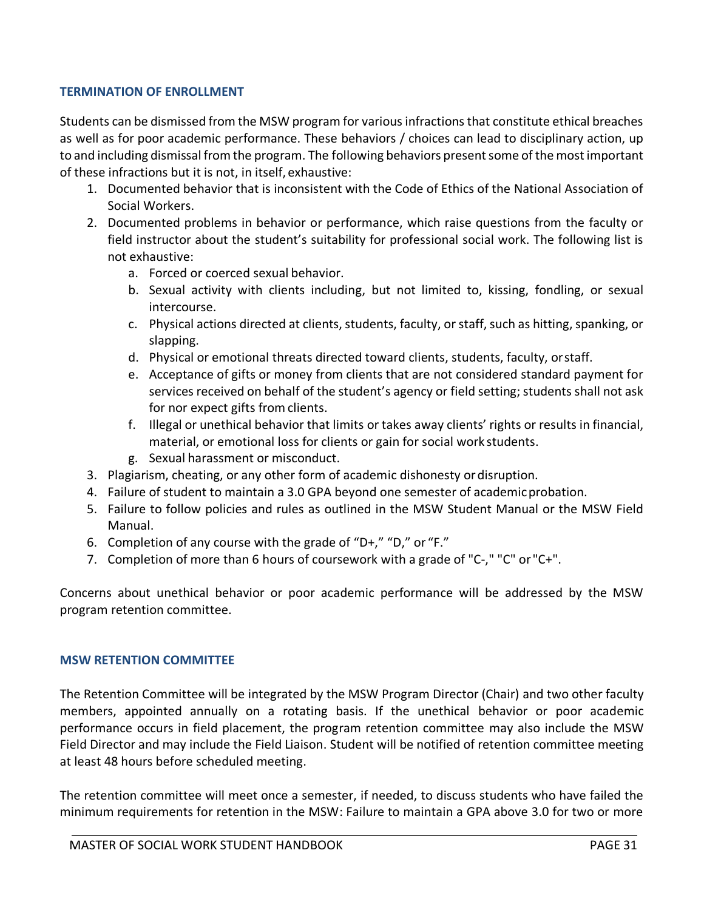### TERMINATION OF ENROLLMENT

Students can be dismissed from the MSW program for various infractions that constitute ethical breaches as well as for poor academic performance. These behaviors / choices can lead to disciplinary action, up to and including dismissal from the program. The following behaviors present some of the most important of these infractions but it is not, in itself, exhaustive:

1. Documented behavior that is inconsistent with the Code of Ethics of the National Association of Social Workers.
2. Documented problems in behavior or performance, which raise questions from the faculty or field instructor about the student's suitability for professional social work. The following list is not exhaustive:
   a. Forced or coerced sexual behavior.
   b. Sexual activity with clients including, but not limited to, kissing, fondling, or sexual intercourse.
   c. Physical actions directed at clients, students, faculty, or staff, such as hitting, spanking, or slapping.
   d. Physical or emotional threats directed toward clients, students, faculty, or staff.
   e. Acceptance of gifts or money from clients that are not considered standard payment for services received on behalf of the student's agency or field setting; students shall not ask for nor expect gifts from clients.
   f. Illegal or unethical behavior that limits or takes away clients' rights or results in financial, material, or emotional loss for clients or gain for social work students.
   g. Sexual harassment or misconduct.
3. Plagiarism, cheating, or any other form of academic dishonesty or disruption.
4. Failure of student to maintain a 3.0 GPA beyond one semester of academic probation.
5. Failure to follow policies and rules as outlined in the MSW Student Manual or the MSW Field Manual.
6. Completion of any course with the grade of "D+," "D," or "F."
7. Completion of more than 6 hours of coursework with a grade of "C-," "C" or "C+".

Concerns about unethical behavior or poor academic performance will be addressed by the MSW program retention committee.

### MSW RETENTION COMMITTEE

The Retention Committee will be integrated by the MSW Program Director (Chair) and two other faculty members, appointed annually on a rotating basis. If the unethical behavior or poor academic performance occurs in field placement, the program retention committee may also include the MSW Field Director and may include the Field Liaison. Student will be notified of retention committee meeting at least 48 hours before scheduled meeting.

The retention committee will meet once a semester, if needed, to discuss students who have failed the minimum requirements for retention in the MSW: Failure to maintain a GPA above 3.0 for two or more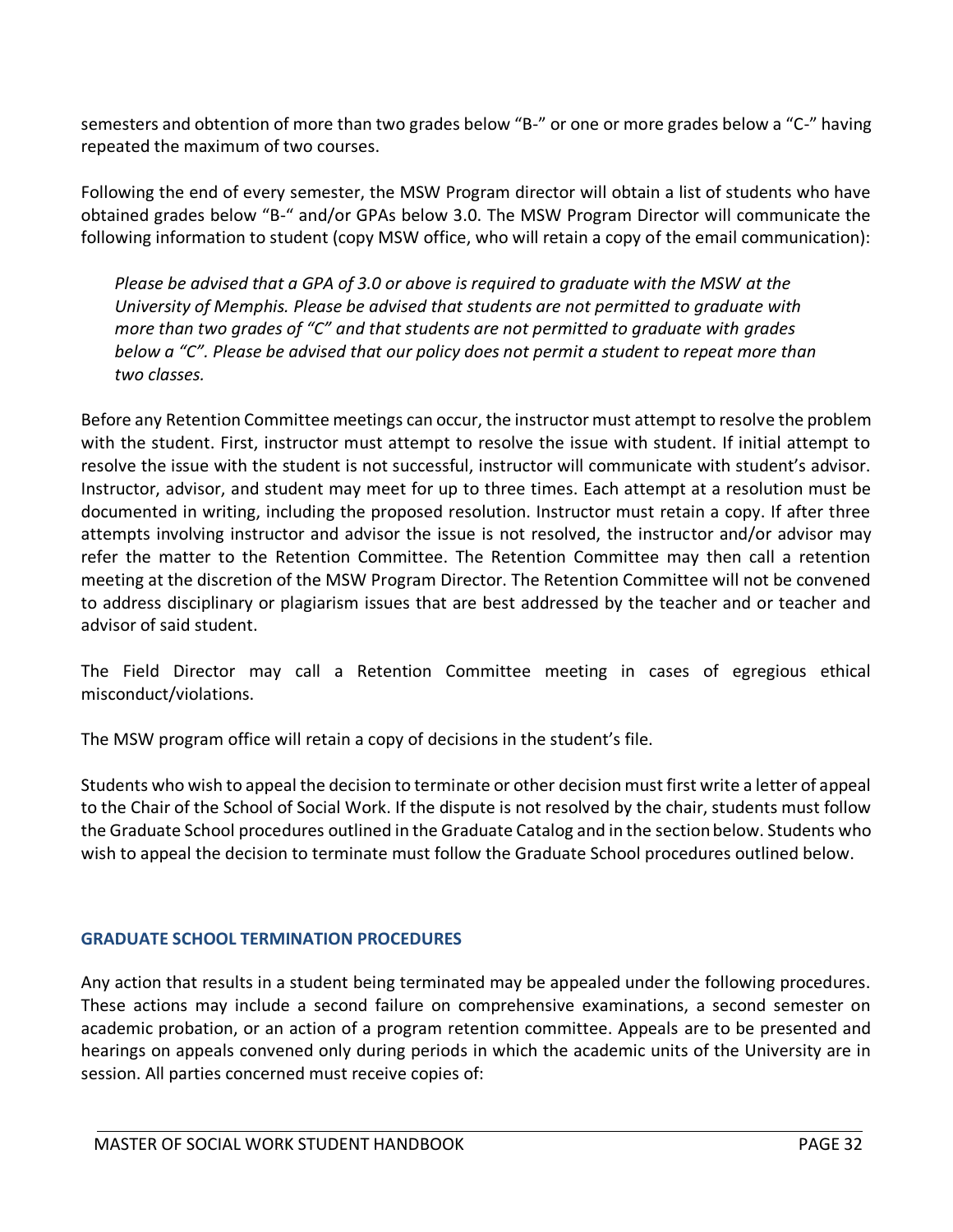semesters and obtention of more than two grades below "B-" or one or more grades below a "C-" having repeated the maximum of two courses.

Following the end of every semester, the MSW Program director will obtain a list of students who have obtained grades below "B-" and/or GPAs below 3.0. The MSW Program Director will communicate the following information to student (copy MSW office, who will retain a copy of the email communication):

> *Please be advised that a GPA of 3.0 or above is required to graduate with the MSW at the University of Memphis. Please be advised that students are not permitted to graduate with more than two grades of "C" and that students are not permitted to graduate with grades below a "C". Please be advised that our policy does not permit a student to repeat more than two classes.*

Before any Retention Committee meetings can occur, the instructor must attempt to resolve the problem with the student. First, instructor must attempt to resolve the issue with student. If initial attempt to resolve the issue with the student is not successful, instructor will communicate with student's advisor. Instructor, advisor, and student may meet for up to three times. Each attempt at a resolution must be documented in writing, including the proposed resolution. Instructor must retain a copy. If after three attempts involving instructor and advisor the issue is not resolved, the instructor and/or advisor may refer the matter to the Retention Committee. The Retention Committee may then call a retention meeting at the discretion of the MSW Program Director. The Retention Committee will not be convened to address disciplinary or plagiarism issues that are best addressed by the teacher and or teacher and advisor of said student.

The Field Director may call a Retention Committee meeting in cases of egregious ethical misconduct/violations.

The MSW program office will retain a copy of decisions in the student's file.

Students who wish to appeal the decision to terminate or other decision must first write a letter of appeal to the Chair of the School of Social Work. If the dispute is not resolved by the chair, students must follow the Graduate School procedures outlined in the Graduate Catalog and in the section below. Students who wish to appeal the decision to terminate must follow the Graduate School procedures outlined below.

## GRADUATE SCHOOL TERMINATION PROCEDURES

Any action that results in a student being terminated may be appealed under the following procedures. These actions may include a second failure on comprehensive examinations, a second semester on academic probation, or an action of a program retention committee. Appeals are to be presented and hearings on appeals convened only during periods in which the academic units of the University are in session. All parties concerned must receive copies of: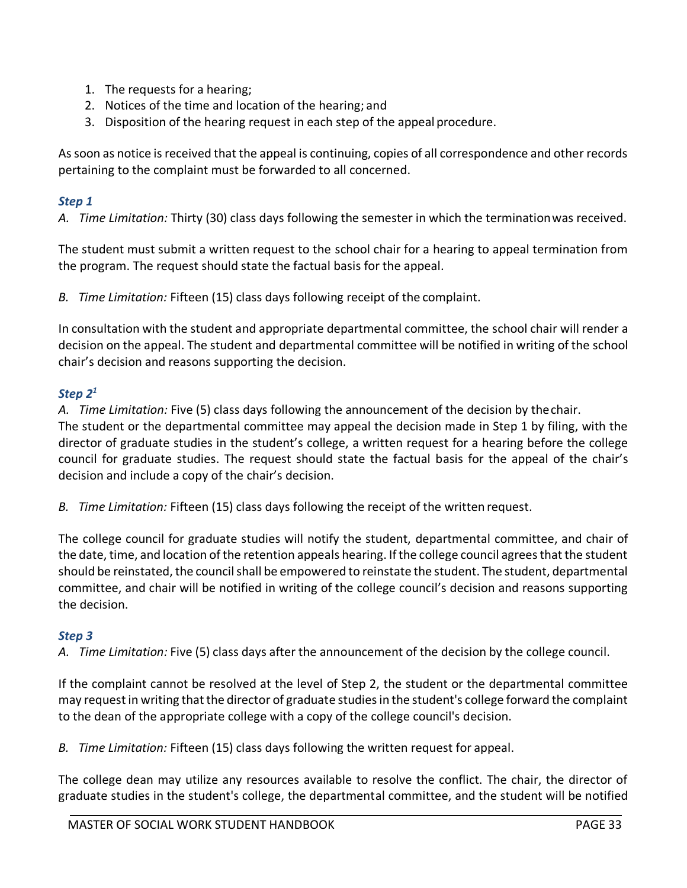1. The requests for a hearing;
2. Notices of the time and location of the hearing; and
3. Disposition of the hearing request in each step of the appeal procedure.

As soon as notice is received that the appeal is continuing, copies of all correspondence and other records pertaining to the complaint must be forwarded to all concerned.

### *Step 1*

*A. Time Limitation:* Thirty (30) class days following the semester in which the termination was received.

The student must submit a written request to the school chair for a hearing to appeal termination from the program. The request should state the factual basis for the appeal.

*B. Time Limitation:* Fifteen (15) class days following receipt of the complaint.

In consultation with the student and appropriate departmental committee, the school chair will render a decision on the appeal. The student and departmental committee will be notified in writing of the school chair's decision and reasons supporting the decision.

### *Step 2*[1]

*A. Time Limitation:* Five (5) class days following the announcement of the decision by the chair.
The student or the departmental committee may appeal the decision made in Step 1 by filing, with the director of graduate studies in the student's college, a written request for a hearing before the college council for graduate studies. The request should state the factual basis for the appeal of the chair's decision and include a copy of the chair's decision.

*B. Time Limitation:* Fifteen (15) class days following the receipt of the written request.

The college council for graduate studies will notify the student, departmental committee, and chair of the date, time, and location of the retention appeals hearing. If the college council agrees that the student should be reinstated, the council shall be empowered to reinstate the student. The student, departmental committee, and chair will be notified in writing of the college council's decision and reasons supporting the decision.

### *Step 3*

*A. Time Limitation:* Five (5) class days after the announcement of the decision by the college council.

If the complaint cannot be resolved at the level of Step 2, the student or the departmental committee may request in writing that the director of graduate studies in the student's college forward the complaint to the dean of the appropriate college with a copy of the college council's decision.

*B. Time Limitation:* Fifteen (15) class days following the written request for appeal.

The college dean may utilize any resources available to resolve the conflict. The chair, the director of graduate studies in the student's college, the departmental committee, and the student will be notified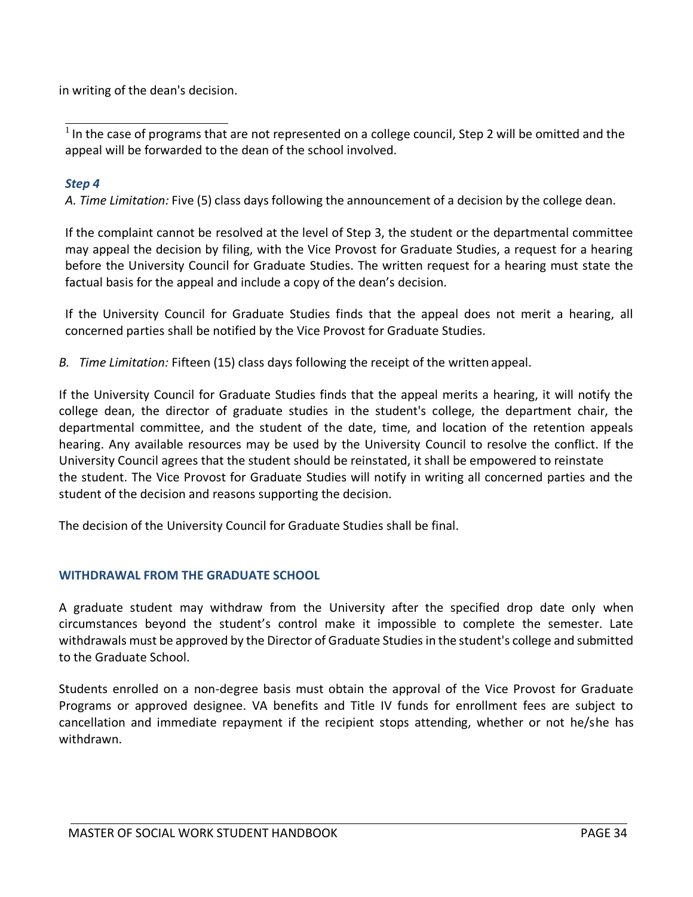in writing of the dean's decision.

[1] In the case of programs that are not represented on a college council, Step 2 will be omitted and the appeal will be forwarded to the dean of the school involved.

### *Step 4*

*A. Time Limitation:* Five (5) class days following the announcement of a decision by the college dean.

If the complaint cannot be resolved at the level of Step 3, the student or the departmental committee may appeal the decision by filing, with the Vice Provost for Graduate Studies, a request for a hearing before the University Council for Graduate Studies. The written request for a hearing must state the factual basis for the appeal and include a copy of the dean's decision.

If the University Council for Graduate Studies finds that the appeal does not merit a hearing, all concerned parties shall be notified by the Vice Provost for Graduate Studies.

*B. Time Limitation:* Fifteen (15) class days following the receipt of the written appeal.

If the University Council for Graduate Studies finds that the appeal merits a hearing, it will notify the college dean, the director of graduate studies in the student's college, the department chair, the departmental committee, and the student of the date, time, and location of the retention appeals hearing. Any available resources may be used by the University Council to resolve the conflict. If the University Council agrees that the student should be reinstated, it shall be empowered to reinstate the student. The Vice Provost for Graduate Studies will notify in writing all concerned parties and the student of the decision and reasons supporting the decision.

The decision of the University Council for Graduate Studies shall be final.

## WITHDRAWAL FROM THE GRADUATE SCHOOL

A graduate student may withdraw from the University after the specified drop date only when circumstances beyond the student's control make it impossible to complete the semester. Late withdrawals must be approved by the Director of Graduate Studies in the student's college and submitted to the Graduate School.

Students enrolled on a non-degree basis must obtain the approval of the Vice Provost for Graduate Programs or approved designee. VA benefits and Title IV funds for enrollment fees are subject to cancellation and immediate repayment if the recipient stops attending, whether or not he/she has withdrawn.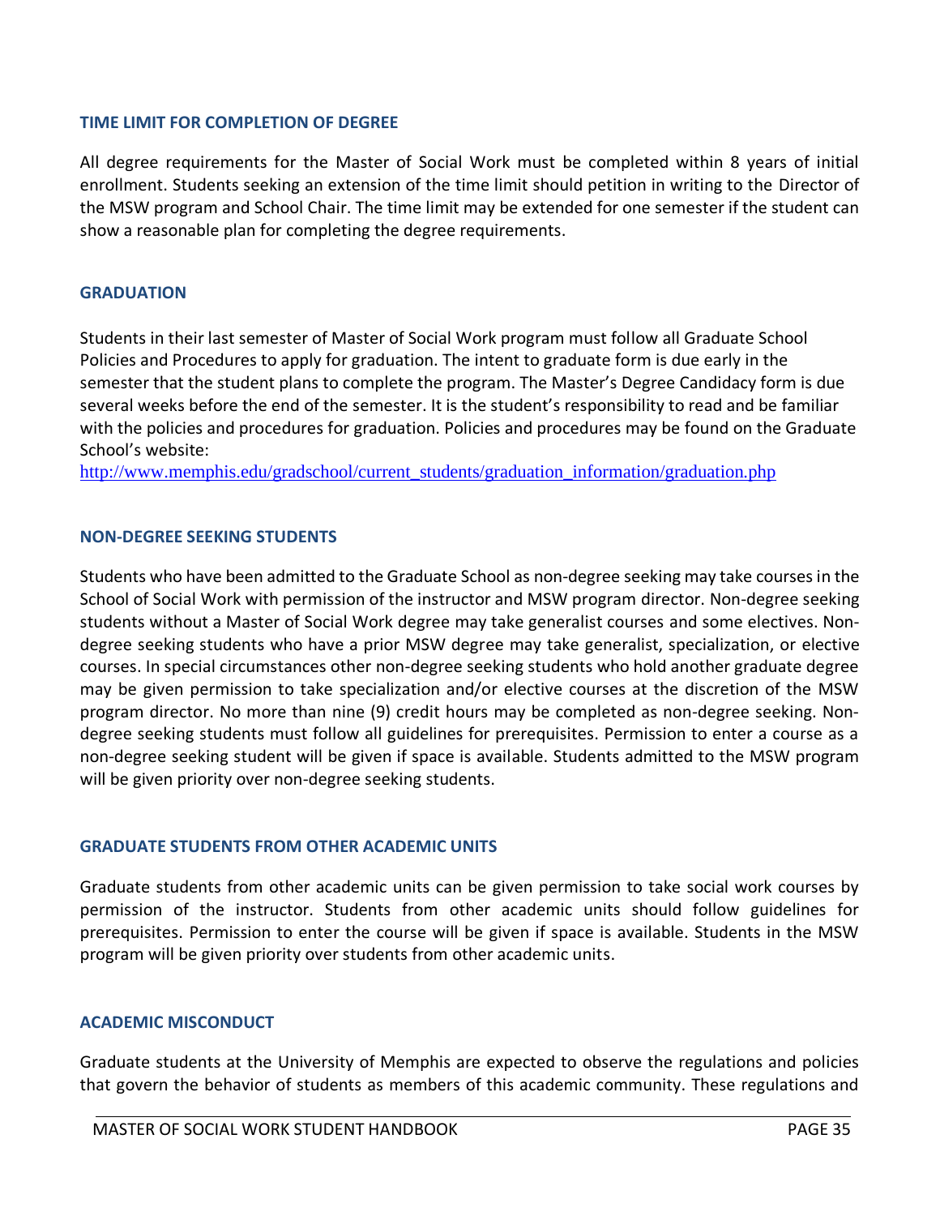## TIME LIMIT FOR COMPLETION OF DEGREE

All degree requirements for the Master of Social Work must be completed within 8 years of initial enrollment. Students seeking an extension of the time limit should petition in writing to the Director of the MSW program and School Chair. The time limit may be extended for one semester if the student can show a reasonable plan for completing the degree requirements.

## GRADUATION

Students in their last semester of Master of Social Work program must follow all Graduate School Policies and Procedures to apply for graduation. The intent to graduate form is due early in the semester that the student plans to complete the program. The Master's Degree Candidacy form is due several weeks before the end of the semester. It is the student's responsibility to read and be familiar with the policies and procedures for graduation. Policies and procedures may be found on the Graduate School's website:
http://www.memphis.edu/gradschool/current_students/graduation_information/graduation.php

## NON-DEGREE SEEKING STUDENTS

Students who have been admitted to the Graduate School as non-degree seeking may take courses in the School of Social Work with permission of the instructor and MSW program director. Non-degree seeking students without a Master of Social Work degree may take generalist courses and some electives. Non-degree seeking students who have a prior MSW degree may take generalist, specialization, or elective courses. In special circumstances other non-degree seeking students who hold another graduate degree may be given permission to take specialization and/or elective courses at the discretion of the MSW program director. No more than nine (9) credit hours may be completed as non-degree seeking. Non-degree seeking students must follow all guidelines for prerequisites. Permission to enter a course as a non-degree seeking student will be given if space is available. Students admitted to the MSW program will be given priority over non-degree seeking students.

## GRADUATE STUDENTS FROM OTHER ACADEMIC UNITS

Graduate students from other academic units can be given permission to take social work courses by permission of the instructor. Students from other academic units should follow guidelines for prerequisites. Permission to enter the course will be given if space is available. Students in the MSW program will be given priority over students from other academic units.

## ACADEMIC MISCONDUCT

Graduate students at the University of Memphis are expected to observe the regulations and policies that govern the behavior of students as members of this academic community. These regulations and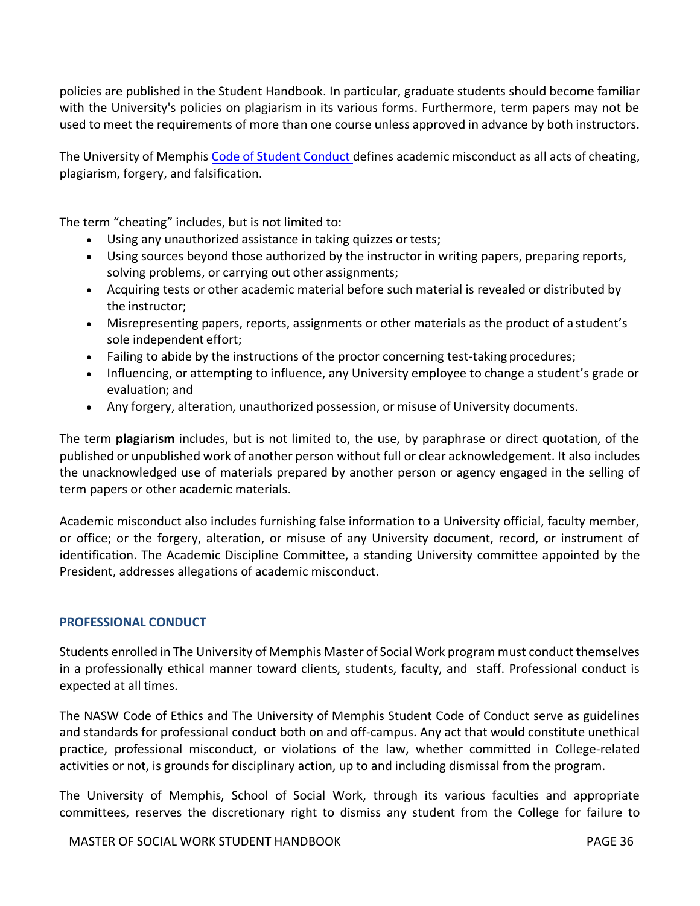policies are published in the Student Handbook. In particular, graduate students should become familiar with the University's policies on plagiarism in its various forms. Furthermore, term papers may not be used to meet the requirements of more than one course unless approved in advance by both instructors.

The University of Memphis Code of Student Conduct defines academic misconduct as all acts of cheating, plagiarism, forgery, and falsification.

The term “cheating” includes, but is not limited to:

- Using any unauthorized assistance in taking quizzes or tests;
- Using sources beyond those authorized by the instructor in writing papers, preparing reports, solving problems, or carrying out other assignments;
- Acquiring tests or other academic material before such material is revealed or distributed by the instructor;
- Misrepresenting papers, reports, assignments or other materials as the product of a student’s sole independent effort;
- Failing to abide by the instructions of the proctor concerning test-taking procedures;
- Influencing, or attempting to influence, any University employee to change a student’s grade or evaluation; and
- Any forgery, alteration, unauthorized possession, or misuse of University documents.

The term **plagiarism** includes, but is not limited to, the use, by paraphrase or direct quotation, of the published or unpublished work of another person without full or clear acknowledgement. It also includes the unacknowledged use of materials prepared by another person or agency engaged in the selling of term papers or other academic materials.

Academic misconduct also includes furnishing false information to a University official, faculty member, or office; or the forgery, alteration, or misuse of any University document, record, or instrument of identification. The Academic Discipline Committee, a standing University committee appointed by the President, addresses allegations of academic misconduct.

## PROFESSIONAL CONDUCT

Students enrolled in The University of Memphis Master of Social Work program must conduct themselves in a professionally ethical manner toward clients, students, faculty, and staff. Professional conduct is expected at all times.

The NASW Code of Ethics and The University of Memphis Student Code of Conduct serve as guidelines and standards for professional conduct both on and off-campus. Any act that would constitute unethical practice, professional misconduct, or violations of the law, whether committed in College-related activities or not, is grounds for disciplinary action, up to and including dismissal from the program.

The University of Memphis, School of Social Work, through its various faculties and appropriate committees, reserves the discretionary right to dismiss any student from the College for failure to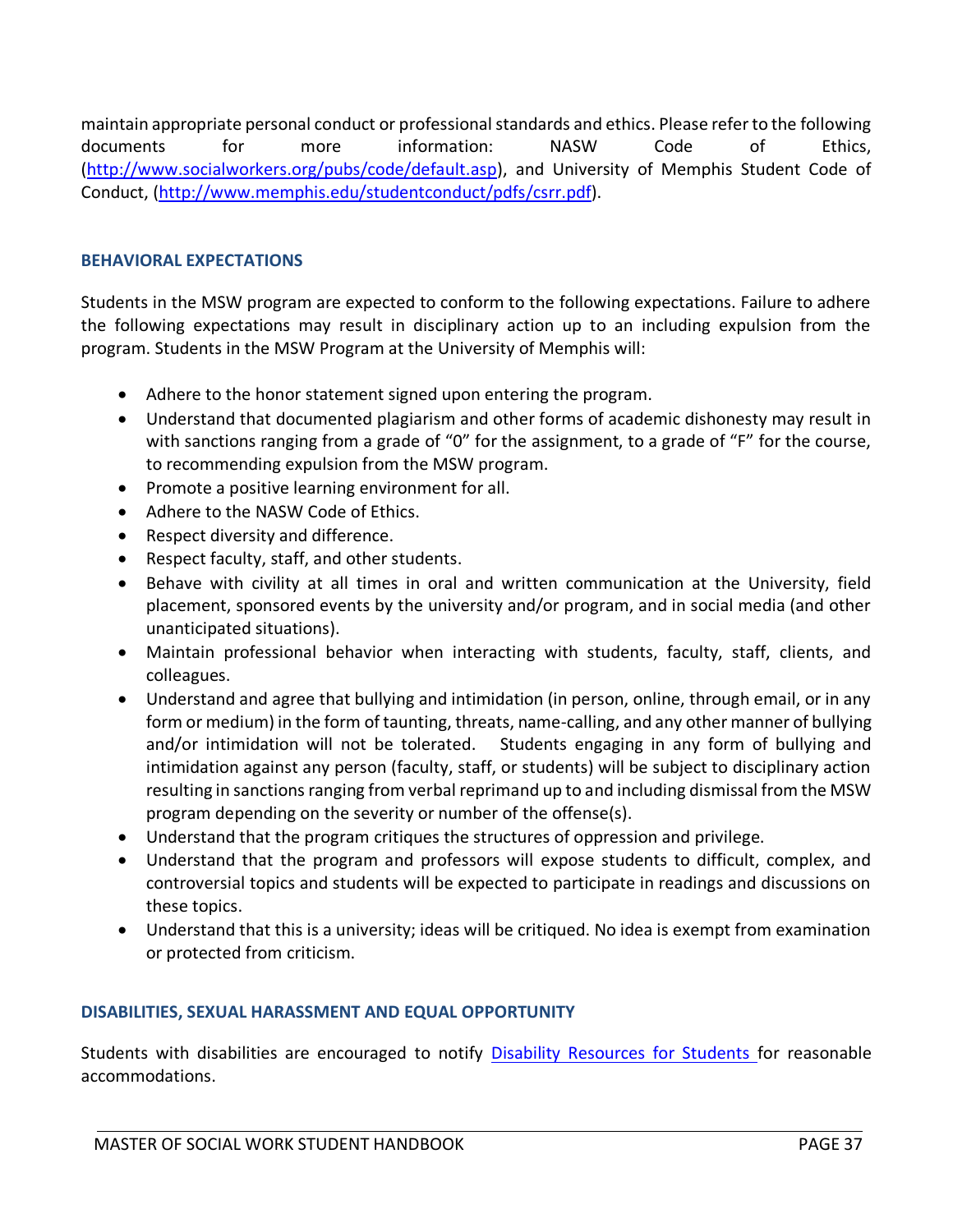maintain appropriate personal conduct or professional standards and ethics. Please refer to the following documents for more information: NASW Code of Ethics, (http://www.socialworkers.org/pubs/code/default.asp), and University of Memphis Student Code of Conduct, (http://www.memphis.edu/studentconduct/pdfs/csrr.pdf).

## BEHAVIORAL EXPECTATIONS

Students in the MSW program are expected to conform to the following expectations. Failure to adhere the following expectations may result in disciplinary action up to an including expulsion from the program. Students in the MSW Program at the University of Memphis will:

- Adhere to the honor statement signed upon entering the program.
- Understand that documented plagiarism and other forms of academic dishonesty may result in with sanctions ranging from a grade of "0" for the assignment, to a grade of "F" for the course, to recommending expulsion from the MSW program.
- Promote a positive learning environment for all.
- Adhere to the NASW Code of Ethics.
- Respect diversity and difference.
- Respect faculty, staff, and other students.
- Behave with civility at all times in oral and written communication at the University, field placement, sponsored events by the university and/or program, and in social media (and other unanticipated situations).
- Maintain professional behavior when interacting with students, faculty, staff, clients, and colleagues.
- Understand and agree that bullying and intimidation (in person, online, through email, or in any form or medium) in the form of taunting, threats, name-calling, and any other manner of bullying and/or intimidation will not be tolerated. Students engaging in any form of bullying and intimidation against any person (faculty, staff, or students) will be subject to disciplinary action resulting in sanctions ranging from verbal reprimand up to and including dismissal from the MSW program depending on the severity or number of the offense(s).
- Understand that the program critiques the structures of oppression and privilege.
- Understand that the program and professors will expose students to difficult, complex, and controversial topics and students will be expected to participate in readings and discussions on these topics.
- Understand that this is a university; ideas will be critiqued. No idea is exempt from examination or protected from criticism.

## DISABILITIES, SEXUAL HARASSMENT AND EQUAL OPPORTUNITY

Students with disabilities are encouraged to notify Disability Resources for Students for reasonable accommodations.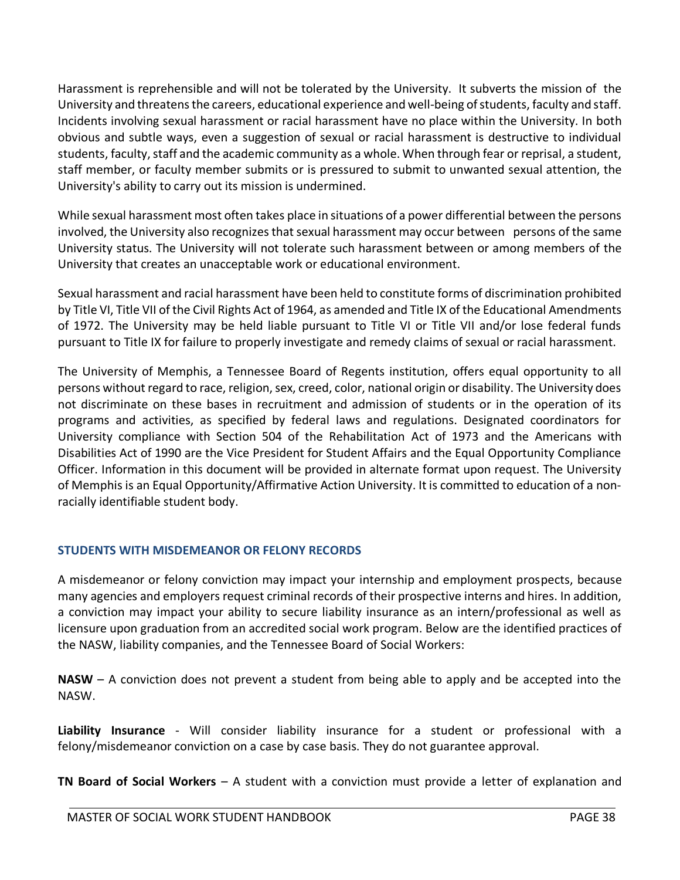Harassment is reprehensible and will not be tolerated by the University. It subverts the mission of the University and threatens the careers, educational experience and well-being of students, faculty and staff. Incidents involving sexual harassment or racial harassment have no place within the University. In both obvious and subtle ways, even a suggestion of sexual or racial harassment is destructive to individual students, faculty, staff and the academic community as a whole. When through fear or reprisal, a student, staff member, or faculty member submits or is pressured to submit to unwanted sexual attention, the University's ability to carry out its mission is undermined.

While sexual harassment most often takes place in situations of a power differential between the persons involved, the University also recognizes that sexual harassment may occur between persons of the same University status. The University will not tolerate such harassment between or among members of the University that creates an unacceptable work or educational environment.

Sexual harassment and racial harassment have been held to constitute forms of discrimination prohibited by Title VI, Title VII of the Civil Rights Act of 1964, as amended and Title IX of the Educational Amendments of 1972. The University may be held liable pursuant to Title VI or Title VII and/or lose federal funds pursuant to Title IX for failure to properly investigate and remedy claims of sexual or racial harassment.

The University of Memphis, a Tennessee Board of Regents institution, offers equal opportunity to all persons without regard to race, religion, sex, creed, color, national origin or disability. The University does not discriminate on these bases in recruitment and admission of students or in the operation of its programs and activities, as specified by federal laws and regulations. Designated coordinators for University compliance with Section 504 of the Rehabilitation Act of 1973 and the Americans with Disabilities Act of 1990 are the Vice President for Student Affairs and the Equal Opportunity Compliance Officer. Information in this document will be provided in alternate format upon request. The University of Memphis is an Equal Opportunity/Affirmative Action University. It is committed to education of a non-racially identifiable student body.

## STUDENTS WITH MISDEMEANOR OR FELONY RECORDS

A misdemeanor or felony conviction may impact your internship and employment prospects, because many agencies and employers request criminal records of their prospective interns and hires. In addition, a conviction may impact your ability to secure liability insurance as an intern/professional as well as licensure upon graduation from an accredited social work program. Below are the identified practices of the NASW, liability companies, and the Tennessee Board of Social Workers:

**NASW** – A conviction does not prevent a student from being able to apply and be accepted into the NASW.

**Liability Insurance** - Will consider liability insurance for a student or professional with a felony/misdemeanor conviction on a case by case basis. They do not guarantee approval.

**TN Board of Social Workers** – A student with a conviction must provide a letter of explanation and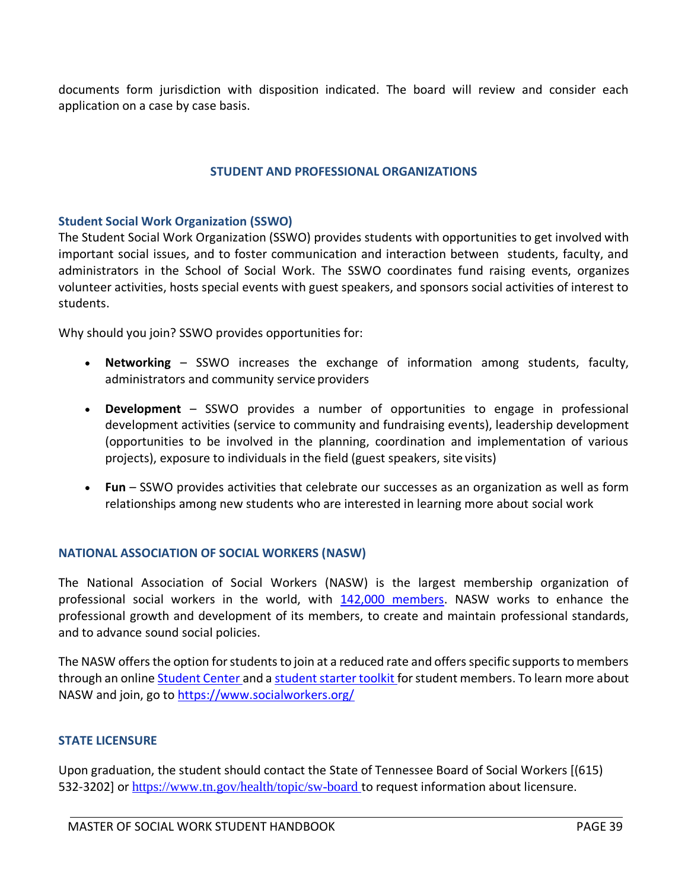documents form jurisdiction with disposition indicated. The board will review and consider each application on a case by case basis.

## STUDENT AND PROFESSIONAL ORGANIZATIONS

### Student Social Work Organization (SSWO)

The Student Social Work Organization (SSWO) provides students with opportunities to get involved with important social issues, and to foster communication and interaction between students, faculty, and administrators in the School of Social Work. The SSWO coordinates fund raising events, organizes volunteer activities, hosts special events with guest speakers, and sponsors social activities of interest to students.

Why should you join? SSWO provides opportunities for:

- **Networking** – SSWO increases the exchange of information among students, faculty, administrators and community service providers
- **Development** – SSWO provides a number of opportunities to engage in professional development activities (service to community and fundraising events), leadership development (opportunities to be involved in the planning, coordination and implementation of various projects), exposure to individuals in the field (guest speakers, site visits)
- **Fun** – SSWO provides activities that celebrate our successes as an organization as well as form relationships among new students who are interested in learning more about social work

### NATIONAL ASSOCIATION OF SOCIAL WORKERS (NASW)

The National Association of Social Workers (NASW) is the largest membership organization of professional social workers in the world, with 142,000 members. NASW works to enhance the professional growth and development of its members, to create and maintain professional standards, and to advance sound social policies.

The NASW offers the option for students to join at a reduced rate and offers specific supports to members through an online Student Center and a student starter toolkit for student members. To learn more about NASW and join, go to https://www.socialworkers.org/

### STATE LICENSURE

Upon graduation, the student should contact the State of Tennessee Board of Social Workers [(615) 532-3202] or https://www.tn.gov/health/topic/sw-board to request information about licensure.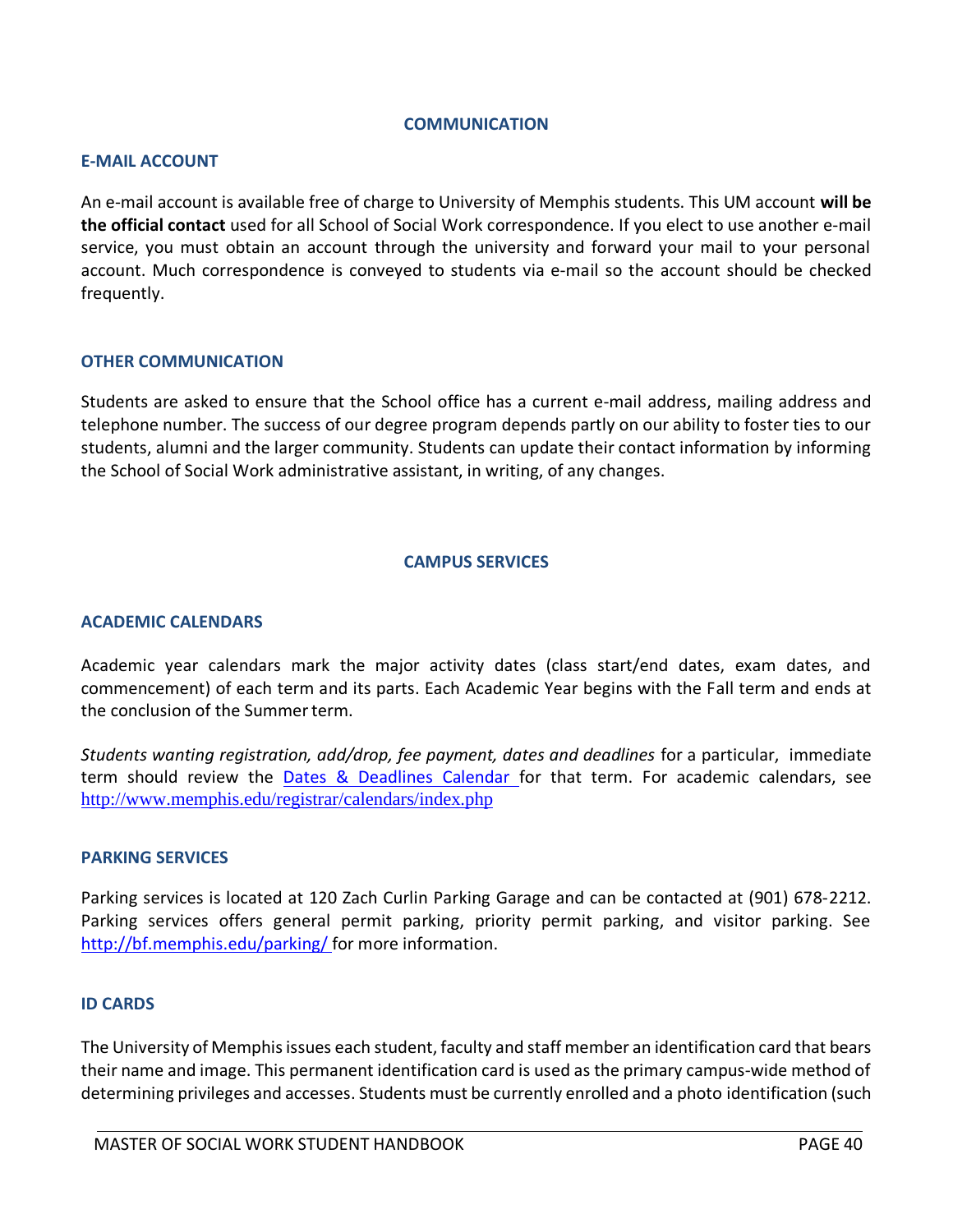## COMMUNICATION

### E-MAIL ACCOUNT

An e-mail account is available free of charge to University of Memphis students. This UM account **will be the official contact** used for all School of Social Work correspondence. If you elect to use another e-mail service, you must obtain an account through the university and forward your mail to your personal account. Much correspondence is conveyed to students via e-mail so the account should be checked frequently.

### OTHER COMMUNICATION

Students are asked to ensure that the School office has a current e-mail address, mailing address and telephone number. The success of our degree program depends partly on our ability to foster ties to our students, alumni and the larger community. Students can update their contact information by informing the School of Social Work administrative assistant, in writing, of any changes.

## CAMPUS SERVICES

### ACADEMIC CALENDARS

Academic year calendars mark the major activity dates (class start/end dates, exam dates, and commencement) of each term and its parts. Each Academic Year begins with the Fall term and ends at the conclusion of the Summer term.

*Students wanting registration, add/drop, fee payment, dates and deadlines* for a particular, immediate term should review the [Dates & Deadlines Calendar](http://www.memphis.edu/registrar/calendars/index.php) for that term. For academic calendars, see http://www.memphis.edu/registrar/calendars/index.php

### PARKING SERVICES

Parking services is located at 120 Zach Curlin Parking Garage and can be contacted at (901) 678-2212. Parking services offers general permit parking, priority permit parking, and visitor parking. See http://bf.memphis.edu/parking/ for more information.

### ID CARDS

The University of Memphis issues each student, faculty and staff member an identification card that bears their name and image. This permanent identification card is used as the primary campus-wide method of determining privileges and accesses. Students must be currently enrolled and a photo identification (such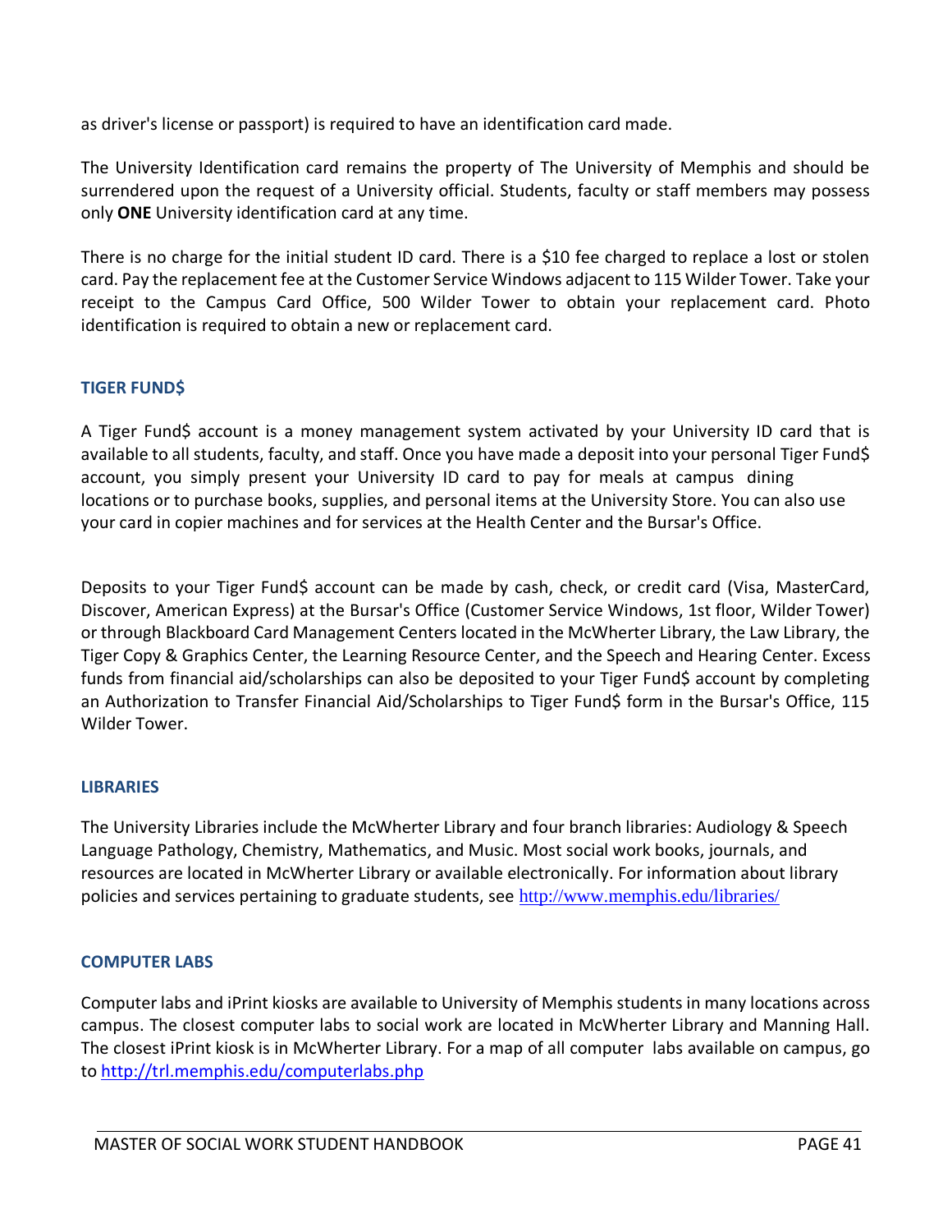as driver's license or passport) is required to have an identification card made.

The University Identification card remains the property of The University of Memphis and should be surrendered upon the request of a University official. Students, faculty or staff members may possess only **ONE** University identification card at any time.

There is no charge for the initial student ID card. There is a $10 fee charged to replace a lost or stolen card. Pay the replacement fee at the Customer Service Windows adjacent to 115 Wilder Tower. Take your receipt to the Campus Card Office, 500 Wilder Tower to obtain your replacement card. Photo identification is required to obtain a new or replacement card.

## TIGER FUND$

A Tiger Fund$ account is a money management system activated by your University ID card that is available to all students, faculty, and staff. Once you have made a deposit into your personal Tiger Fund$ account, you simply present your University ID card to pay for meals at campus dining locations or to purchase books, supplies, and personal items at the University Store. You can also use your card in copier machines and for services at the Health Center and the Bursar's Office.

Deposits to your Tiger Fund$ account can be made by cash, check, or credit card (Visa, MasterCard, Discover, American Express) at the Bursar's Office (Customer Service Windows, 1st floor, Wilder Tower) or through Blackboard Card Management Centers located in the McWherter Library, the Law Library, the Tiger Copy & Graphics Center, the Learning Resource Center, and the Speech and Hearing Center. Excess funds from financial aid/scholarships can also be deposited to your Tiger Fund$ account by completing an Authorization to Transfer Financial Aid/Scholarships to Tiger Fund$ form in the Bursar's Office, 115 Wilder Tower.

## LIBRARIES

The University Libraries include the McWherter Library and four branch libraries: Audiology & Speech Language Pathology, Chemistry, Mathematics, and Music. Most social work books, journals, and resources are located in McWherter Library or available electronically. For information about library policies and services pertaining to graduate students, see http://www.memphis.edu/libraries/

## COMPUTER LABS

Computer labs and iPrint kiosks are available to University of Memphis students in many locations across campus. The closest computer labs to social work are located in McWherter Library and Manning Hall. The closest iPrint kiosk is in McWherter Library. For a map of all computer labs available on campus, go to http://trl.memphis.edu/computerlabs.php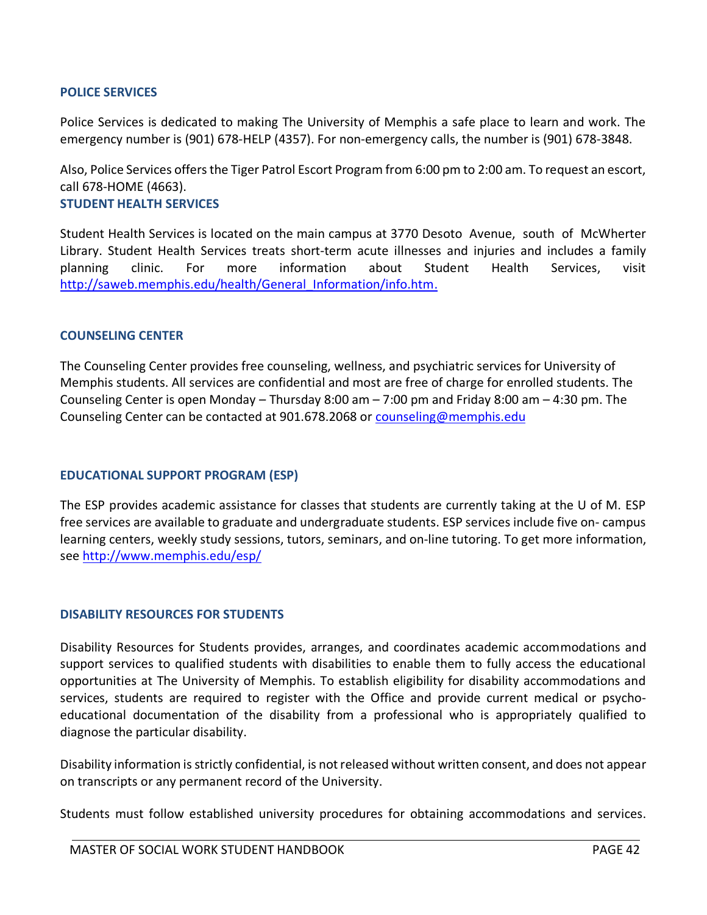### POLICE SERVICES

Police Services is dedicated to making The University of Memphis a safe place to learn and work. The emergency number is (901) 678-HELP (4357). For non-emergency calls, the number is (901) 678-3848.

Also, Police Services offers the Tiger Patrol Escort Program from 6:00 pm to 2:00 am. To request an escort, call 678-HOME (4663).

### STUDENT HEALTH SERVICES

Student Health Services is located on the main campus at 3770 Desoto Avenue, south of McWherter Library. Student Health Services treats short-term acute illnesses and injuries and includes a family planning clinic. For more information about Student Health Services, visit http://saweb.memphis.edu/health/General_Information/info.htm.

### COUNSELING CENTER

The Counseling Center provides free counseling, wellness, and psychiatric services for University of Memphis students. All services are confidential and most are free of charge for enrolled students. The Counseling Center is open Monday – Thursday 8:00 am – 7:00 pm and Friday 8:00 am – 4:30 pm. The Counseling Center can be contacted at 901.678.2068 or counseling@memphis.edu

### EDUCATIONAL SUPPORT PROGRAM (ESP)

The ESP provides academic assistance for classes that students are currently taking at the U of M. ESP free services are available to graduate and undergraduate students. ESP services include five on- campus learning centers, weekly study sessions, tutors, seminars, and on-line tutoring. To get more information, see http://www.memphis.edu/esp/

### DISABILITY RESOURCES FOR STUDENTS

Disability Resources for Students provides, arranges, and coordinates academic accommodations and support services to qualified students with disabilities to enable them to fully access the educational opportunities at The University of Memphis. To establish eligibility for disability accommodations and services, students are required to register with the Office and provide current medical or psycho-educational documentation of the disability from a professional who is appropriately qualified to diagnose the particular disability.

Disability information is strictly confidential, is not released without written consent, and does not appear on transcripts or any permanent record of the University.

Students must follow established university procedures for obtaining accommodations and services.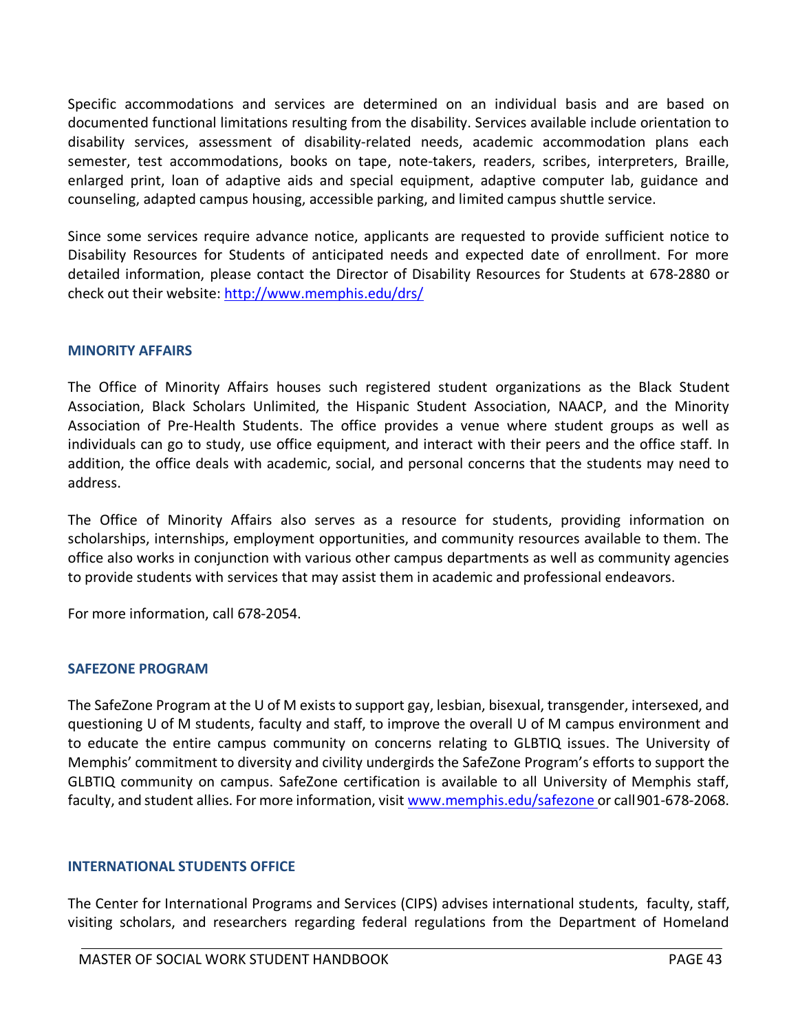Specific accommodations and services are determined on an individual basis and are based on documented functional limitations resulting from the disability. Services available include orientation to disability services, assessment of disability-related needs, academic accommodation plans each semester, test accommodations, books on tape, note-takers, readers, scribes, interpreters, Braille, enlarged print, loan of adaptive aids and special equipment, adaptive computer lab, guidance and counseling, adapted campus housing, accessible parking, and limited campus shuttle service.

Since some services require advance notice, applicants are requested to provide sufficient notice to Disability Resources for Students of anticipated needs and expected date of enrollment. For more detailed information, please contact the Director of Disability Resources for Students at 678-2880 or check out their website: http://www.memphis.edu/drs/

### MINORITY AFFAIRS

The Office of Minority Affairs houses such registered student organizations as the Black Student Association, Black Scholars Unlimited, the Hispanic Student Association, NAACP, and the Minority Association of Pre-Health Students. The office provides a venue where student groups as well as individuals can go to study, use office equipment, and interact with their peers and the office staff. In addition, the office deals with academic, social, and personal concerns that the students may need to address.

The Office of Minority Affairs also serves as a resource for students, providing information on scholarships, internships, employment opportunities, and community resources available to them. The office also works in conjunction with various other campus departments as well as community agencies to provide students with services that may assist them in academic and professional endeavors.

For more information, call 678-2054.

### SAFEZONE PROGRAM

The SafeZone Program at the U of M exists to support gay, lesbian, bisexual, transgender, intersexed, and questioning U of M students, faculty and staff, to improve the overall U of M campus environment and to educate the entire campus community on concerns relating to GLBTIQ issues. The University of Memphis' commitment to diversity and civility undergirds the SafeZone Program's efforts to support the GLBTIQ community on campus. SafeZone certification is available to all University of Memphis staff, faculty, and student allies. For more information, visit www.memphis.edu/safezone or call 901-678-2068.

### INTERNATIONAL STUDENTS OFFICE

The Center for International Programs and Services (CIPS) advises international students, faculty, staff, visiting scholars, and researchers regarding federal regulations from the Department of Homeland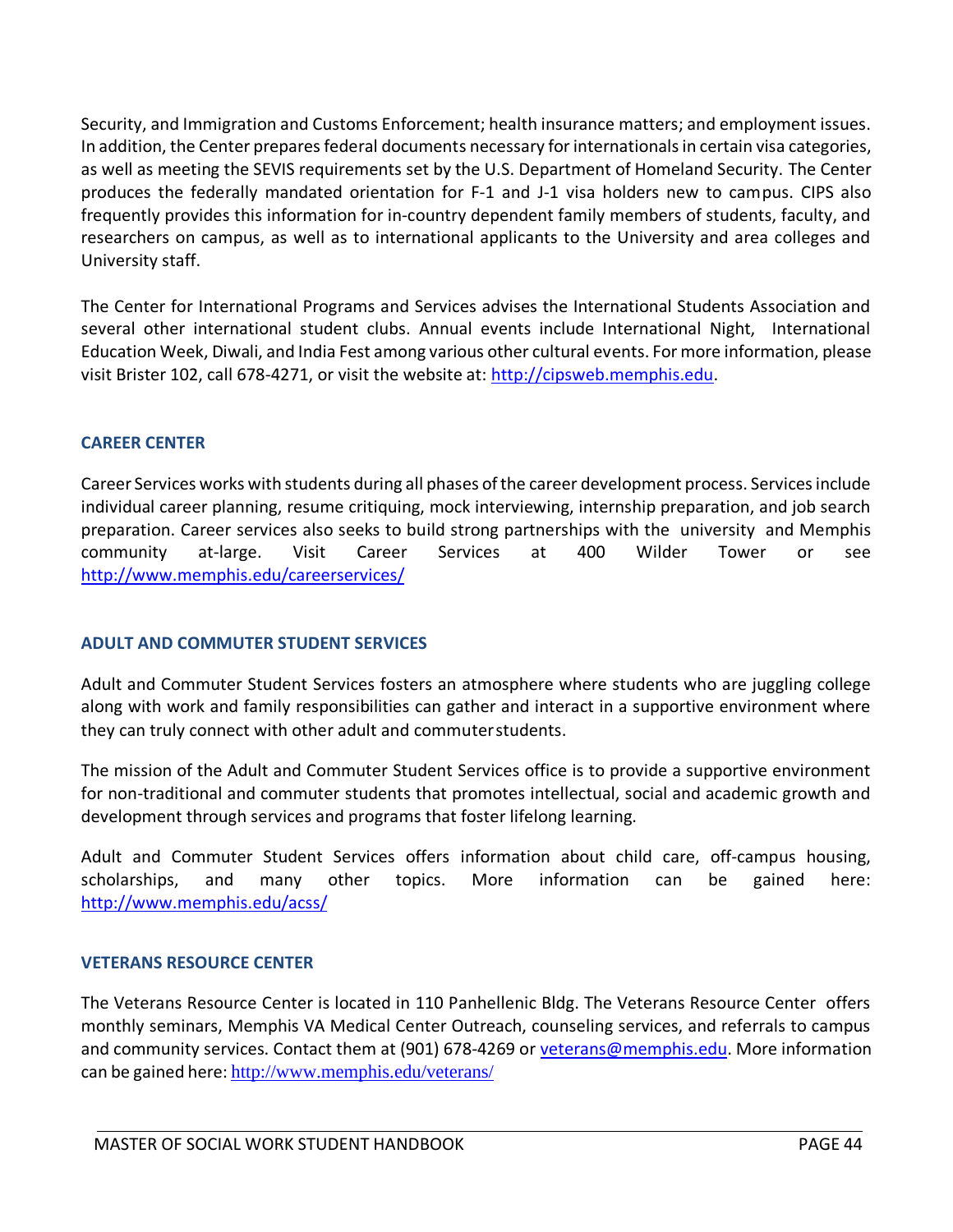Security, and Immigration and Customs Enforcement; health insurance matters; and employment issues. In addition, the Center prepares federal documents necessary for internationals in certain visa categories, as well as meeting the SEVIS requirements set by the U.S. Department of Homeland Security. The Center produces the federally mandated orientation for F-1 and J-1 visa holders new to campus. CIPS also frequently provides this information for in-country dependent family members of students, faculty, and researchers on campus, as well as to international applicants to the University and area colleges and University staff.

The Center for International Programs and Services advises the International Students Association and several other international student clubs. Annual events include International Night, International Education Week, Diwali, and India Fest among various other cultural events. For more information, please visit Brister 102, call 678-4271, or visit the website at: http://cipsweb.memphis.edu.

### CAREER CENTER

Career Services works with students during all phases of the career development process. Services include individual career planning, resume critiquing, mock interviewing, internship preparation, and job search preparation. Career services also seeks to build strong partnerships with the university and Memphis community at-large. Visit Career Services at 400 Wilder Tower or see http://www.memphis.edu/careerservices/

### ADULT AND COMMUTER STUDENT SERVICES

Adult and Commuter Student Services fosters an atmosphere where students who are juggling college along with work and family responsibilities can gather and interact in a supportive environment where they can truly connect with other adult and commuter students.

The mission of the Adult and Commuter Student Services office is to provide a supportive environment for non-traditional and commuter students that promotes intellectual, social and academic growth and development through services and programs that foster lifelong learning.

Adult and Commuter Student Services offers information about child care, off-campus housing, scholarships, and many other topics. More information can be gained here: http://www.memphis.edu/acss/

### VETERANS RESOURCE CENTER

The Veterans Resource Center is located in 110 Panhellenic Bldg. The Veterans Resource Center offers monthly seminars, Memphis VA Medical Center Outreach, counseling services, and referrals to campus and community services. Contact them at (901) 678-4269 or veterans@memphis.edu. More information can be gained here: http://www.memphis.edu/veterans/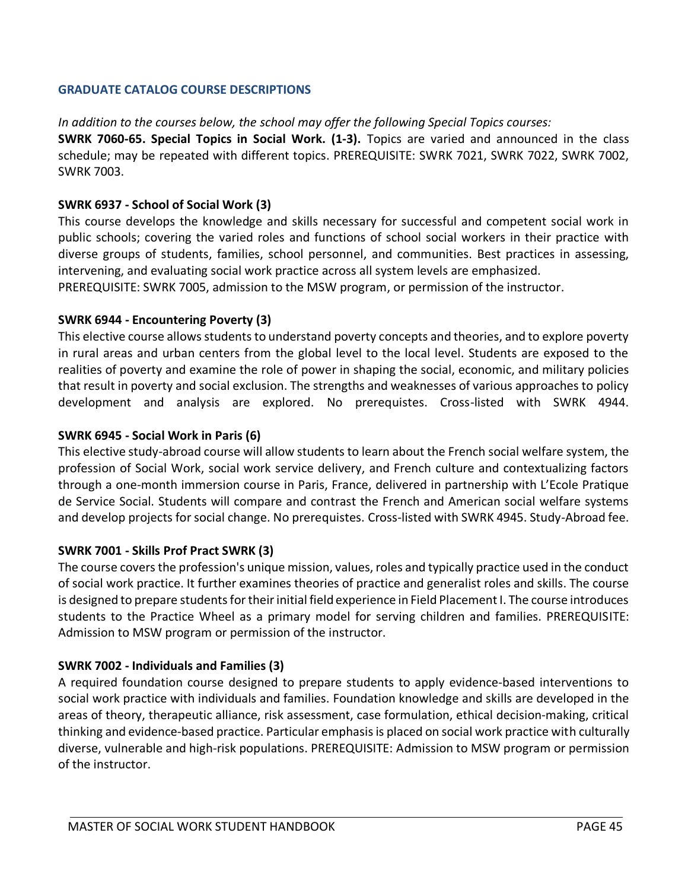## GRADUATE CATALOG COURSE DESCRIPTIONS

*In addition to the courses below, the school may offer the following Special Topics courses:*

**SWRK 7060-65. Special Topics in Social Work. (1-3).** Topics are varied and announced in the class schedule; may be repeated with different topics. PREREQUISITE: SWRK 7021, SWRK 7022, SWRK 7002, SWRK 7003.

**SWRK 6937 - School of Social Work (3)**

This course develops the knowledge and skills necessary for successful and competent social work in public schools; covering the varied roles and functions of school social workers in their practice with diverse groups of students, families, school personnel, and communities. Best practices in assessing, intervening, and evaluating social work practice across all system levels are emphasized.
PREREQUISITE: SWRK 7005, admission to the MSW program, or permission of the instructor.

**SWRK 6944 - Encountering Poverty (3)**

This elective course allows students to understand poverty concepts and theories, and to explore poverty in rural areas and urban centers from the global level to the local level. Students are exposed to the realities of poverty and examine the role of power in shaping the social, economic, and military policies that result in poverty and social exclusion. The strengths and weaknesses of various approaches to policy development and analysis are explored. No prerequistes. Cross-listed with SWRK 4944.

**SWRK 6945 - Social Work in Paris (6)**

This elective study-abroad course will allow students to learn about the French social welfare system, the profession of Social Work, social work service delivery, and French culture and contextualizing factors through a one-month immersion course in Paris, France, delivered in partnership with L'Ecole Pratique de Service Social. Students will compare and contrast the French and American social welfare systems and develop projects for social change. No prerequistes. Cross-listed with SWRK 4945. Study-Abroad fee.

**SWRK 7001 - Skills Prof Pract SWRK (3)**

The course covers the profession's unique mission, values, roles and typically practice used in the conduct of social work practice. It further examines theories of practice and generalist roles and skills. The course is designed to prepare students for their initial field experience in Field Placement I. The course introduces students to the Practice Wheel as a primary model for serving children and families. PREREQUISITE: Admission to MSW program or permission of the instructor.

**SWRK 7002 - Individuals and Families (3)**

A required foundation course designed to prepare students to apply evidence-based interventions to social work practice with individuals and families. Foundation knowledge and skills are developed in the areas of theory, therapeutic alliance, risk assessment, case formulation, ethical decision-making, critical thinking and evidence-based practice. Particular emphasis is placed on social work practice with culturally diverse, vulnerable and high-risk populations. PREREQUISITE: Admission to MSW program or permission of the instructor.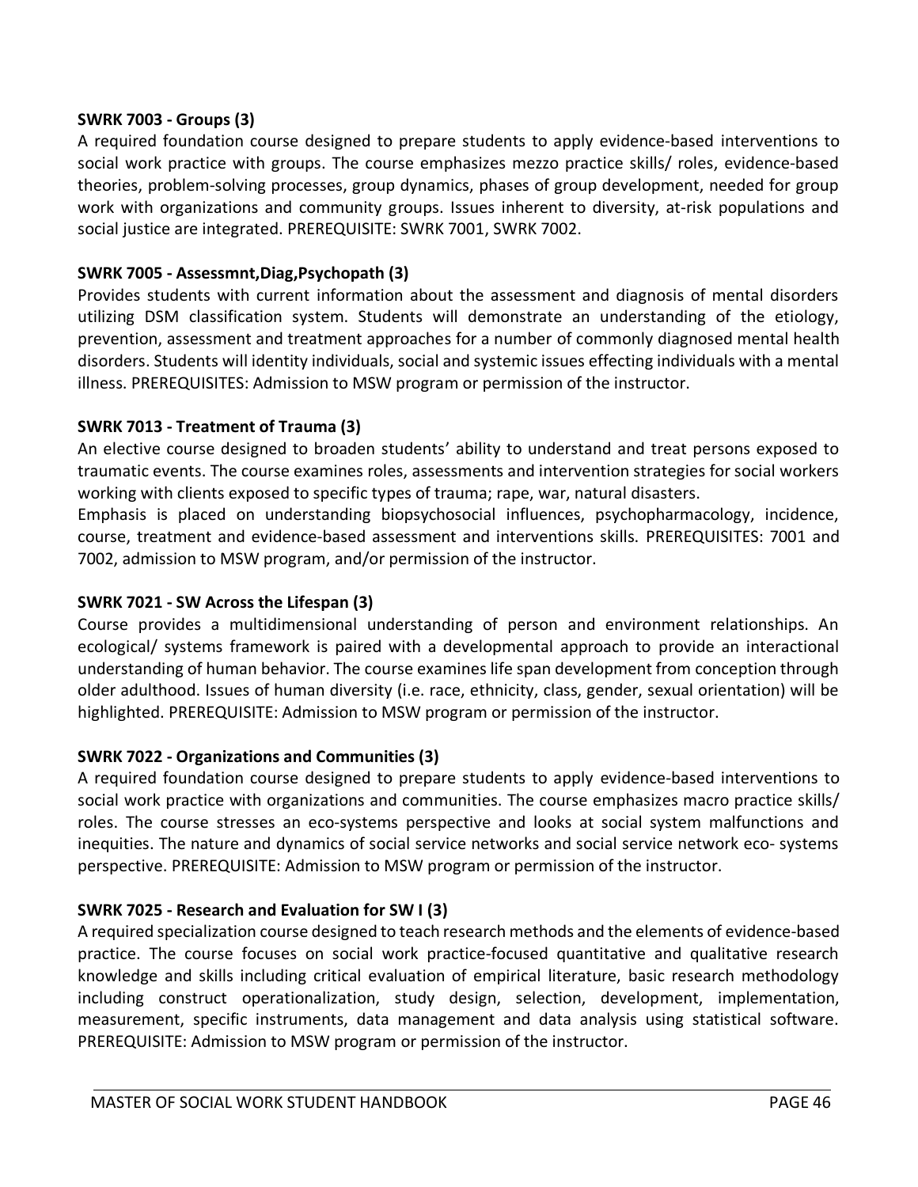**SWRK 7003 - Groups (3)**

A required foundation course designed to prepare students to apply evidence-based interventions to social work practice with groups. The course emphasizes mezzo practice skills/ roles, evidence-based theories, problem-solving processes, group dynamics, phases of group development, needed for group work with organizations and community groups. Issues inherent to diversity, at-risk populations and social justice are integrated. PREREQUISITE: SWRK 7001, SWRK 7002.

**SWRK 7005 - Assessmnt,Diag,Psychopath (3)**

Provides students with current information about the assessment and diagnosis of mental disorders utilizing DSM classification system. Students will demonstrate an understanding of the etiology, prevention, assessment and treatment approaches for a number of commonly diagnosed mental health disorders. Students will identity individuals, social and systemic issues effecting individuals with a mental illness. PREREQUISITES: Admission to MSW program or permission of the instructor.

**SWRK 7013 - Treatment of Trauma (3)**

An elective course designed to broaden students' ability to understand and treat persons exposed to traumatic events. The course examines roles, assessments and intervention strategies for social workers working with clients exposed to specific types of trauma; rape, war, natural disasters.

Emphasis is placed on understanding biopsychosocial influences, psychopharmacology, incidence, course, treatment and evidence-based assessment and interventions skills. PREREQUISITES: 7001 and 7002, admission to MSW program, and/or permission of the instructor.

**SWRK 7021 - SW Across the Lifespan (3)**

Course provides a multidimensional understanding of person and environment relationships. An ecological/ systems framework is paired with a developmental approach to provide an interactional understanding of human behavior. The course examines life span development from conception through older adulthood. Issues of human diversity (i.e. race, ethnicity, class, gender, sexual orientation) will be highlighted. PREREQUISITE: Admission to MSW program or permission of the instructor.

**SWRK 7022 - Organizations and Communities (3)**

A required foundation course designed to prepare students to apply evidence-based interventions to social work practice with organizations and communities. The course emphasizes macro practice skills/ roles. The course stresses an eco-systems perspective and looks at social system malfunctions and inequities. The nature and dynamics of social service networks and social service network eco- systems perspective. PREREQUISITE: Admission to MSW program or permission of the instructor.

**SWRK 7025 - Research and Evaluation for SW I (3)**

A required specialization course designed to teach research methods and the elements of evidence-based practice. The course focuses on social work practice-focused quantitative and qualitative research knowledge and skills including critical evaluation of empirical literature, basic research methodology including construct operationalization, study design, selection, development, implementation, measurement, specific instruments, data management and data analysis using statistical software. PREREQUISITE: Admission to MSW program or permission of the instructor.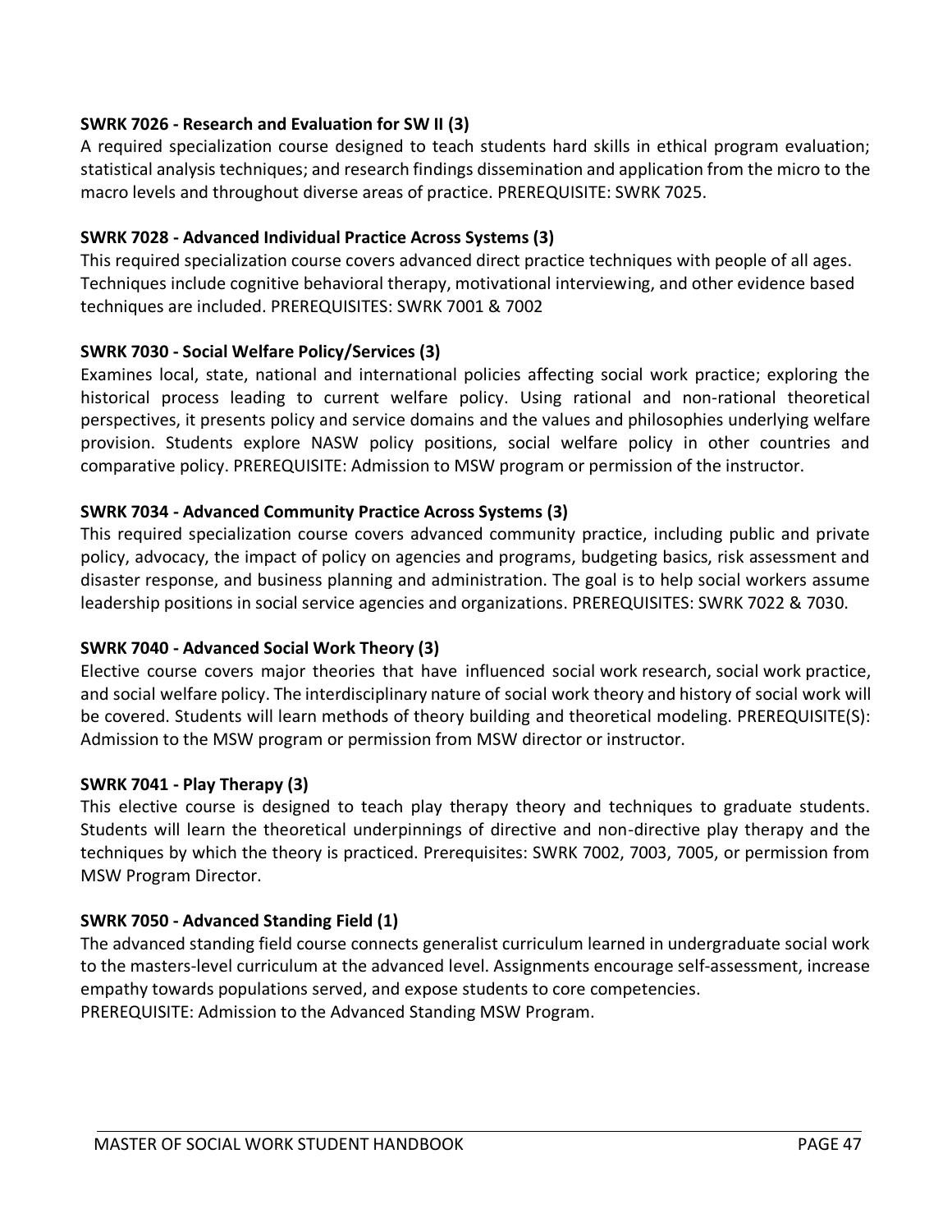**SWRK 7026 - Research and Evaluation for SW II (3)**
A required specialization course designed to teach students hard skills in ethical program evaluation; statistical analysis techniques; and research findings dissemination and application from the micro to the macro levels and throughout diverse areas of practice. PREREQUISITE: SWRK 7025.

**SWRK 7028 - Advanced Individual Practice Across Systems (3)**
This required specialization course covers advanced direct practice techniques with people of all ages. Techniques include cognitive behavioral therapy, motivational interviewing, and other evidence based techniques are included. PREREQUISITES: SWRK 7001 & 7002

**SWRK 7030 - Social Welfare Policy/Services (3)**
Examines local, state, national and international policies affecting social work practice; exploring the historical process leading to current welfare policy. Using rational and non-rational theoretical perspectives, it presents policy and service domains and the values and philosophies underlying welfare provision. Students explore NASW policy positions, social welfare policy in other countries and comparative policy. PREREQUISITE: Admission to MSW program or permission of the instructor.

**SWRK 7034 - Advanced Community Practice Across Systems (3)**
This required specialization course covers advanced community practice, including public and private policy, advocacy, the impact of policy on agencies and programs, budgeting basics, risk assessment and disaster response, and business planning and administration. The goal is to help social workers assume leadership positions in social service agencies and organizations. PREREQUISITES: SWRK 7022 & 7030.

**SWRK 7040 - Advanced Social Work Theory (3)**
Elective course covers major theories that have influenced social work research, social work practice, and social welfare policy. The interdisciplinary nature of social work theory and history of social work will be covered. Students will learn methods of theory building and theoretical modeling. PREREQUISITE(S): Admission to the MSW program or permission from MSW director or instructor.

**SWRK 7041 - Play Therapy (3)**
This elective course is designed to teach play therapy theory and techniques to graduate students. Students will learn the theoretical underpinnings of directive and non-directive play therapy and the techniques by which the theory is practiced. Prerequisites: SWRK 7002, 7003, 7005, or permission from MSW Program Director.

**SWRK 7050 - Advanced Standing Field (1)**
The advanced standing field course connects generalist curriculum learned in undergraduate social work to the masters-level curriculum at the advanced level. Assignments encourage self-assessment, increase empathy towards populations served, and expose students to core competencies.
PREREQUISITE: Admission to the Advanced Standing MSW Program.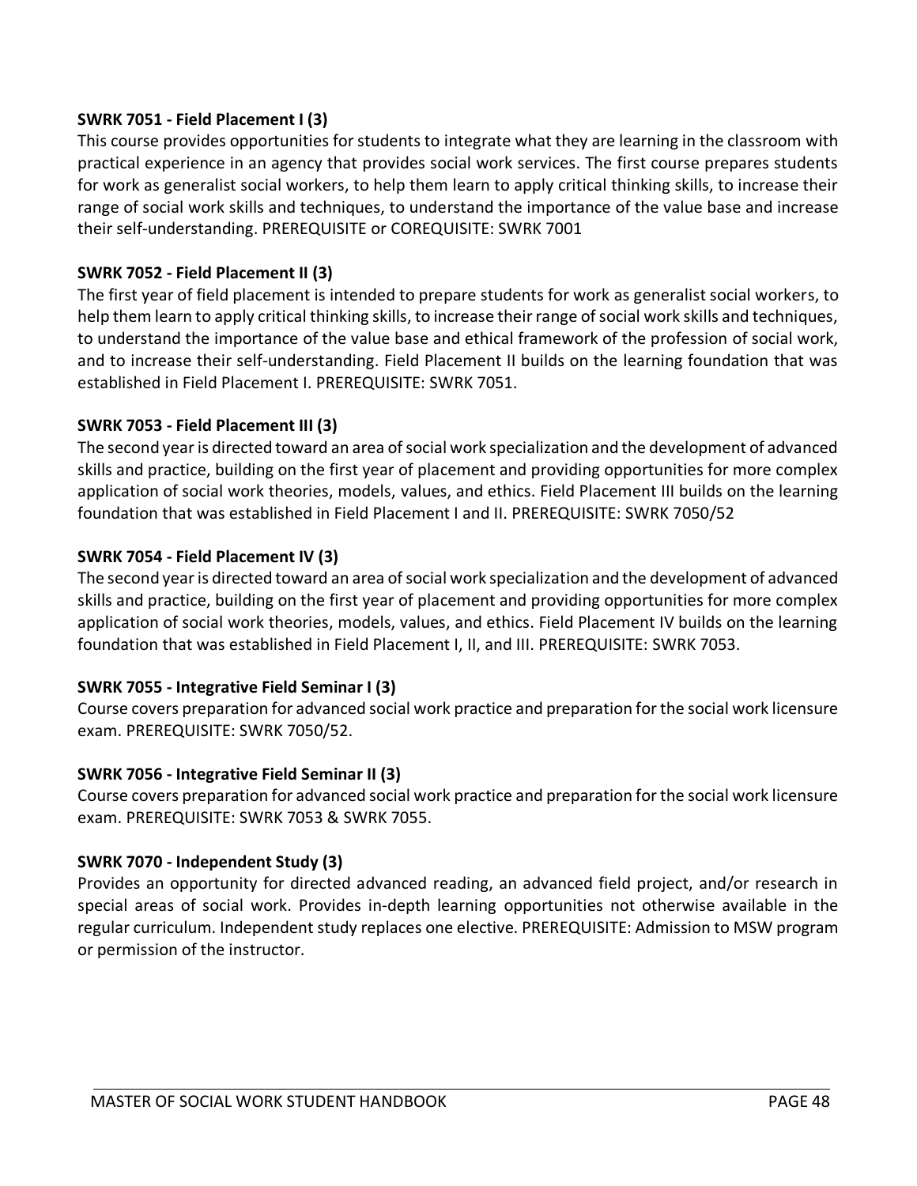**SWRK 7051 - Field Placement I (3)**
This course provides opportunities for students to integrate what they are learning in the classroom with practical experience in an agency that provides social work services. The first course prepares students for work as generalist social workers, to help them learn to apply critical thinking skills, to increase their range of social work skills and techniques, to understand the importance of the value base and increase their self-understanding. PREREQUISITE or COREQUISITE: SWRK 7001

**SWRK 7052 - Field Placement II (3)**
The first year of field placement is intended to prepare students for work as generalist social workers, to help them learn to apply critical thinking skills, to increase their range of social work skills and techniques, to understand the importance of the value base and ethical framework of the profession of social work, and to increase their self-understanding. Field Placement II builds on the learning foundation that was established in Field Placement I. PREREQUISITE: SWRK 7051.

**SWRK 7053 - Field Placement III (3)**
The second year is directed toward an area of social work specialization and the development of advanced skills and practice, building on the first year of placement and providing opportunities for more complex application of social work theories, models, values, and ethics. Field Placement III builds on the learning foundation that was established in Field Placement I and II. PREREQUISITE: SWRK 7050/52

**SWRK 7054 - Field Placement IV (3)**
The second year is directed toward an area of social work specialization and the development of advanced skills and practice, building on the first year of placement and providing opportunities for more complex application of social work theories, models, values, and ethics. Field Placement IV builds on the learning foundation that was established in Field Placement I, II, and III. PREREQUISITE: SWRK 7053.

**SWRK 7055 - Integrative Field Seminar I (3)**
Course covers preparation for advanced social work practice and preparation for the social work licensure exam. PREREQUISITE: SWRK 7050/52.

**SWRK 7056 - Integrative Field Seminar II (3)**
Course covers preparation for advanced social work practice and preparation for the social work licensure exam. PREREQUISITE: SWRK 7053 & SWRK 7055.

**SWRK 7070 - Independent Study (3)**
Provides an opportunity for directed advanced reading, an advanced field project, and/or research in special areas of social work. Provides in-depth learning opportunities not otherwise available in the regular curriculum. Independent study replaces one elective. PREREQUISITE: Admission to MSW program or permission of the instructor.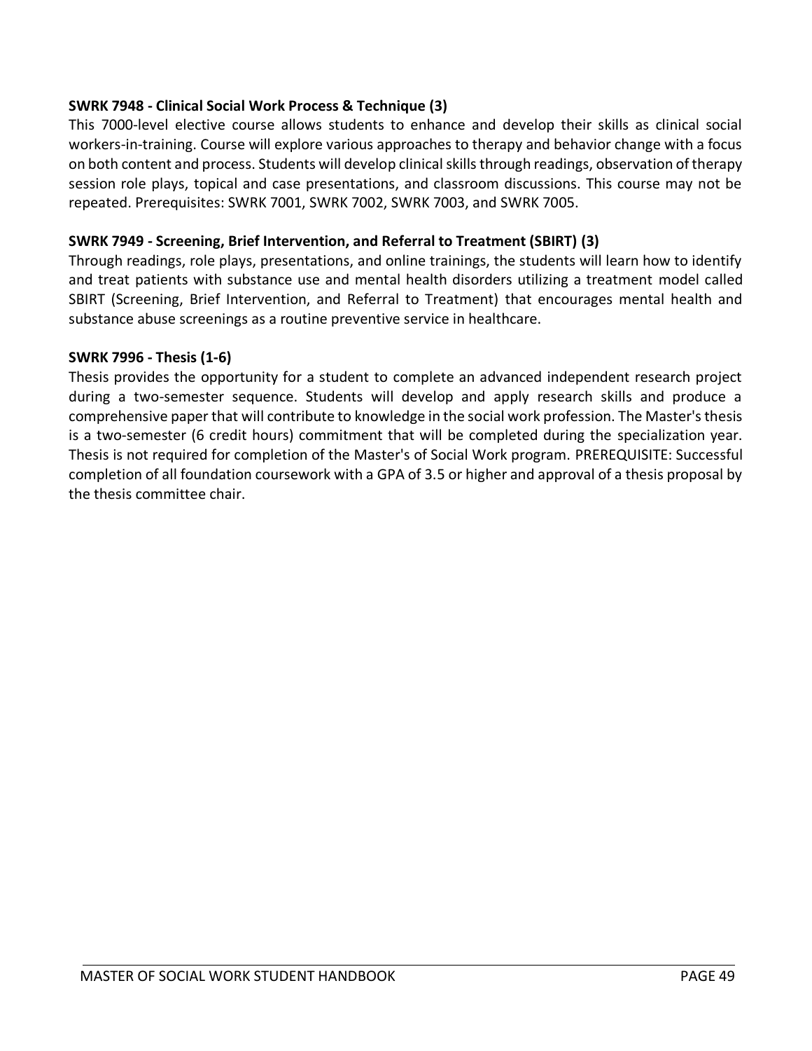**SWRK 7948 - Clinical Social Work Process & Technique (3)**
This 7000-level elective course allows students to enhance and develop their skills as clinical social workers-in-training. Course will explore various approaches to therapy and behavior change with a focus on both content and process. Students will develop clinical skills through readings, observation of therapy session role plays, topical and case presentations, and classroom discussions. This course may not be repeated. Prerequisites: SWRK 7001, SWRK 7002, SWRK 7003, and SWRK 7005.

**SWRK 7949 - Screening, Brief Intervention, and Referral to Treatment (SBIRT) (3)**
Through readings, role plays, presentations, and online trainings, the students will learn how to identify and treat patients with substance use and mental health disorders utilizing a treatment model called SBIRT (Screening, Brief Intervention, and Referral to Treatment) that encourages mental health and substance abuse screenings as a routine preventive service in healthcare.

**SWRK 7996 - Thesis (1-6)**
Thesis provides the opportunity for a student to complete an advanced independent research project during a two-semester sequence. Students will develop and apply research skills and produce a comprehensive paper that will contribute to knowledge in the social work profession. The Master's thesis is a two-semester (6 credit hours) commitment that will be completed during the specialization year. Thesis is not required for completion of the Master's of Social Work program. PREREQUISITE: Successful completion of all foundation coursework with a GPA of 3.5 or higher and approval of a thesis proposal by the thesis committee chair.